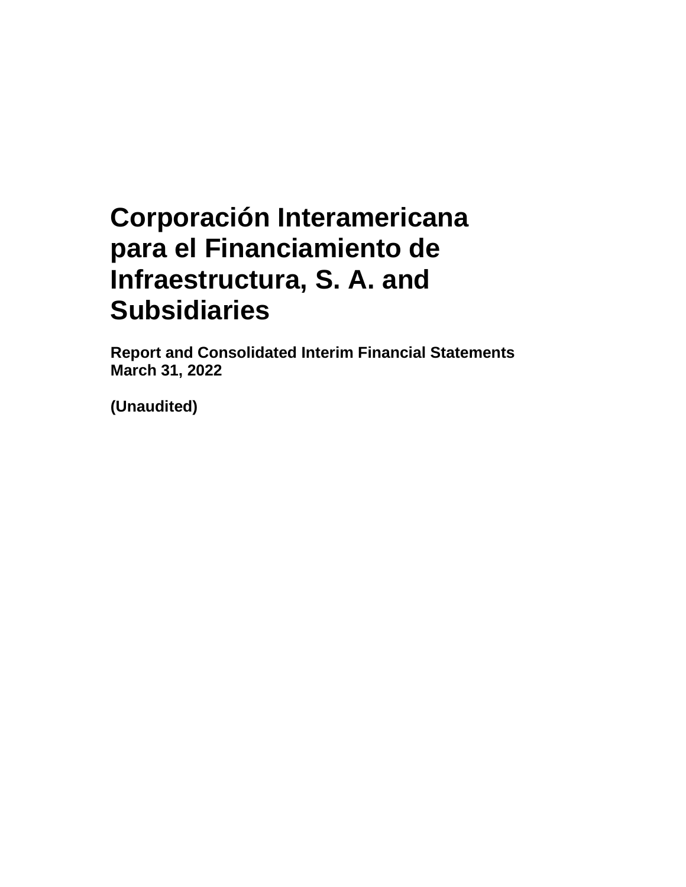# Corporación Interamericana para el Financiamiento de Infraestructura, S. A. and Subsidiaries

**Report and Consolidated Interim Financial Statements**
**March 31, 2022**

**(Unaudited)**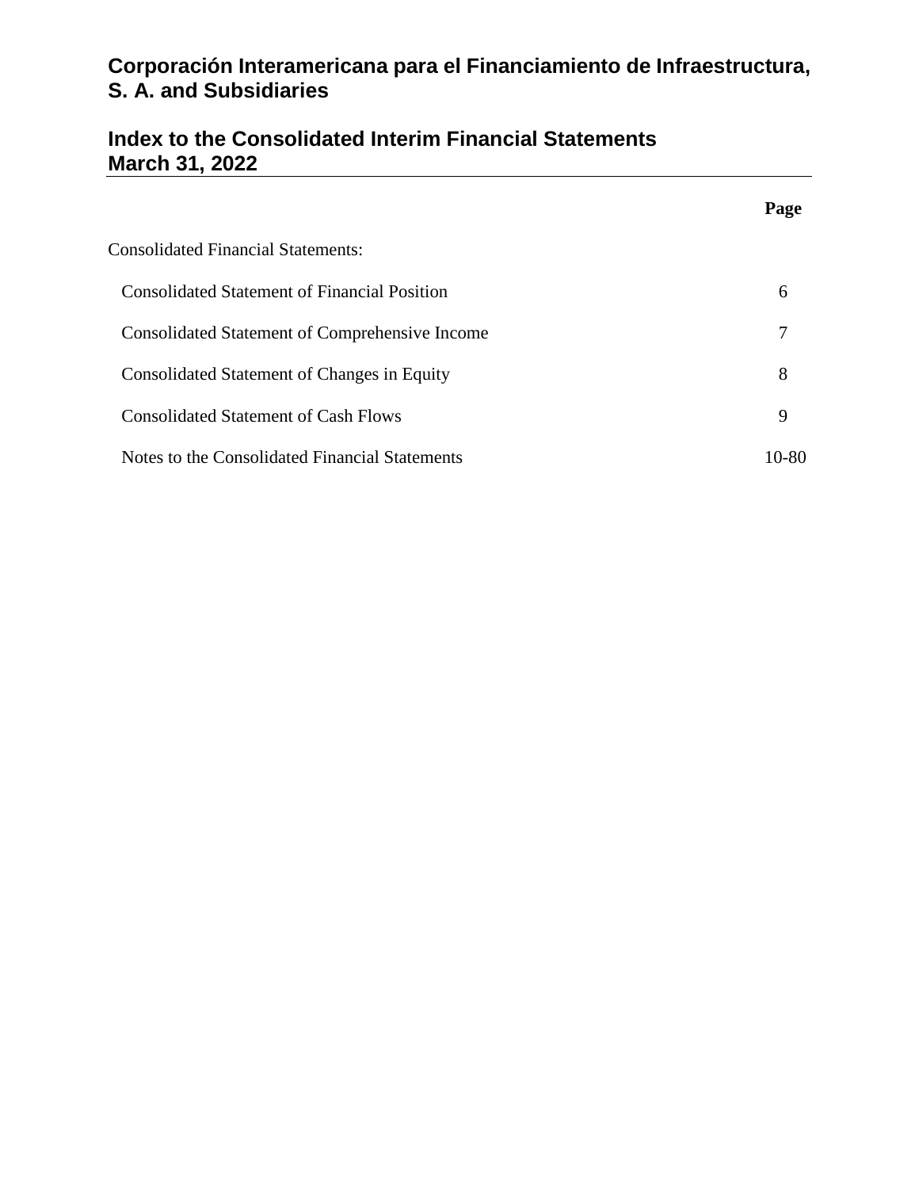# Corporación Interamericana para el Financiamiento de Infraestructura, S. A. and Subsidiaries

## Index to the Consolidated Interim Financial Statements
## March 31, 2022

| | Page |
|---|---|
| Consolidated Financial Statements: | |
| Consolidated Statement of Financial Position | 6 |
| Consolidated Statement of Comprehensive Income | 7 |
| Consolidated Statement of Changes in Equity | 8 |
| Consolidated Statement of Cash Flows | 9 |
| Notes to the Consolidated Financial Statements | 10-80 |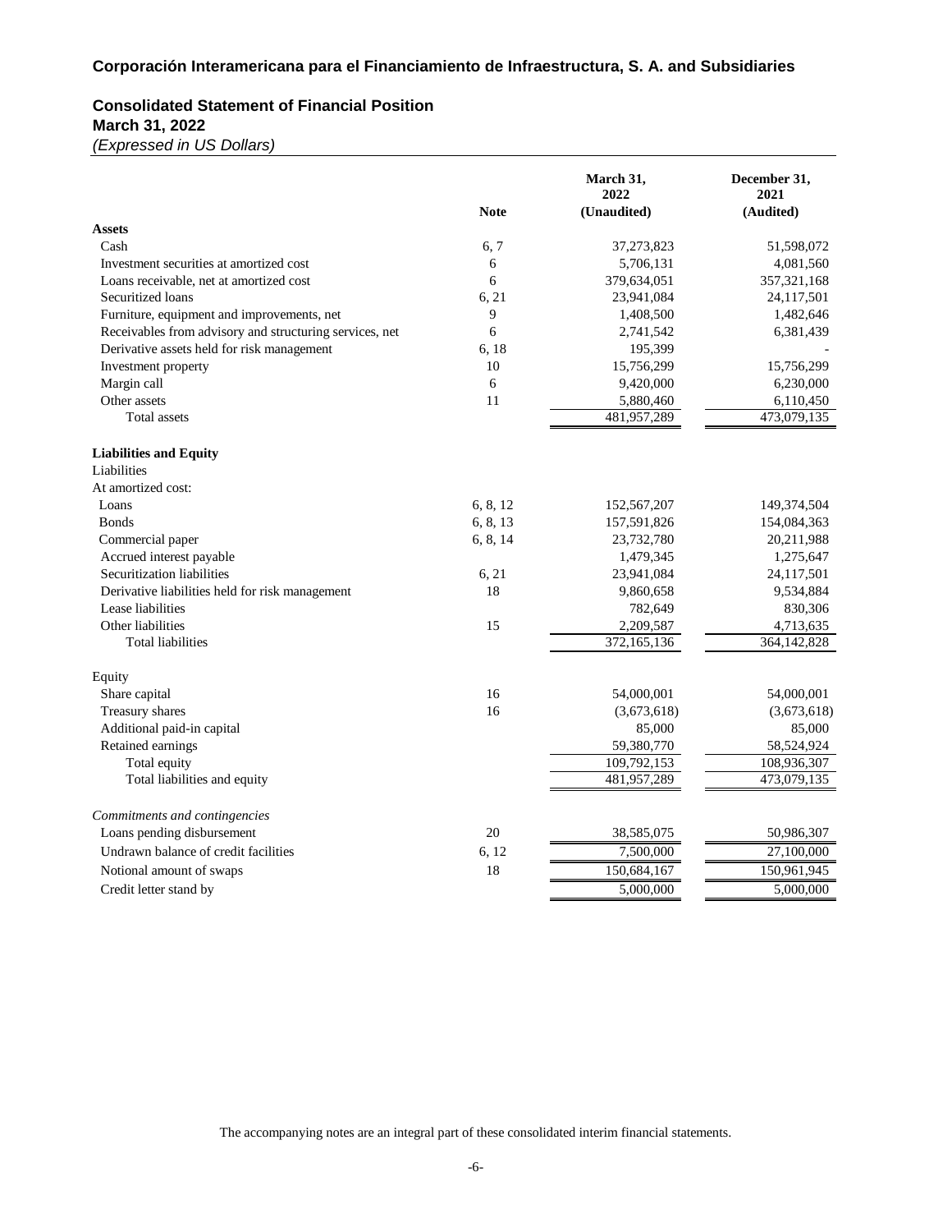## Corporación Interamericana para el Financiamiento de Infraestructura, S. A. and Subsidiaries

### Consolidated Statement of Financial Position
### March 31, 2022
*(Expressed in US Dollars)*

| | Note | March 31, 2022 (Unaudited) | December 31, 2021 (Audited) |
|---|---|---|---|
| **Assets** | | | |
| Cash | 6, 7 | 37,273,823 | 51,598,072 |
| Investment securities at amortized cost | 6 | 5,706,131 | 4,081,560 |
| Loans receivable, net at amortized cost | 6 | 379,634,051 | 357,321,168 |
| Securitized loans | 6, 21 | 23,941,084 | 24,117,501 |
| Furniture, equipment and improvements, net | 9 | 1,408,500 | 1,482,646 |
| Receivables from advisory and structuring services, net | 6 | 2,741,542 | 6,381,439 |
| Derivative assets held for risk management | 6, 18 | 195,399 | - |
| Investment property | 10 | 15,756,299 | 15,756,299 |
| Margin call | 6 | 9,420,000 | 6,230,000 |
| Other assets | 11 | 5,880,460 | 6,110,450 |
| Total assets | | 481,957,289 | 473,079,135 |
| | | | |
| **Liabilities and Equity** | | | |
| Liabilities | | | |
| At amortized cost: | | | |
| Loans | 6, 8, 12 | 152,567,207 | 149,374,504 |
| Bonds | 6, 8, 13 | 157,591,826 | 154,084,363 |
| Commercial paper | 6, 8, 14 | 23,732,780 | 20,211,988 |
| Accrued interest payable | | 1,479,345 | 1,275,647 |
| Securitization liabilities | 6, 21 | 23,941,084 | 24,117,501 |
| Derivative liabilities held for risk management | 18 | 9,860,658 | 9,534,884 |
| Lease liabilities | | 782,649 | 830,306 |
| Other liabilities | 15 | 2,209,587 | 4,713,635 |
| Total liabilities | | 372,165,136 | 364,142,828 |
| | | | |
| Equity | | | |
| Share capital | 16 | 54,000,001 | 54,000,001 |
| Treasury shares | 16 | (3,673,618) | (3,673,618) |
| Additional paid-in capital | | 85,000 | 85,000 |
| Retained earnings | | 59,380,770 | 58,524,924 |
| Total equity | | 109,792,153 | 108,936,307 |
| Total liabilities and equity | | 481,957,289 | 473,079,135 |
| | | | |
| *Commitments and contingencies* | | | |
| Loans pending disbursement | 20 | 38,585,075 | 50,986,307 |
| Undrawn balance of credit facilities | 6, 12 | 7,500,000 | 27,100,000 |
| Notional amount of swaps | 18 | 150,684,167 | 150,961,945 |
| Credit letter stand by | | 5,000,000 | 5,000,000 |

The accompanying notes are an integral part of these consolidated interim financial statements.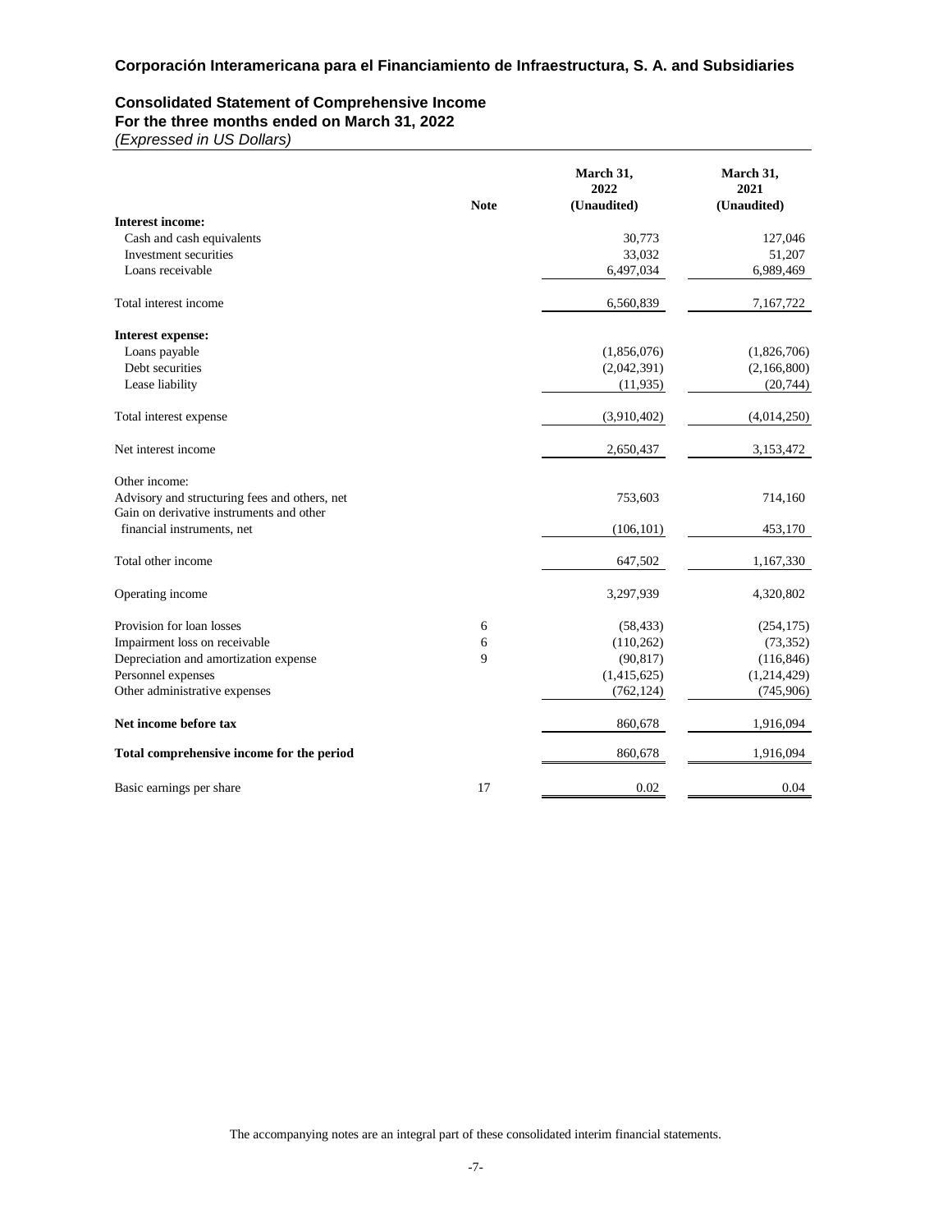## Corporación Interamericana para el Financiamiento de Infraestructura, S. A. and Subsidiaries

### Consolidated Statement of Comprehensive Income
### For the three months ended on March 31, 2022
*(Expressed in US Dollars)*

| | Note | March 31, 2022 (Unaudited) | March 31, 2021 (Unaudited) |
|---|---|---|---|
| **Interest income:** | | | |
| Cash and cash equivalents | | 30,773 | 127,046 |
| Investment securities | | 33,032 | 51,207 |
| Loans receivable | | 6,497,034 | 6,989,469 |
| Total interest income | | 6,560,839 | 7,167,722 |
| **Interest expense:** | | | |
| Loans payable | | (1,856,076) | (1,826,706) |
| Debt securities | | (2,042,391) | (2,166,800) |
| Lease liability | | (11,935) | (20,744) |
| Total interest expense | | (3,910,402) | (4,014,250) |
| Net interest income | | 2,650,437 | 3,153,472 |
| Other income: | | | |
| Advisory and structuring fees and others, net | | 753,603 | 714,160 |
| Gain on derivative instruments and other financial instruments, net | | (106,101) | 453,170 |
| Total other income | | 647,502 | 1,167,330 |
| Operating income | | 3,297,939 | 4,320,802 |
| Provision for loan losses | 6 | (58,433) | (254,175) |
| Impairment loss on receivable | 6 | (110,262) | (73,352) |
| Depreciation and amortization expense | 9 | (90,817) | (116,846) |
| Personnel expenses | | (1,415,625) | (1,214,429) |
| Other administrative expenses | | (762,124) | (745,906) |
| **Net income before tax** | | 860,678 | 1,916,094 |
| **Total comprehensive income for the period** | | 860,678 | 1,916,094 |
| Basic earnings per share | 17 | 0.02 | 0.04 |

The accompanying notes are an integral part of these consolidated interim financial statements.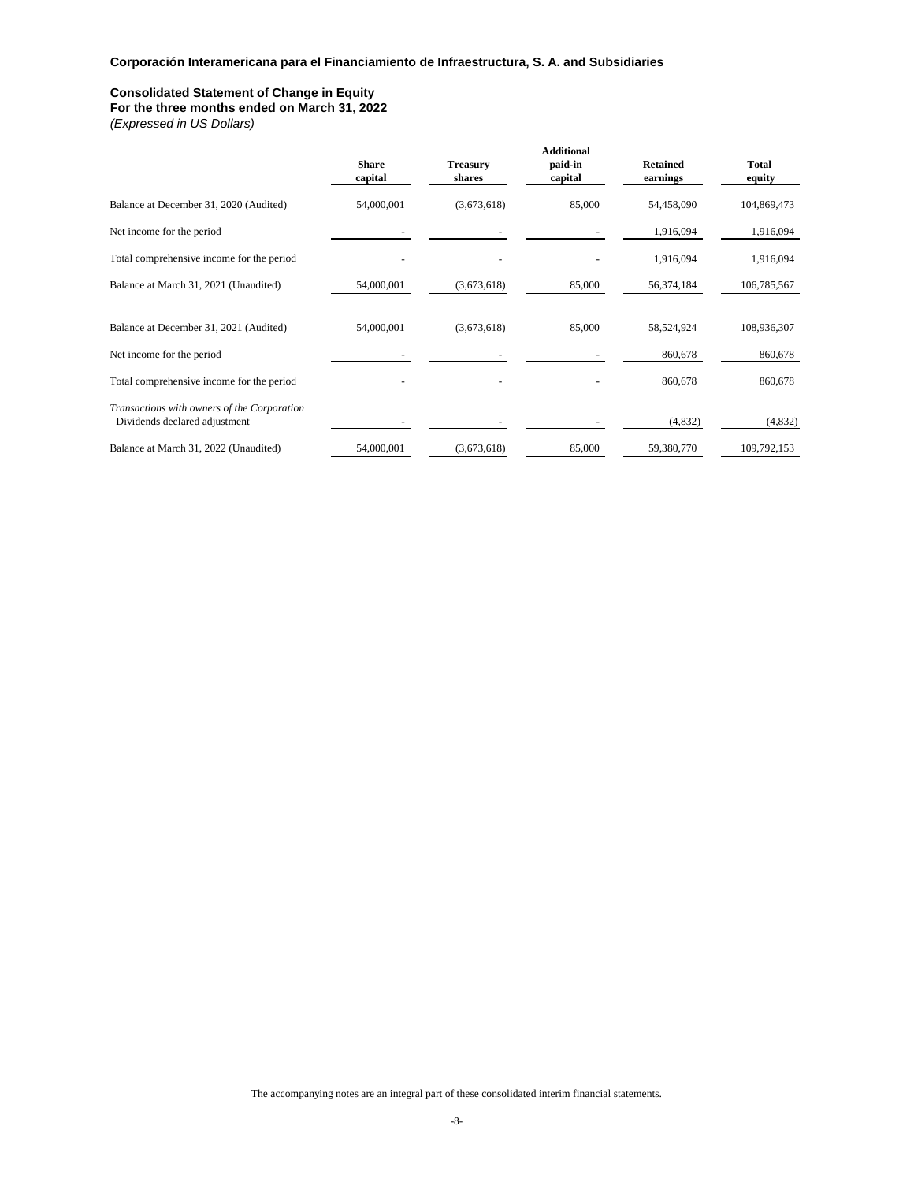**Corporación Interamericana para el Financiamiento de Infraestructura, S. A. and Subsidiaries**

**Consolidated Statement of Change in Equity**
**For the three months ended on March 31, 2022**
*(Expressed in US Dollars)*

| | Share capital | Treasury shares | Additional paid-in capital | Retained earnings | Total equity |
|---|---|---|---|---|---|
| Balance at December 31, 2020 (Audited) | 54,000,001 | (3,673,618) | 85,000 | 54,458,090 | 104,869,473 |
| Net income for the period | - | - | - | 1,916,094 | 1,916,094 |
| Total comprehensive income for the period | - | - | - | 1,916,094 | 1,916,094 |
| Balance at March 31, 2021 (Unaudited) | 54,000,001 | (3,673,618) | 85,000 | 56,374,184 | 106,785,567 |
| Balance at December 31, 2021 (Audited) | 54,000,001 | (3,673,618) | 85,000 | 58,524,924 | 108,936,307 |
| Net income for the period | - | - | - | 860,678 | 860,678 |
| Total comprehensive income for the period | - | - | - | 860,678 | 860,678 |
| *Transactions with owners of the Corporation* | | | | | |
| Dividends declared adjustment | - | - | - | (4,832) | (4,832) |
| Balance at March 31, 2022 (Unaudited) | 54,000,001 | (3,673,618) | 85,000 | 59,380,770 | 109,792,153 |

The accompanying notes are an integral part of these consolidated interim financial statements.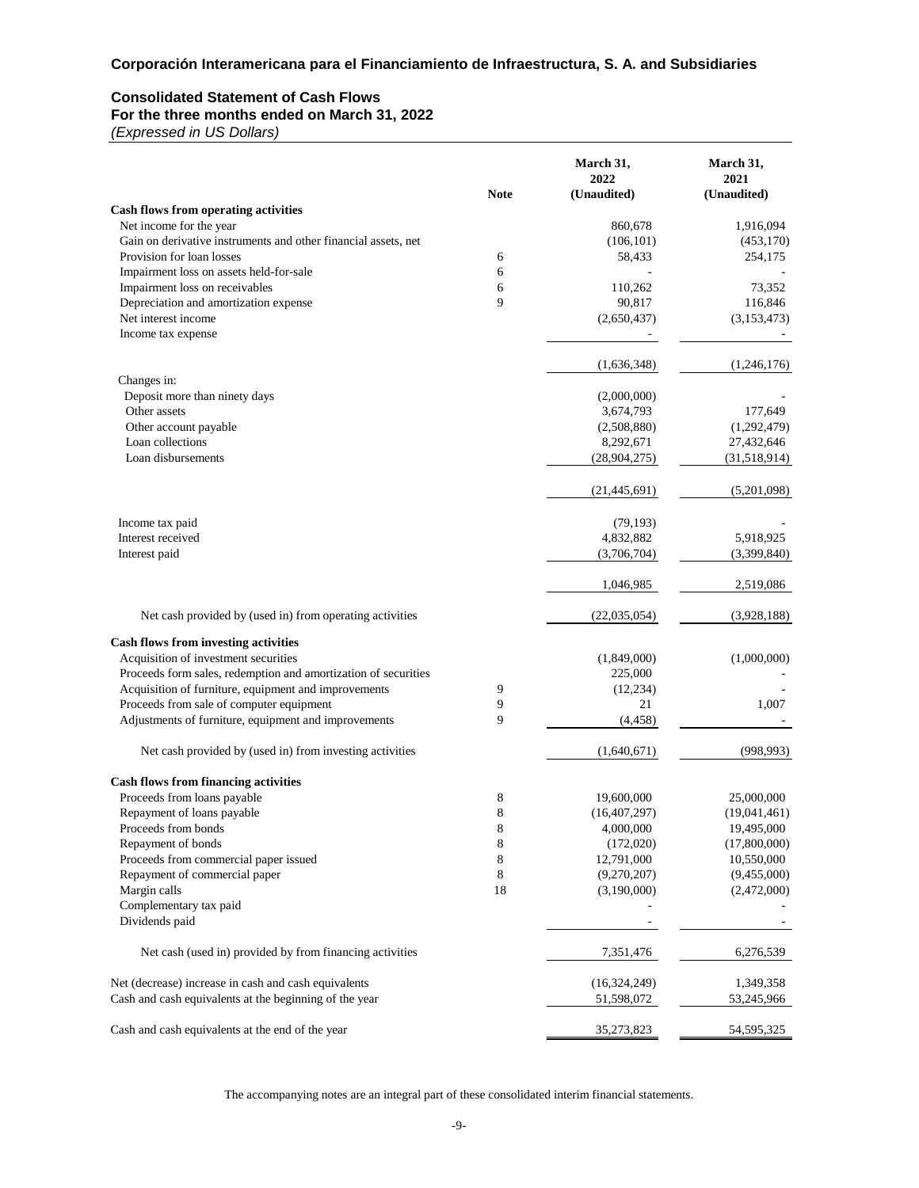## Corporación Interamericana para el Financiamiento de Infraestructura, S. A. and Subsidiaries

### Consolidated Statement of Cash Flows
**For the three months ended on March 31, 2022**
*(Expressed in US Dollars)*

| | Note | March 31, 2022 (Unaudited) | March 31, 2021 (Unaudited) |
|---|---|---|---|
| **Cash flows from operating activities** | | | |
| Net income for the year | | 860,678 | 1,916,094 |
| Gain on derivative instruments and other financial assets, net | | (106,101) | (453,170) |
| Provision for loan losses | 6 | 58,433 | 254,175 |
| Impairment loss on assets held-for-sale | 6 | - | - |
| Impairment loss on receivables | 6 | 110,262 | 73,352 |
| Depreciation and amortization expense | 9 | 90,817 | 116,846 |
| Net interest income | | (2,650,437) | (3,153,473) |
| Income tax expense | | - | - |
| | | (1,636,348) | (1,246,176) |
| Changes in: | | | |
| Deposit more than ninety days | | (2,000,000) | - |
| Other assets | | 3,674,793 | 177,649 |
| Other account payable | | (2,508,880) | (1,292,479) |
| Loan collections | | 8,292,671 | 27,432,646 |
| Loan disbursements | | (28,904,275) | (31,518,914) |
| | | (21,445,691) | (5,201,098) |
| Income tax paid | | (79,193) | - |
| Interest received | | 4,832,882 | 5,918,925 |
| Interest paid | | (3,706,704) | (3,399,840) |
| | | 1,046,985 | 2,519,086 |
| Net cash provided by (used in) from operating activities | | (22,035,054) | (3,928,188) |
| **Cash flows from investing activities** | | | |
| Acquisition of investment securities | | (1,849,000) | (1,000,000) |
| Proceeds form sales, redemption and amortization of securities | | 225,000 | - |
| Acquisition of furniture, equipment and improvements | 9 | (12,234) | - |
| Proceeds from sale of computer equipment | 9 | 21 | 1,007 |
| Adjustments of furniture, equipment and improvements | 9 | (4,458) | - |
| Net cash provided by (used in) from investing activities | | (1,640,671) | (998,993) |
| **Cash flows from financing activities** | | | |
| Proceeds from loans payable | 8 | 19,600,000 | 25,000,000 |
| Repayment of loans payable | 8 | (16,407,297) | (19,041,461) |
| Proceeds from bonds | 8 | 4,000,000 | 19,495,000 |
| Repayment of bonds | 8 | (172,020) | (17,800,000) |
| Proceeds from commercial paper issued | 8 | 12,791,000 | 10,550,000 |
| Repayment of commercial paper | 8 | (9,270,207) | (9,455,000) |
| Margin calls | 18 | (3,190,000) | (2,472,000) |
| Complementary tax paid | | - | - |
| Dividends paid | | - | - |
| Net cash (used in) provided by from financing activities | | 7,351,476 | 6,276,539 |
| Net (decrease) increase in cash and cash equivalents | | (16,324,249) | 1,349,358 |
| Cash and cash equivalents at the beginning of the year | | 51,598,072 | 53,245,966 |
| Cash and cash equivalents at the end of the year | | 35,273,823 | 54,595,325 |

The accompanying notes are an integral part of these consolidated interim financial statements.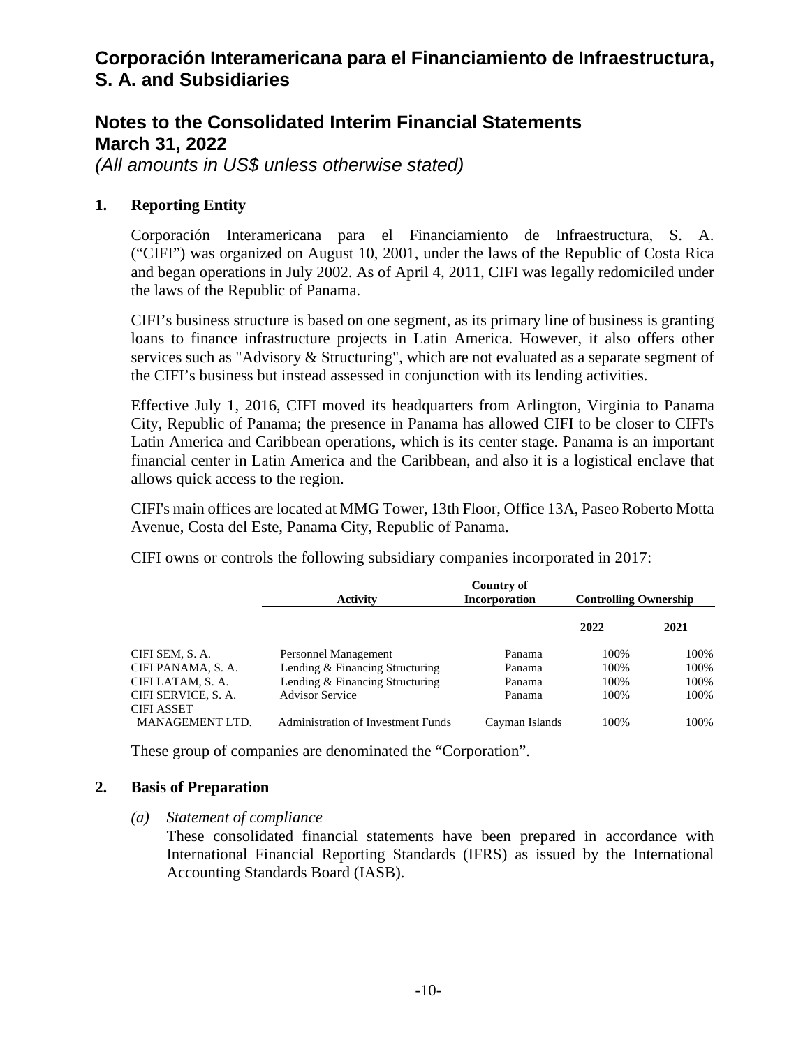# Corporación Interamericana para el Financiamiento de Infraestructura, S. A. and Subsidiaries

## Notes to the Consolidated Interim Financial Statements
## March 31, 2022
*(All amounts in US$ unless otherwise stated)*

### 1. Reporting Entity

Corporación Interamericana para el Financiamiento de Infraestructura, S. A. (“CIFI”) was organized on August 10, 2001, under the laws of the Republic of Costa Rica and began operations in July 2002. As of April 4, 2011, CIFI was legally redomiciled under the laws of the Republic of Panama.

CIFI’s business structure is based on one segment, as its primary line of business is granting loans to finance infrastructure projects in Latin America. However, it also offers other services such as "Advisory & Structuring", which are not evaluated as a separate segment of the CIFI’s business but instead assessed in conjunction with its lending activities.

Effective July 1, 2016, CIFI moved its headquarters from Arlington, Virginia to Panama City, Republic of Panama; the presence in Panama has allowed CIFI to be closer to CIFI's Latin America and Caribbean operations, which is its center stage. Panama is an important financial center in Latin America and the Caribbean, and also it is a logistical enclave that allows quick access to the region.

CIFI's main offices are located at MMG Tower, 13th Floor, Office 13A, Paseo Roberto Motta Avenue, Costa del Este, Panama City, Republic of Panama.

CIFI owns or controls the following subsidiary companies incorporated in 2017:

| | Activity | Country of Incorporation | Controlling Ownership | |
|---|---|---|---|---|
| | | | 2022 | 2021 |
| CIFI SEM, S. A. | Personnel Management | Panama | 100% | 100% |
| CIFI PANAMA, S. A. | Lending & Financing Structuring | Panama | 100% | 100% |
| CIFI LATAM, S. A. | Lending & Financing Structuring | Panama | 100% | 100% |
| CIFI SERVICE, S. A. | Advisor Service | Panama | 100% | 100% |
| CIFI ASSET MANAGEMENT LTD. | Administration of Investment Funds | Cayman Islands | 100% | 100% |

These group of companies are denominated the “Corporation”.

### 2. Basis of Preparation

*(a) Statement of compliance*

These consolidated financial statements have been prepared in accordance with International Financial Reporting Standards (IFRS) as issued by the International Accounting Standards Board (IASB).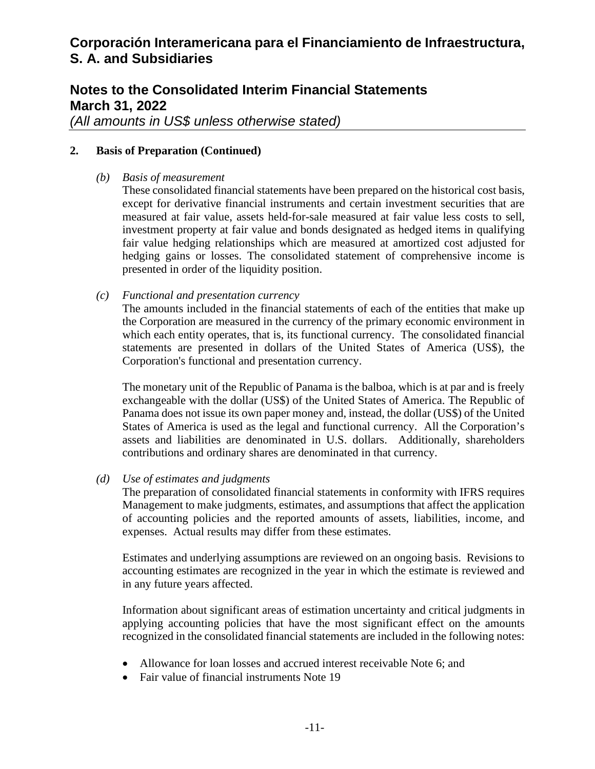## 2. Basis of Preparation (Continued)

*(b) Basis of measurement*

These consolidated financial statements have been prepared on the historical cost basis, except for derivative financial instruments and certain investment securities that are measured at fair value, assets held-for-sale measured at fair value less costs to sell, investment property at fair value and bonds designated as hedged items in qualifying fair value hedging relationships which are measured at amortized cost adjusted for hedging gains or losses. The consolidated statement of comprehensive income is presented in order of the liquidity position.

*(c) Functional and presentation currency*

The amounts included in the financial statements of each of the entities that make up the Corporation are measured in the currency of the primary economic environment in which each entity operates, that is, its functional currency. The consolidated financial statements are presented in dollars of the United States of America (US$), the Corporation's functional and presentation currency.

The monetary unit of the Republic of Panama is the balboa, which is at par and is freely exchangeable with the dollar (US$) of the United States of America. The Republic of Panama does not issue its own paper money and, instead, the dollar (US$) of the United States of America is used as the legal and functional currency. All the Corporation's assets and liabilities are denominated in U.S. dollars. Additionally, shareholders contributions and ordinary shares are denominated in that currency.

*(d) Use of estimates and judgments*

The preparation of consolidated financial statements in conformity with IFRS requires Management to make judgments, estimates, and assumptions that affect the application of accounting policies and the reported amounts of assets, liabilities, income, and expenses. Actual results may differ from these estimates.

Estimates and underlying assumptions are reviewed on an ongoing basis. Revisions to accounting estimates are recognized in the year in which the estimate is reviewed and in any future years affected.

Information about significant areas of estimation uncertainty and critical judgments in applying accounting policies that have the most significant effect on the amounts recognized in the consolidated financial statements are included in the following notes:

- Allowance for loan losses and accrued interest receivable Note 6; and
- Fair value of financial instruments Note 19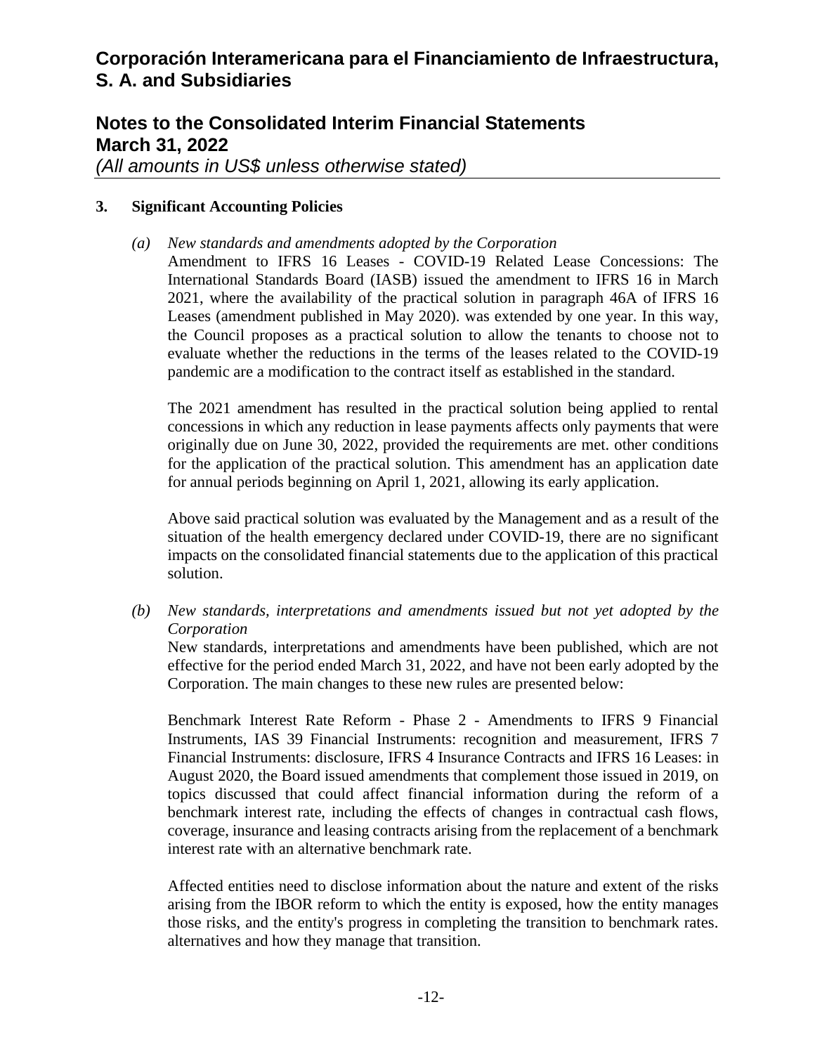## 3. Significant Accounting Policies

*(a) New standards and amendments adopted by the Corporation*

Amendment to IFRS 16 Leases - COVID-19 Related Lease Concessions: The International Standards Board (IASB) issued the amendment to IFRS 16 in March 2021, where the availability of the practical solution in paragraph 46A of IFRS 16 Leases (amendment published in May 2020). was extended by one year. In this way, the Council proposes as a practical solution to allow the tenants to choose not to evaluate whether the reductions in the terms of the leases related to the COVID-19 pandemic are a modification to the contract itself as established in the standard.

The 2021 amendment has resulted in the practical solution being applied to rental concessions in which any reduction in lease payments affects only payments that were originally due on June 30, 2022, provided the requirements are met. other conditions for the application of the practical solution. This amendment has an application date for annual periods beginning on April 1, 2021, allowing its early application.

Above said practical solution was evaluated by the Management and as a result of the situation of the health emergency declared under COVID-19, there are no significant impacts on the consolidated financial statements due to the application of this practical solution.

*(b) New standards, interpretations and amendments issued but not yet adopted by the Corporation*

New standards, interpretations and amendments have been published, which are not effective for the period ended March 31, 2022, and have not been early adopted by the Corporation. The main changes to these new rules are presented below:

Benchmark Interest Rate Reform - Phase 2 - Amendments to IFRS 9 Financial Instruments, IAS 39 Financial Instruments: recognition and measurement, IFRS 7 Financial Instruments: disclosure, IFRS 4 Insurance Contracts and IFRS 16 Leases: in August 2020, the Board issued amendments that complement those issued in 2019, on topics discussed that could affect financial information during the reform of a benchmark interest rate, including the effects of changes in contractual cash flows, coverage, insurance and leasing contracts arising from the replacement of a benchmark interest rate with an alternative benchmark rate.

Affected entities need to disclose information about the nature and extent of the risks arising from the IBOR reform to which the entity is exposed, how the entity manages those risks, and the entity's progress in completing the transition to benchmark rates. alternatives and how they manage that transition.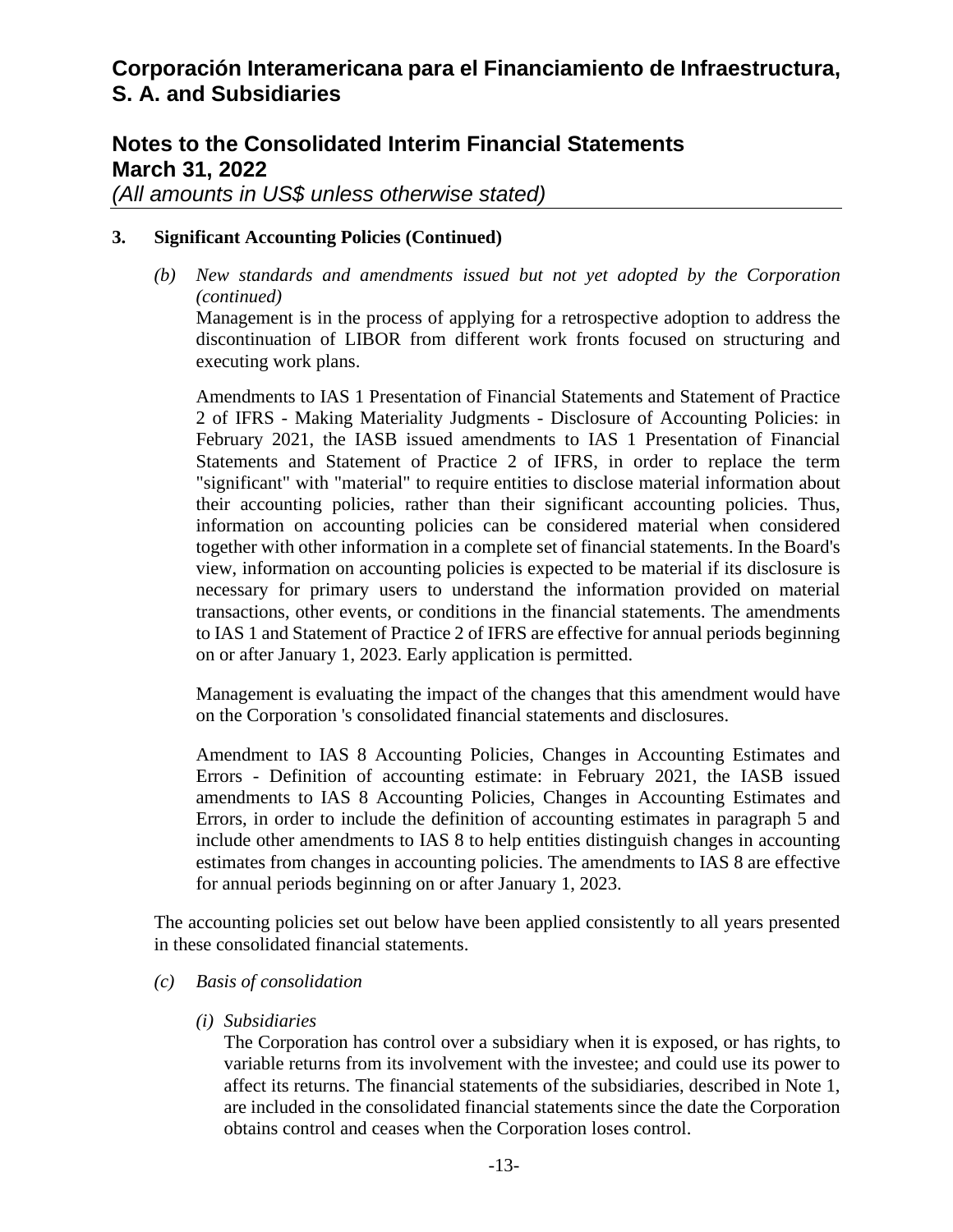### 3. Significant Accounting Policies (Continued)

*(b) New standards and amendments issued but not yet adopted by the Corporation (continued)*

Management is in the process of applying for a retrospective adoption to address the discontinuation of LIBOR from different work fronts focused on structuring and executing work plans.

Amendments to IAS 1 Presentation of Financial Statements and Statement of Practice 2 of IFRS - Making Materiality Judgments - Disclosure of Accounting Policies: in February 2021, the IASB issued amendments to IAS 1 Presentation of Financial Statements and Statement of Practice 2 of IFRS, in order to replace the term "significant" with "material" to require entities to disclose material information about their accounting policies, rather than their significant accounting policies. Thus, information on accounting policies can be considered material when considered together with other information in a complete set of financial statements. In the Board's view, information on accounting policies is expected to be material if its disclosure is necessary for primary users to understand the information provided on material transactions, other events, or conditions in the financial statements. The amendments to IAS 1 and Statement of Practice 2 of IFRS are effective for annual periods beginning on or after January 1, 2023. Early application is permitted.

Management is evaluating the impact of the changes that this amendment would have on the Corporation 's consolidated financial statements and disclosures.

Amendment to IAS 8 Accounting Policies, Changes in Accounting Estimates and Errors - Definition of accounting estimate: in February 2021, the IASB issued amendments to IAS 8 Accounting Policies, Changes in Accounting Estimates and Errors, in order to include the definition of accounting estimates in paragraph 5 and include other amendments to IAS 8 to help entities distinguish changes in accounting estimates from changes in accounting policies. The amendments to IAS 8 are effective for annual periods beginning on or after January 1, 2023.

The accounting policies set out below have been applied consistently to all years presented in these consolidated financial statements.

*(c) Basis of consolidation*

*(i) Subsidiaries*

The Corporation has control over a subsidiary when it is exposed, or has rights, to variable returns from its involvement with the investee; and could use its power to affect its returns. The financial statements of the subsidiaries, described in Note 1, are included in the consolidated financial statements since the date the Corporation obtains control and ceases when the Corporation loses control.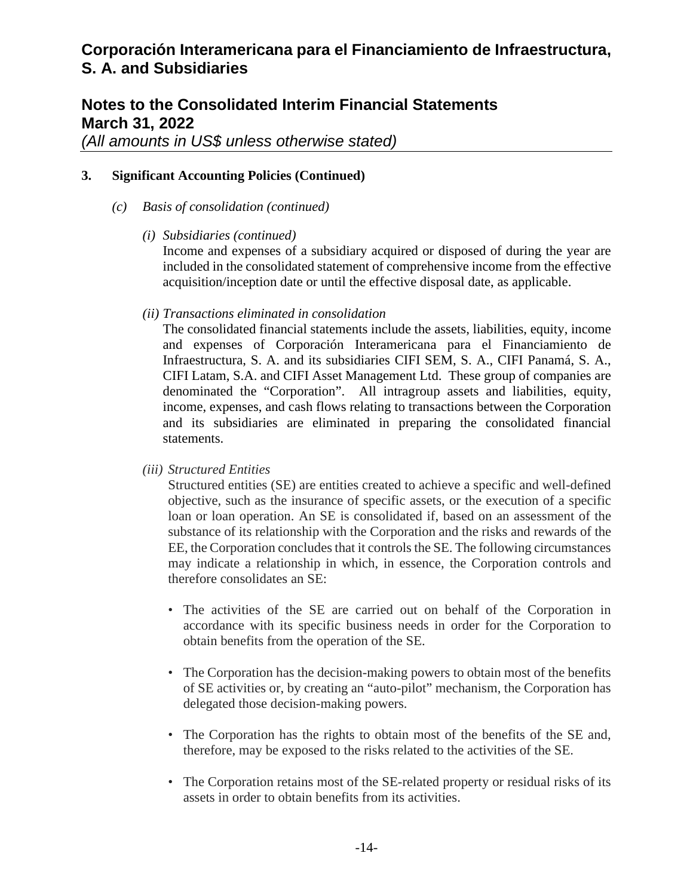### 3. Significant Accounting Policies (Continued)

*(c) Basis of consolidation (continued)*

*(i) Subsidiaries (continued)*

Income and expenses of a subsidiary acquired or disposed of during the year are included in the consolidated statement of comprehensive income from the effective acquisition/inception date or until the effective disposal date, as applicable.

*(ii) Transactions eliminated in consolidation*

The consolidated financial statements include the assets, liabilities, equity, income and expenses of Corporación Interamericana para el Financiamiento de Infraestructura, S. A. and its subsidiaries CIFI SEM, S. A., CIFI Panamá, S. A., CIFI Latam, S.A. and CIFI Asset Management Ltd. These group of companies are denominated the "Corporation". All intragroup assets and liabilities, equity, income, expenses, and cash flows relating to transactions between the Corporation and its subsidiaries are eliminated in preparing the consolidated financial statements.

*(iii) Structured Entities*

Structured entities (SE) are entities created to achieve a specific and well-defined objective, such as the insurance of specific assets, or the execution of a specific loan or loan operation. An SE is consolidated if, based on an assessment of the substance of its relationship with the Corporation and the risks and rewards of the EE, the Corporation concludes that it controls the SE. The following circumstances may indicate a relationship in which, in essence, the Corporation controls and therefore consolidates an SE:

- The activities of the SE are carried out on behalf of the Corporation in accordance with its specific business needs in order for the Corporation to obtain benefits from the operation of the SE.

- The Corporation has the decision-making powers to obtain most of the benefits of SE activities or, by creating an "auto-pilot" mechanism, the Corporation has delegated those decision-making powers.

- The Corporation has the rights to obtain most of the benefits of the SE and, therefore, may be exposed to the risks related to the activities of the SE.

- The Corporation retains most of the SE-related property or residual risks of its assets in order to obtain benefits from its activities.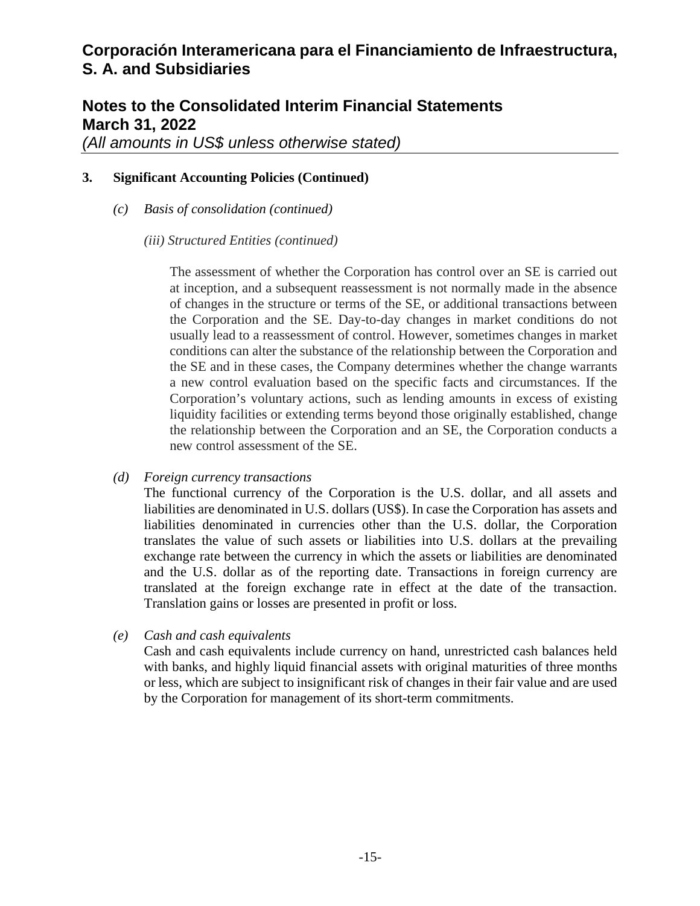### 3. Significant Accounting Policies (Continued)

*(c) Basis of consolidation (continued)*

*(iii) Structured Entities (continued)*

The assessment of whether the Corporation has control over an SE is carried out at inception, and a subsequent reassessment is not normally made in the absence of changes in the structure or terms of the SE, or additional transactions between the Corporation and the SE. Day-to-day changes in market conditions do not usually lead to a reassessment of control. However, sometimes changes in market conditions can alter the substance of the relationship between the Corporation and the SE and in these cases, the Company determines whether the change warrants a new control evaluation based on the specific facts and circumstances. If the Corporation's voluntary actions, such as lending amounts in excess of existing liquidity facilities or extending terms beyond those originally established, change the relationship between the Corporation and an SE, the Corporation conducts a new control assessment of the SE.

*(d) Foreign currency transactions*

The functional currency of the Corporation is the U.S. dollar, and all assets and liabilities are denominated in U.S. dollars (US$). In case the Corporation has assets and liabilities denominated in currencies other than the U.S. dollar, the Corporation translates the value of such assets or liabilities into U.S. dollars at the prevailing exchange rate between the currency in which the assets or liabilities are denominated and the U.S. dollar as of the reporting date. Transactions in foreign currency are translated at the foreign exchange rate in effect at the date of the transaction. Translation gains or losses are presented in profit or loss.

*(e) Cash and cash equivalents*

Cash and cash equivalents include currency on hand, unrestricted cash balances held with banks, and highly liquid financial assets with original maturities of three months or less, which are subject to insignificant risk of changes in their fair value and are used by the Corporation for management of its short-term commitments.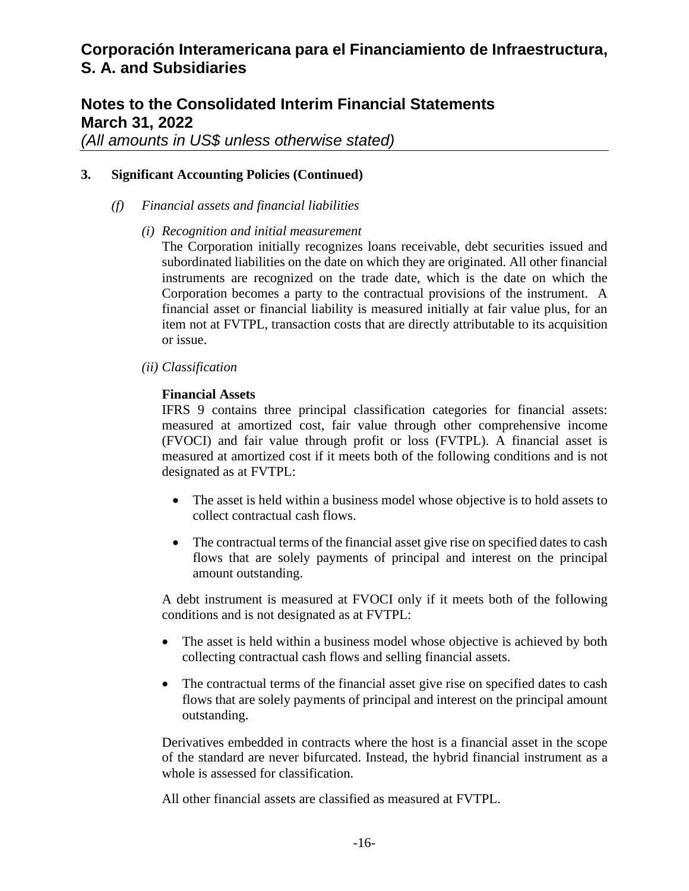### 3. Significant Accounting Policies (Continued)

*(f) Financial assets and financial liabilities*

*(i) Recognition and initial measurement*

The Corporation initially recognizes loans receivable, debt securities issued and subordinated liabilities on the date on which they are originated. All other financial instruments are recognized on the trade date, which is the date on which the Corporation becomes a party to the contractual provisions of the instrument. A financial asset or financial liability is measured initially at fair value plus, for an item not at FVTPL, transaction costs that are directly attributable to its acquisition or issue.

*(ii) Classification*

**Financial Assets**

IFRS 9 contains three principal classification categories for financial assets: measured at amortized cost, fair value through other comprehensive income (FVOCI) and fair value through profit or loss (FVTPL). A financial asset is measured at amortized cost if it meets both of the following conditions and is not designated as at FVTPL:

- The asset is held within a business model whose objective is to hold assets to collect contractual cash flows.
- The contractual terms of the financial asset give rise on specified dates to cash flows that are solely payments of principal and interest on the principal amount outstanding.

A debt instrument is measured at FVOCI only if it meets both of the following conditions and is not designated as at FVTPL:

- The asset is held within a business model whose objective is achieved by both collecting contractual cash flows and selling financial assets.
- The contractual terms of the financial asset give rise on specified dates to cash flows that are solely payments of principal and interest on the principal amount outstanding.

Derivatives embedded in contracts where the host is a financial asset in the scope of the standard are never bifurcated. Instead, the hybrid financial instrument as a whole is assessed for classification.

All other financial assets are classified as measured at FVTPL.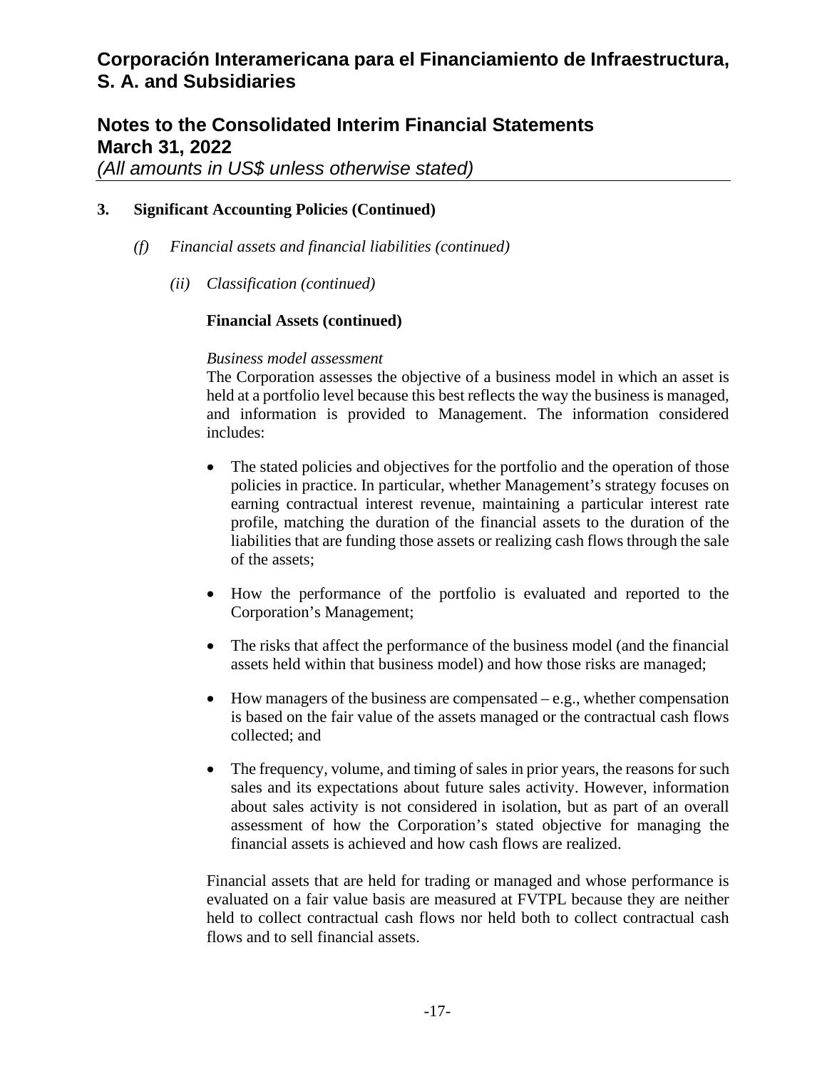## 3. Significant Accounting Policies (Continued)

### *(f) Financial assets and financial liabilities (continued)*

#### *(ii) Classification (continued)*

**Financial Assets (continued)**

*Business model assessment*

The Corporation assesses the objective of a business model in which an asset is held at a portfolio level because this best reflects the way the business is managed, and information is provided to Management. The information considered includes:

- The stated policies and objectives for the portfolio and the operation of those policies in practice. In particular, whether Management's strategy focuses on earning contractual interest revenue, maintaining a particular interest rate profile, matching the duration of the financial assets to the duration of the liabilities that are funding those assets or realizing cash flows through the sale of the assets;

- How the performance of the portfolio is evaluated and reported to the Corporation's Management;

- The risks that affect the performance of the business model (and the financial assets held within that business model) and how those risks are managed;

- How managers of the business are compensated – e.g., whether compensation is based on the fair value of the assets managed or the contractual cash flows collected; and

- The frequency, volume, and timing of sales in prior years, the reasons for such sales and its expectations about future sales activity. However, information about sales activity is not considered in isolation, but as part of an overall assessment of how the Corporation's stated objective for managing the financial assets is achieved and how cash flows are realized.

Financial assets that are held for trading or managed and whose performance is evaluated on a fair value basis are measured at FVTPL because they are neither held to collect contractual cash flows nor held both to collect contractual cash flows and to sell financial assets.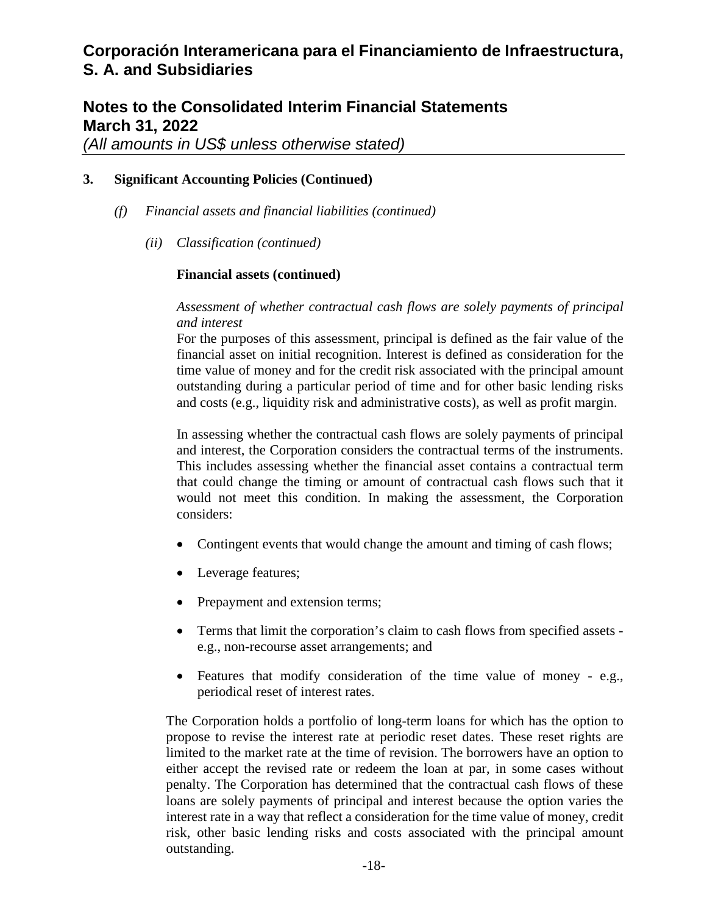### 3. Significant Accounting Policies (Continued)

*(f) Financial assets and financial liabilities (continued)*

*(ii) Classification (continued)*

**Financial assets (continued)**

*Assessment of whether contractual cash flows are solely payments of principal and interest*

For the purposes of this assessment, principal is defined as the fair value of the financial asset on initial recognition. Interest is defined as consideration for the time value of money and for the credit risk associated with the principal amount outstanding during a particular period of time and for other basic lending risks and costs (e.g., liquidity risk and administrative costs), as well as profit margin.

In assessing whether the contractual cash flows are solely payments of principal and interest, the Corporation considers the contractual terms of the instruments. This includes assessing whether the financial asset contains a contractual term that could change the timing or amount of contractual cash flows such that it would not meet this condition. In making the assessment, the Corporation considers:

- Contingent events that would change the amount and timing of cash flows;
- Leverage features;
- Prepayment and extension terms;
- Terms that limit the corporation's claim to cash flows from specified assets - e.g., non-recourse asset arrangements; and
- Features that modify consideration of the time value of money - e.g., periodical reset of interest rates.

The Corporation holds a portfolio of long-term loans for which has the option to propose to revise the interest rate at periodic reset dates. These reset rights are limited to the market rate at the time of revision. The borrowers have an option to either accept the revised rate or redeem the loan at par, in some cases without penalty. The Corporation has determined that the contractual cash flows of these loans are solely payments of principal and interest because the option varies the interest rate in a way that reflect a consideration for the time value of money, credit risk, other basic lending risks and costs associated with the principal amount outstanding.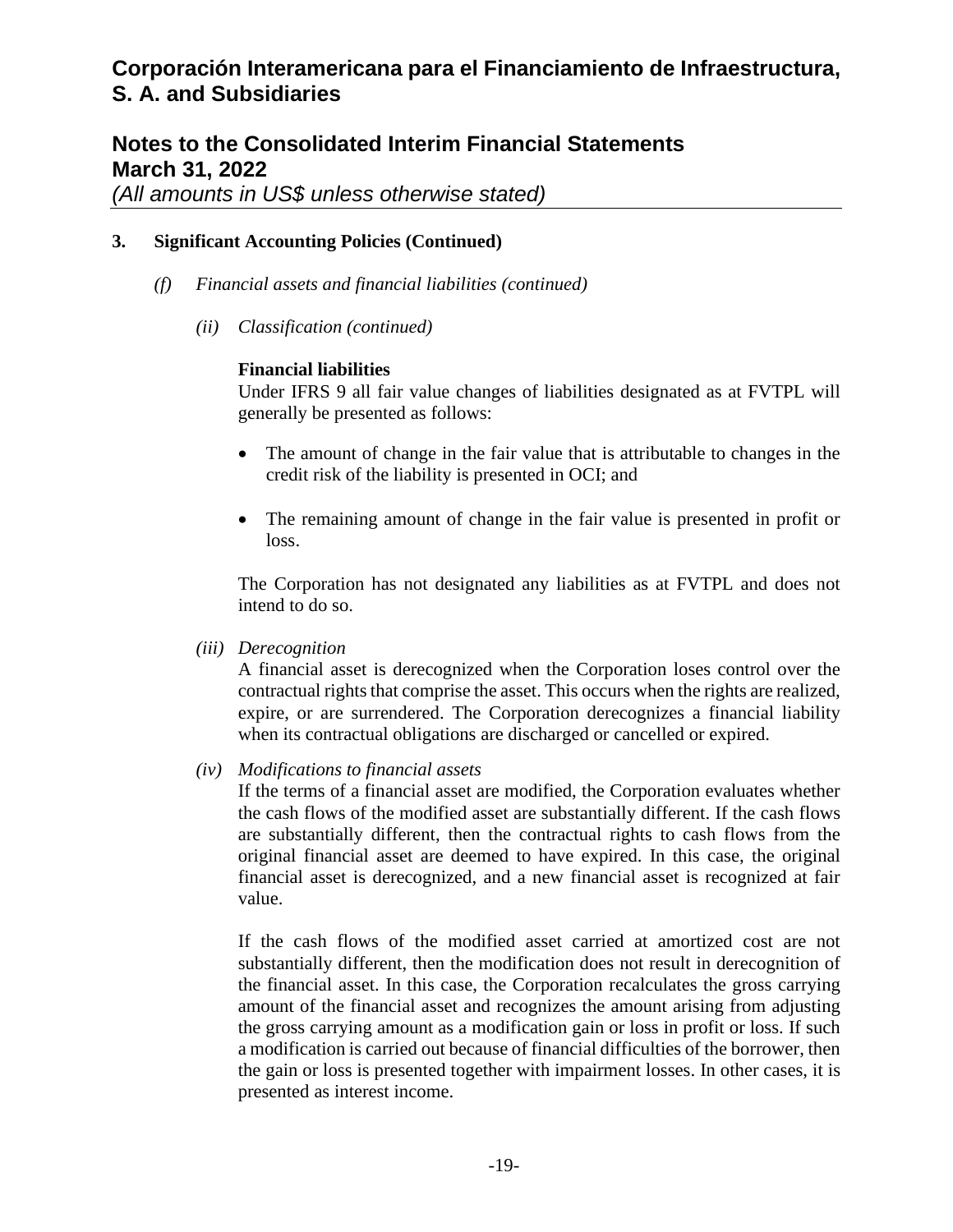### 3. Significant Accounting Policies (Continued)

*(f) Financial assets and financial liabilities (continued)*

*(ii) Classification (continued)*

**Financial liabilities**

Under IFRS 9 all fair value changes of liabilities designated as at FVTPL will generally be presented as follows:

- The amount of change in the fair value that is attributable to changes in the credit risk of the liability is presented in OCI; and
- The remaining amount of change in the fair value is presented in profit or loss.

The Corporation has not designated any liabilities as at FVTPL and does not intend to do so.

*(iii) Derecognition*

A financial asset is derecognized when the Corporation loses control over the contractual rights that comprise the asset. This occurs when the rights are realized, expire, or are surrendered. The Corporation derecognizes a financial liability when its contractual obligations are discharged or cancelled or expired.

*(iv) Modifications to financial assets*

If the terms of a financial asset are modified, the Corporation evaluates whether the cash flows of the modified asset are substantially different. If the cash flows are substantially different, then the contractual rights to cash flows from the original financial asset are deemed to have expired. In this case, the original financial asset is derecognized, and a new financial asset is recognized at fair value.

If the cash flows of the modified asset carried at amortized cost are not substantially different, then the modification does not result in derecognition of the financial asset. In this case, the Corporation recalculates the gross carrying amount of the financial asset and recognizes the amount arising from adjusting the gross carrying amount as a modification gain or loss in profit or loss. If such a modification is carried out because of financial difficulties of the borrower, then the gain or loss is presented together with impairment losses. In other cases, it is presented as interest income.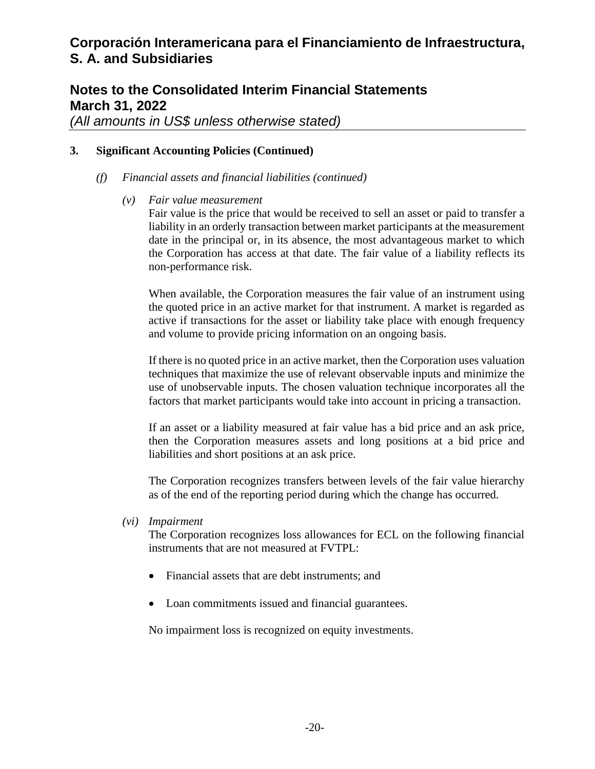### 3. Significant Accounting Policies (Continued)

*(f) Financial assets and financial liabilities (continued)*

*(v) Fair value measurement*

Fair value is the price that would be received to sell an asset or paid to transfer a liability in an orderly transaction between market participants at the measurement date in the principal or, in its absence, the most advantageous market to which the Corporation has access at that date. The fair value of a liability reflects its non-performance risk.

When available, the Corporation measures the fair value of an instrument using the quoted price in an active market for that instrument. A market is regarded as active if transactions for the asset or liability take place with enough frequency and volume to provide pricing information on an ongoing basis.

If there is no quoted price in an active market, then the Corporation uses valuation techniques that maximize the use of relevant observable inputs and minimize the use of unobservable inputs. The chosen valuation technique incorporates all the factors that market participants would take into account in pricing a transaction.

If an asset or a liability measured at fair value has a bid price and an ask price, then the Corporation measures assets and long positions at a bid price and liabilities and short positions at an ask price.

The Corporation recognizes transfers between levels of the fair value hierarchy as of the end of the reporting period during which the change has occurred.

*(vi) Impairment*

The Corporation recognizes loss allowances for ECL on the following financial instruments that are not measured at FVTPL:

- Financial assets that are debt instruments; and
- Loan commitments issued and financial guarantees.

No impairment loss is recognized on equity investments.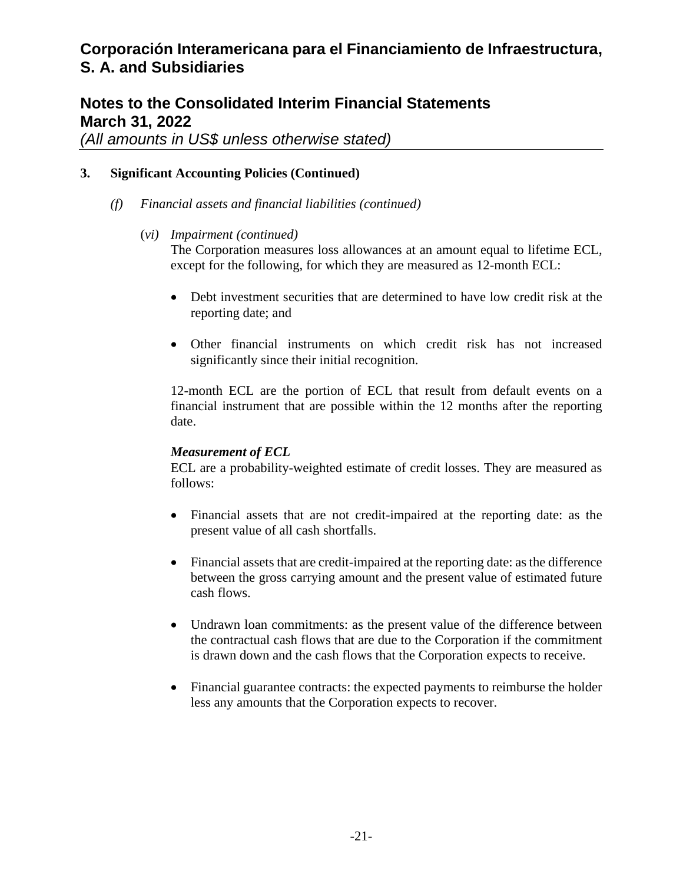## 3. Significant Accounting Policies (Continued)

### *(f) Financial assets and financial liabilities (continued)*

#### *(vi) Impairment (continued)*

The Corporation measures loss allowances at an amount equal to lifetime ECL, except for the following, for which they are measured as 12-month ECL:

- Debt investment securities that are determined to have low credit risk at the reporting date; and
- Other financial instruments on which credit risk has not increased significantly since their initial recognition.

12-month ECL are the portion of ECL that result from default events on a financial instrument that are possible within the 12 months after the reporting date.

***Measurement of ECL***

ECL are a probability-weighted estimate of credit losses. They are measured as follows:

- Financial assets that are not credit-impaired at the reporting date: as the present value of all cash shortfalls.
- Financial assets that are credit-impaired at the reporting date: as the difference between the gross carrying amount and the present value of estimated future cash flows.
- Undrawn loan commitments: as the present value of the difference between the contractual cash flows that are due to the Corporation if the commitment is drawn down and the cash flows that the Corporation expects to receive.
- Financial guarantee contracts: the expected payments to reimburse the holder less any amounts that the Corporation expects to recover.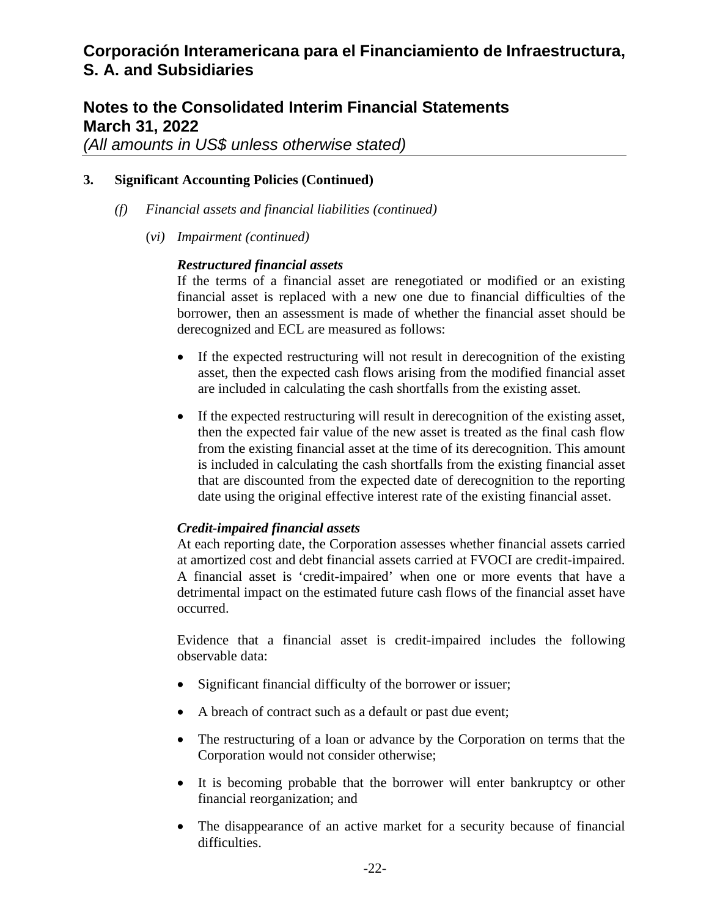### 3. Significant Accounting Policies (Continued)

*(f) Financial assets and financial liabilities (continued)*

*(vi) Impairment (continued)*

***Restructured financial assets***

If the terms of a financial asset are renegotiated or modified or an existing financial asset is replaced with a new one due to financial difficulties of the borrower, then an assessment is made of whether the financial asset should be derecognized and ECL are measured as follows:

- If the expected restructuring will not result in derecognition of the existing asset, then the expected cash flows arising from the modified financial asset are included in calculating the cash shortfalls from the existing asset.
- If the expected restructuring will result in derecognition of the existing asset, then the expected fair value of the new asset is treated as the final cash flow from the existing financial asset at the time of its derecognition. This amount is included in calculating the cash shortfalls from the existing financial asset that are discounted from the expected date of derecognition to the reporting date using the original effective interest rate of the existing financial asset.

***Credit-impaired financial assets***

At each reporting date, the Corporation assesses whether financial assets carried at amortized cost and debt financial assets carried at FVOCI are credit-impaired. A financial asset is 'credit-impaired' when one or more events that have a detrimental impact on the estimated future cash flows of the financial asset have occurred.

Evidence that a financial asset is credit-impaired includes the following observable data:

- Significant financial difficulty of the borrower or issuer;
- A breach of contract such as a default or past due event;
- The restructuring of a loan or advance by the Corporation on terms that the Corporation would not consider otherwise;
- It is becoming probable that the borrower will enter bankruptcy or other financial reorganization; and
- The disappearance of an active market for a security because of financial difficulties.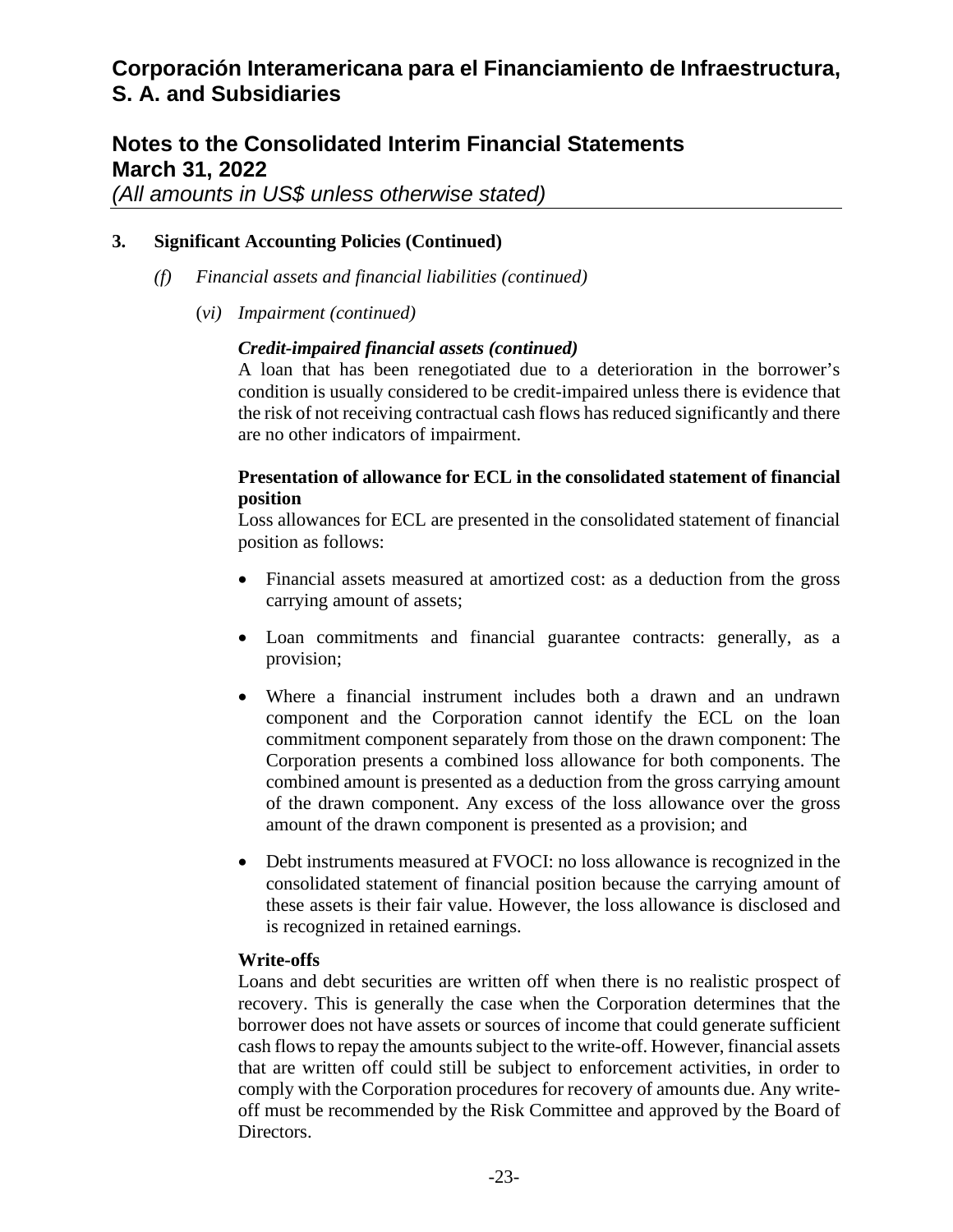### 3. Significant Accounting Policies (Continued)

*(f) Financial assets and financial liabilities (continued)*

*(vi) Impairment (continued)*

***Credit-impaired financial assets (continued)***

A loan that has been renegotiated due to a deterioration in the borrower's condition is usually considered to be credit-impaired unless there is evidence that the risk of not receiving contractual cash flows has reduced significantly and there are no other indicators of impairment.

**Presentation of allowance for ECL in the consolidated statement of financial position**

Loss allowances for ECL are presented in the consolidated statement of financial position as follows:

- Financial assets measured at amortized cost: as a deduction from the gross carrying amount of assets;
- Loan commitments and financial guarantee contracts: generally, as a provision;
- Where a financial instrument includes both a drawn and an undrawn component and the Corporation cannot identify the ECL on the loan commitment component separately from those on the drawn component: The Corporation presents a combined loss allowance for both components. The combined amount is presented as a deduction from the gross carrying amount of the drawn component. Any excess of the loss allowance over the gross amount of the drawn component is presented as a provision; and
- Debt instruments measured at FVOCI: no loss allowance is recognized in the consolidated statement of financial position because the carrying amount of these assets is their fair value. However, the loss allowance is disclosed and is recognized in retained earnings.

**Write-offs**

Loans and debt securities are written off when there is no realistic prospect of recovery. This is generally the case when the Corporation determines that the borrower does not have assets or sources of income that could generate sufficient cash flows to repay the amounts subject to the write-off. However, financial assets that are written off could still be subject to enforcement activities, in order to comply with the Corporation procedures for recovery of amounts due. Any write-off must be recommended by the Risk Committee and approved by the Board of Directors.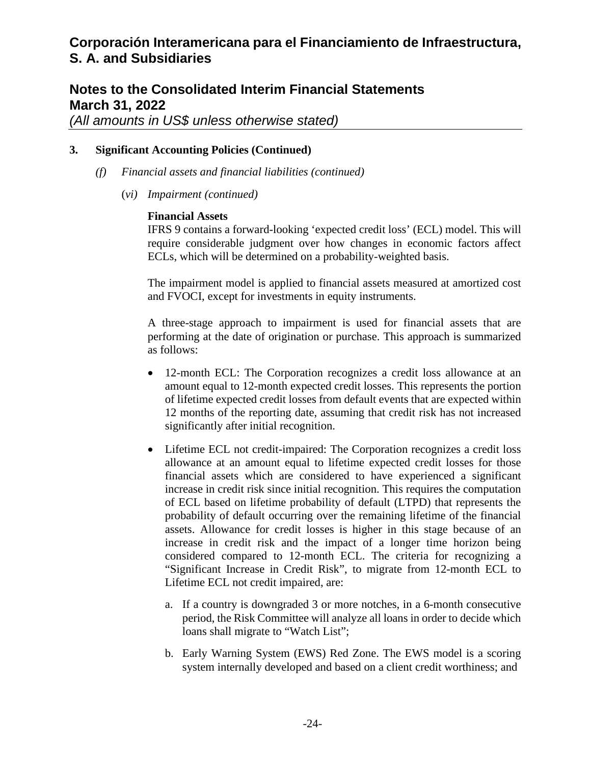### 3. Significant Accounting Policies (Continued)

*(f) Financial assets and financial liabilities (continued)*

*(vi) Impairment (continued)*

**Financial Assets**

IFRS 9 contains a forward-looking 'expected credit loss' (ECL) model. This will require considerable judgment over how changes in economic factors affect ECLs, which will be determined on a probability-weighted basis.

The impairment model is applied to financial assets measured at amortized cost and FVOCI, except for investments in equity instruments.

A three-stage approach to impairment is used for financial assets that are performing at the date of origination or purchase. This approach is summarized as follows:

- 12-month ECL: The Corporation recognizes a credit loss allowance at an amount equal to 12-month expected credit losses. This represents the portion of lifetime expected credit losses from default events that are expected within 12 months of the reporting date, assuming that credit risk has not increased significantly after initial recognition.

- Lifetime ECL not credit-impaired: The Corporation recognizes a credit loss allowance at an amount equal to lifetime expected credit losses for those financial assets which are considered to have experienced a significant increase in credit risk since initial recognition. This requires the computation of ECL based on lifetime probability of default (LTPD) that represents the probability of default occurring over the remaining lifetime of the financial assets. Allowance for credit losses is higher in this stage because of an increase in credit risk and the impact of a longer time horizon being considered compared to 12-month ECL. The criteria for recognizing a "Significant Increase in Credit Risk", to migrate from 12-month ECL to Lifetime ECL not credit impaired, are:

  a. If a country is downgraded 3 or more notches, in a 6-month consecutive period, the Risk Committee will analyze all loans in order to decide which loans shall migrate to "Watch List";

  b. Early Warning System (EWS) Red Zone. The EWS model is a scoring system internally developed and based on a client credit worthiness; and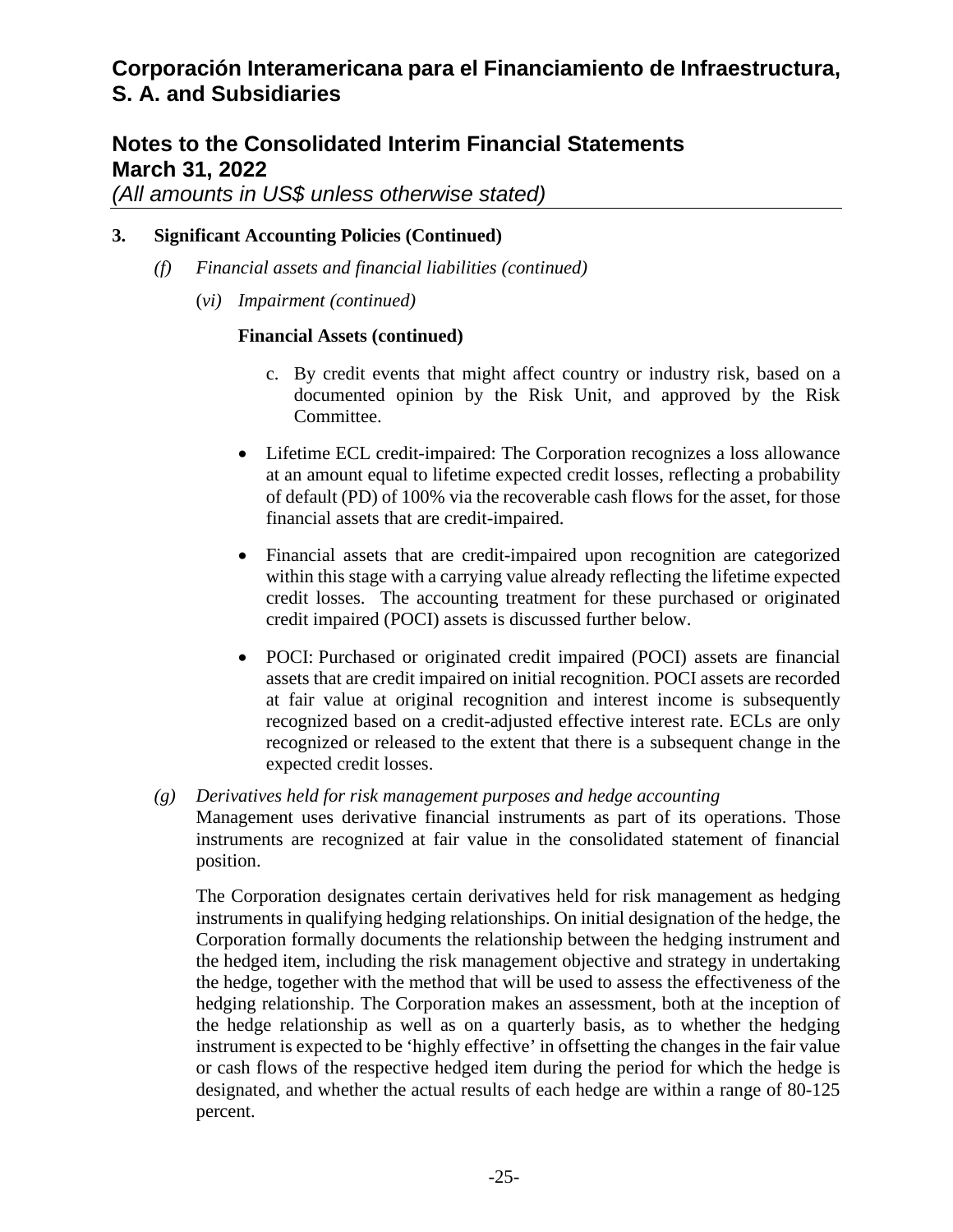**3. Significant Accounting Policies (Continued)**

*(f) Financial assets and financial liabilities (continued)*

(*vi) Impairment (continued)*

**Financial Assets (continued)**

c. By credit events that might affect country or industry risk, based on a documented opinion by the Risk Unit, and approved by the Risk Committee.

- Lifetime ECL credit-impaired: The Corporation recognizes a loss allowance at an amount equal to lifetime expected credit losses, reflecting a probability of default (PD) of 100% via the recoverable cash flows for the asset, for those financial assets that are credit-impaired.

- Financial assets that are credit-impaired upon recognition are categorized within this stage with a carrying value already reflecting the lifetime expected credit losses. The accounting treatment for these purchased or originated credit impaired (POCI) assets is discussed further below.

- POCI: Purchased or originated credit impaired (POCI) assets are financial assets that are credit impaired on initial recognition. POCI assets are recorded at fair value at original recognition and interest income is subsequently recognized based on a credit-adjusted effective interest rate. ECLs are only recognized or released to the extent that there is a subsequent change in the expected credit losses.

*(g) Derivatives held for risk management purposes and hedge accounting*

Management uses derivative financial instruments as part of its operations. Those instruments are recognized at fair value in the consolidated statement of financial position.

The Corporation designates certain derivatives held for risk management as hedging instruments in qualifying hedging relationships. On initial designation of the hedge, the Corporation formally documents the relationship between the hedging instrument and the hedged item, including the risk management objective and strategy in undertaking the hedge, together with the method that will be used to assess the effectiveness of the hedging relationship. The Corporation makes an assessment, both at the inception of the hedge relationship as well as on a quarterly basis, as to whether the hedging instrument is expected to be 'highly effective' in offsetting the changes in the fair value or cash flows of the respective hedged item during the period for which the hedge is designated, and whether the actual results of each hedge are within a range of 80-125 percent.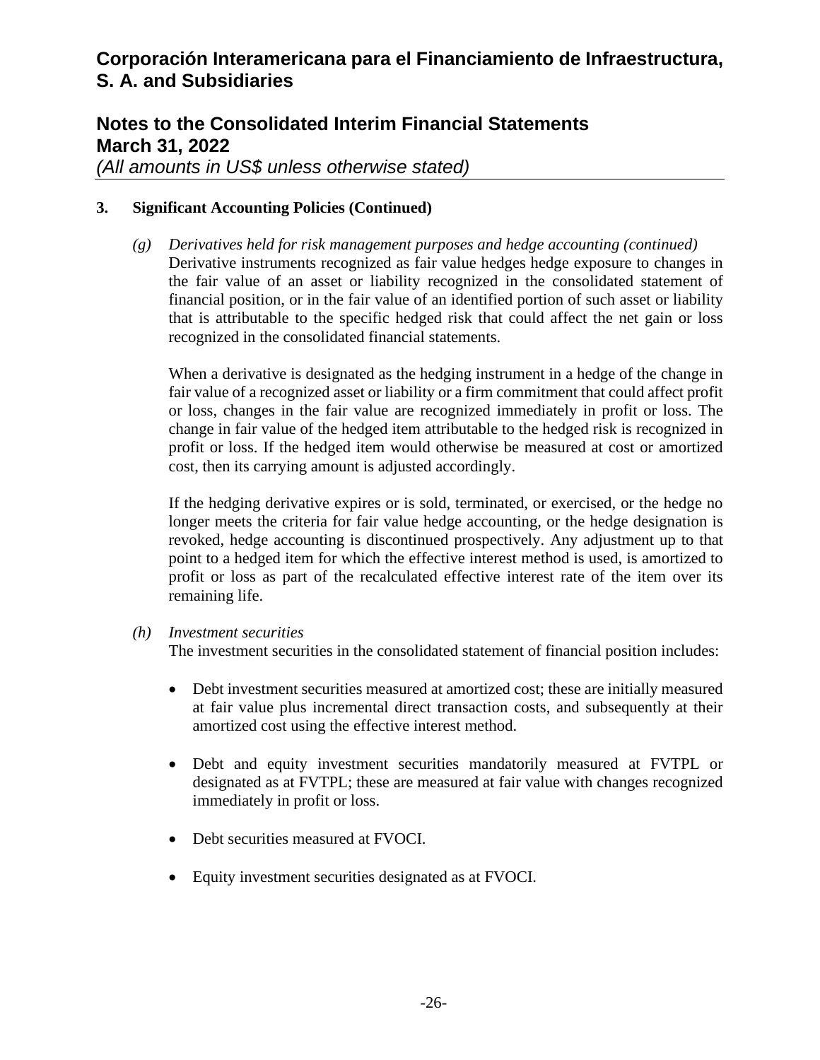**3. Significant Accounting Policies (Continued)**

*(g) Derivatives held for risk management purposes and hedge accounting (continued)*

Derivative instruments recognized as fair value hedges hedge exposure to changes in the fair value of an asset or liability recognized in the consolidated statement of financial position, or in the fair value of an identified portion of such asset or liability that is attributable to the specific hedged risk that could affect the net gain or loss recognized in the consolidated financial statements.

When a derivative is designated as the hedging instrument in a hedge of the change in fair value of a recognized asset or liability or a firm commitment that could affect profit or loss, changes in the fair value are recognized immediately in profit or loss. The change in fair value of the hedged item attributable to the hedged risk is recognized in profit or loss. If the hedged item would otherwise be measured at cost or amortized cost, then its carrying amount is adjusted accordingly.

If the hedging derivative expires or is sold, terminated, or exercised, or the hedge no longer meets the criteria for fair value hedge accounting, or the hedge designation is revoked, hedge accounting is discontinued prospectively. Any adjustment up to that point to a hedged item for which the effective interest method is used, is amortized to profit or loss as part of the recalculated effective interest rate of the item over its remaining life.

*(h) Investment securities*

The investment securities in the consolidated statement of financial position includes:

- Debt investment securities measured at amortized cost; these are initially measured at fair value plus incremental direct transaction costs, and subsequently at their amortized cost using the effective interest method.
- Debt and equity investment securities mandatorily measured at FVTPL or designated as at FVTPL; these are measured at fair value with changes recognized immediately in profit or loss.
- Debt securities measured at FVOCI.
- Equity investment securities designated as at FVOCI.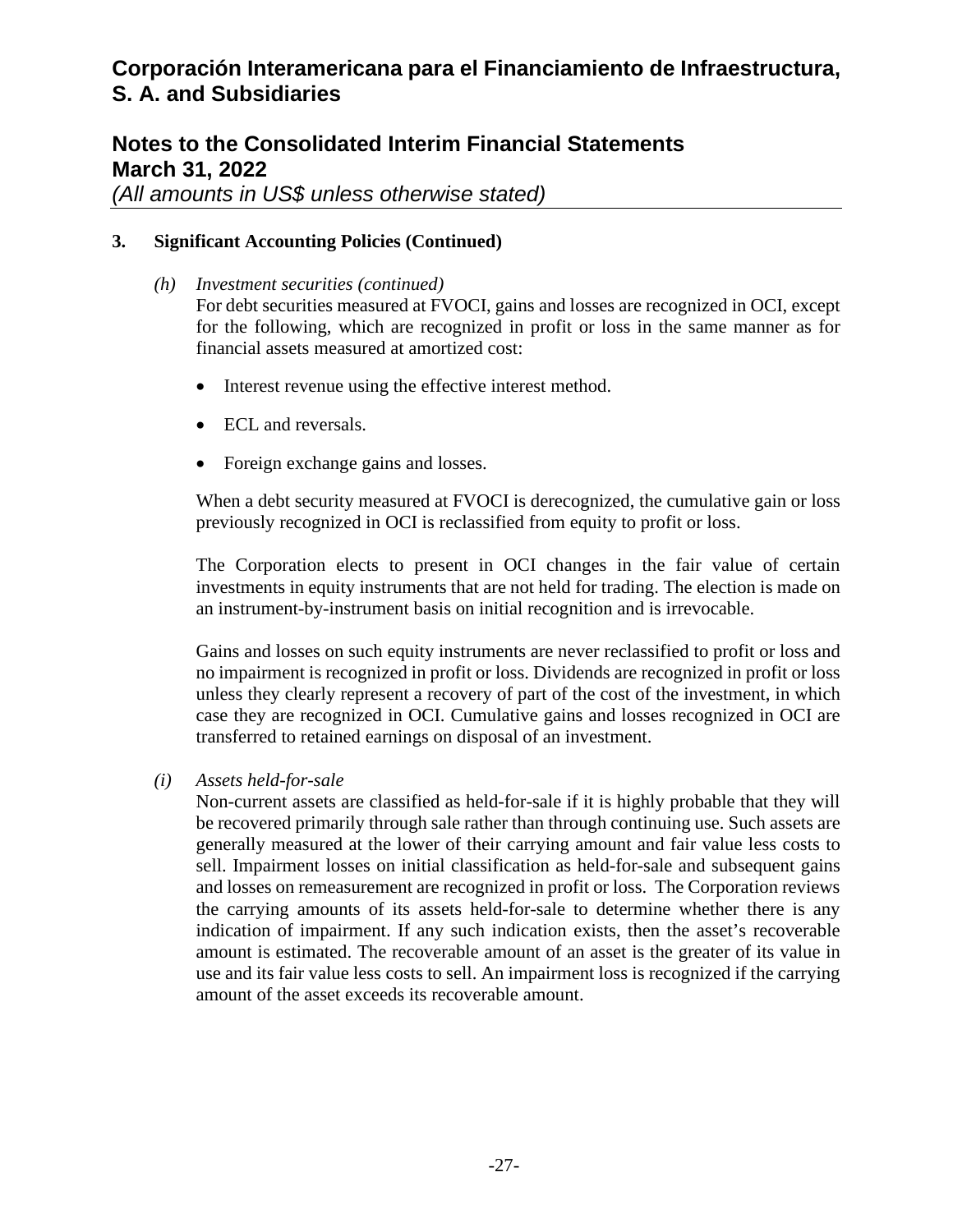### 3. Significant Accounting Policies (Continued)

*(h) Investment securities (continued)*

For debt securities measured at FVOCI, gains and losses are recognized in OCI, except for the following, which are recognized in profit or loss in the same manner as for financial assets measured at amortized cost:

- Interest revenue using the effective interest method.
- ECL and reversals.
- Foreign exchange gains and losses.

When a debt security measured at FVOCI is derecognized, the cumulative gain or loss previously recognized in OCI is reclassified from equity to profit or loss.

The Corporation elects to present in OCI changes in the fair value of certain investments in equity instruments that are not held for trading. The election is made on an instrument-by-instrument basis on initial recognition and is irrevocable.

Gains and losses on such equity instruments are never reclassified to profit or loss and no impairment is recognized in profit or loss. Dividends are recognized in profit or loss unless they clearly represent a recovery of part of the cost of the investment, in which case they are recognized in OCI. Cumulative gains and losses recognized in OCI are transferred to retained earnings on disposal of an investment.

*(i) Assets held-for-sale*

Non-current assets are classified as held-for-sale if it is highly probable that they will be recovered primarily through sale rather than through continuing use. Such assets are generally measured at the lower of their carrying amount and fair value less costs to sell. Impairment losses on initial classification as held-for-sale and subsequent gains and losses on remeasurement are recognized in profit or loss. The Corporation reviews the carrying amounts of its assets held-for-sale to determine whether there is any indication of impairment. If any such indication exists, then the asset's recoverable amount is estimated. The recoverable amount of an asset is the greater of its value in use and its fair value less costs to sell. An impairment loss is recognized if the carrying amount of the asset exceeds its recoverable amount.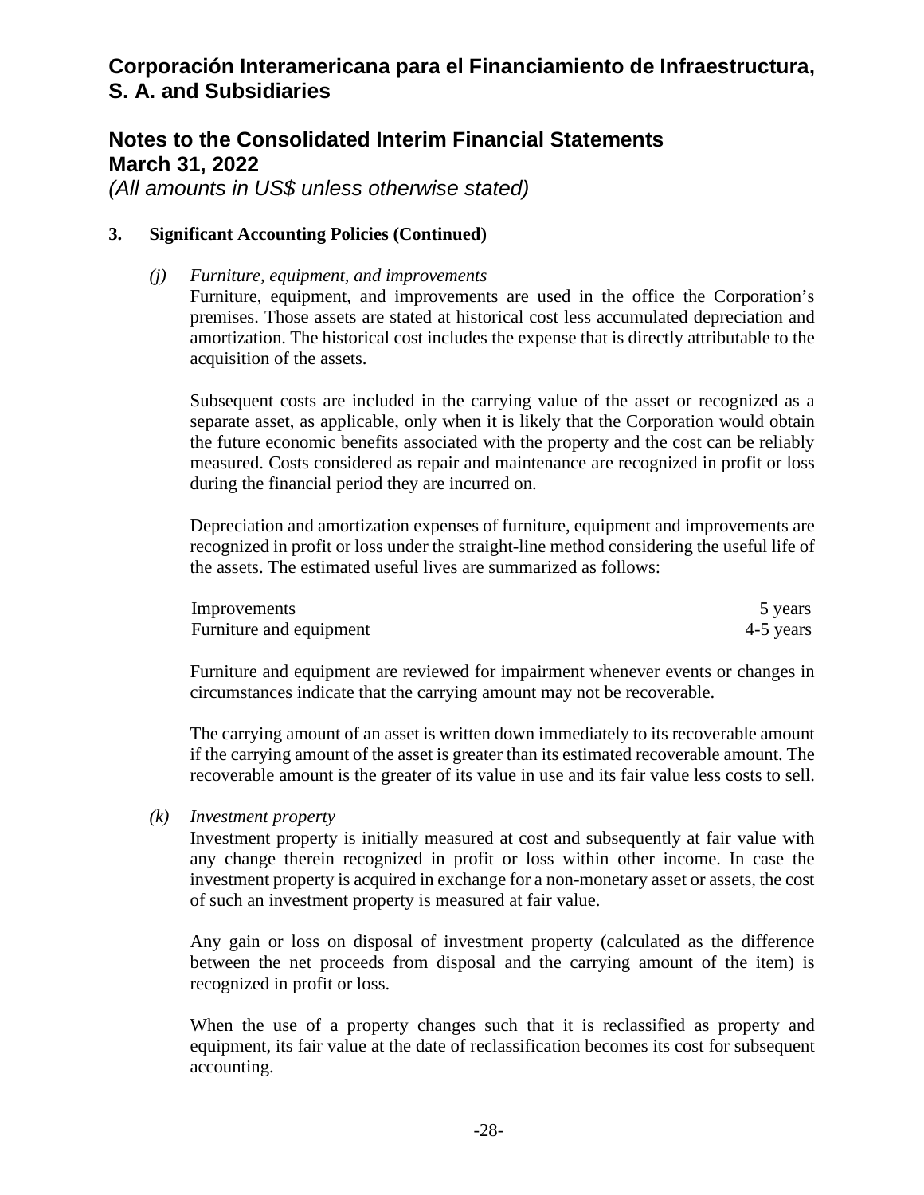### 3. Significant Accounting Policies (Continued)

*(j) Furniture, equipment, and improvements*

Furniture, equipment, and improvements are used in the office the Corporation's premises. Those assets are stated at historical cost less accumulated depreciation and amortization. The historical cost includes the expense that is directly attributable to the acquisition of the assets.

Subsequent costs are included in the carrying value of the asset or recognized as a separate asset, as applicable, only when it is likely that the Corporation would obtain the future economic benefits associated with the property and the cost can be reliably measured. Costs considered as repair and maintenance are recognized in profit or loss during the financial period they are incurred on.

Depreciation and amortization expenses of furniture, equipment and improvements are recognized in profit or loss under the straight-line method considering the useful life of the assets. The estimated useful lives are summarized as follows:

| | |
|---|---|
| Improvements | 5 years |
| Furniture and equipment | 4-5 years |

Furniture and equipment are reviewed for impairment whenever events or changes in circumstances indicate that the carrying amount may not be recoverable.

The carrying amount of an asset is written down immediately to its recoverable amount if the carrying amount of the asset is greater than its estimated recoverable amount. The recoverable amount is the greater of its value in use and its fair value less costs to sell.

*(k) Investment property*

Investment property is initially measured at cost and subsequently at fair value with any change therein recognized in profit or loss within other income. In case the investment property is acquired in exchange for a non-monetary asset or assets, the cost of such an investment property is measured at fair value.

Any gain or loss on disposal of investment property (calculated as the difference between the net proceeds from disposal and the carrying amount of the item) is recognized in profit or loss.

When the use of a property changes such that it is reclassified as property and equipment, its fair value at the date of reclassification becomes its cost for subsequent accounting.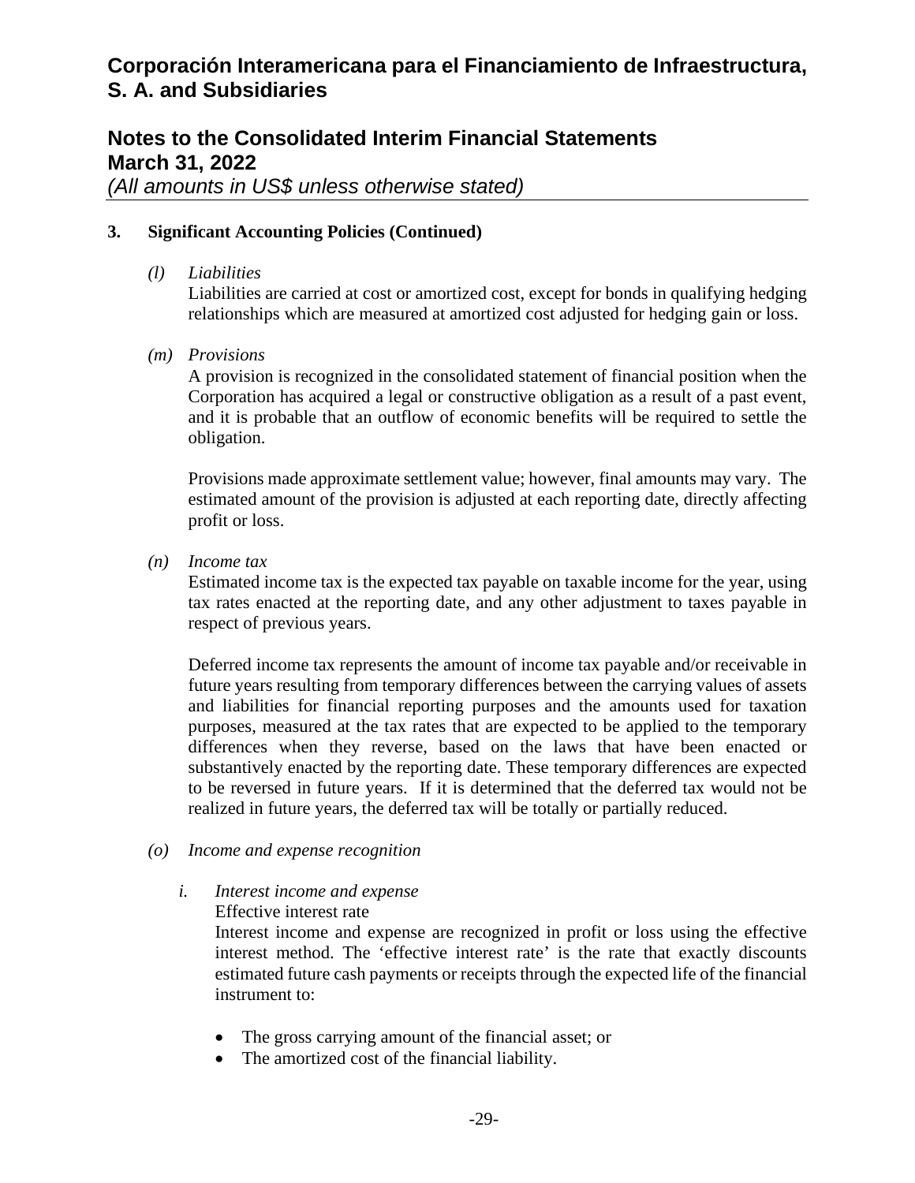### 3. Significant Accounting Policies (Continued)

*(l) Liabilities*

Liabilities are carried at cost or amortized cost, except for bonds in qualifying hedging relationships which are measured at amortized cost adjusted for hedging gain or loss.

*(m) Provisions*

A provision is recognized in the consolidated statement of financial position when the Corporation has acquired a legal or constructive obligation as a result of a past event, and it is probable that an outflow of economic benefits will be required to settle the obligation.

Provisions made approximate settlement value; however, final amounts may vary. The estimated amount of the provision is adjusted at each reporting date, directly affecting profit or loss.

*(n) Income tax*

Estimated income tax is the expected tax payable on taxable income for the year, using tax rates enacted at the reporting date, and any other adjustment to taxes payable in respect of previous years.

Deferred income tax represents the amount of income tax payable and/or receivable in future years resulting from temporary differences between the carrying values of assets and liabilities for financial reporting purposes and the amounts used for taxation purposes, measured at the tax rates that are expected to be applied to the temporary differences when they reverse, based on the laws that have been enacted or substantively enacted by the reporting date. These temporary differences are expected to be reversed in future years. If it is determined that the deferred tax would not be realized in future years, the deferred tax will be totally or partially reduced.

*(o) Income and expense recognition*

*i. Interest income and expense*

Effective interest rate

Interest income and expense are recognized in profit or loss using the effective interest method. The 'effective interest rate' is the rate that exactly discounts estimated future cash payments or receipts through the expected life of the financial instrument to:

- The gross carrying amount of the financial asset; or
- The amortized cost of the financial liability.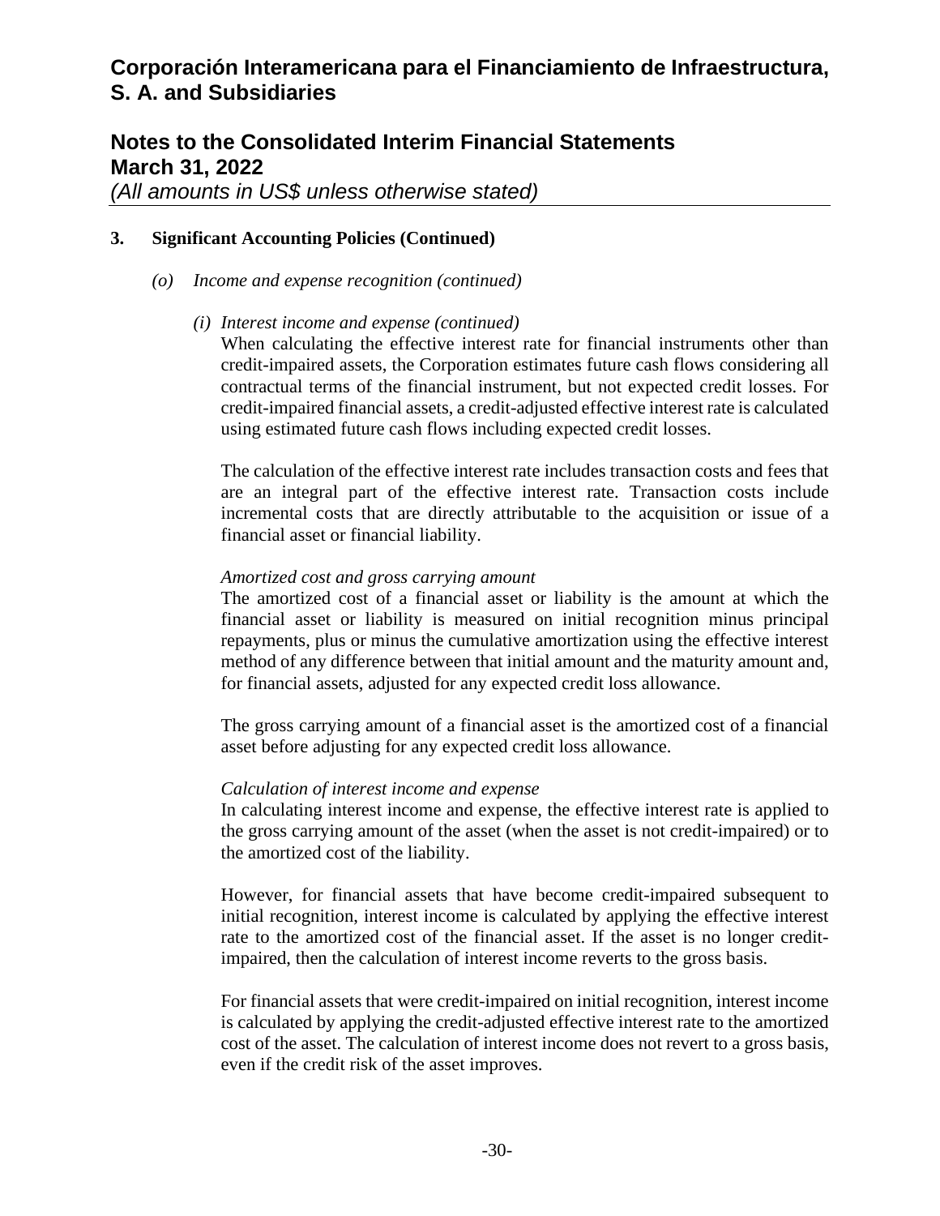### 3. Significant Accounting Policies (Continued)

*(o) Income and expense recognition (continued)*

*(i) Interest income and expense (continued)*

When calculating the effective interest rate for financial instruments other than credit-impaired assets, the Corporation estimates future cash flows considering all contractual terms of the financial instrument, but not expected credit losses. For credit-impaired financial assets, a credit-adjusted effective interest rate is calculated using estimated future cash flows including expected credit losses.

The calculation of the effective interest rate includes transaction costs and fees that are an integral part of the effective interest rate. Transaction costs include incremental costs that are directly attributable to the acquisition or issue of a financial asset or financial liability.

*Amortized cost and gross carrying amount*

The amortized cost of a financial asset or liability is the amount at which the financial asset or liability is measured on initial recognition minus principal repayments, plus or minus the cumulative amortization using the effective interest method of any difference between that initial amount and the maturity amount and, for financial assets, adjusted for any expected credit loss allowance.

The gross carrying amount of a financial asset is the amortized cost of a financial asset before adjusting for any expected credit loss allowance.

*Calculation of interest income and expense*

In calculating interest income and expense, the effective interest rate is applied to the gross carrying amount of the asset (when the asset is not credit-impaired) or to the amortized cost of the liability.

However, for financial assets that have become credit-impaired subsequent to initial recognition, interest income is calculated by applying the effective interest rate to the amortized cost of the financial asset. If the asset is no longer credit-impaired, then the calculation of interest income reverts to the gross basis.

For financial assets that were credit-impaired on initial recognition, interest income is calculated by applying the credit-adjusted effective interest rate to the amortized cost of the asset. The calculation of interest income does not revert to a gross basis, even if the credit risk of the asset improves.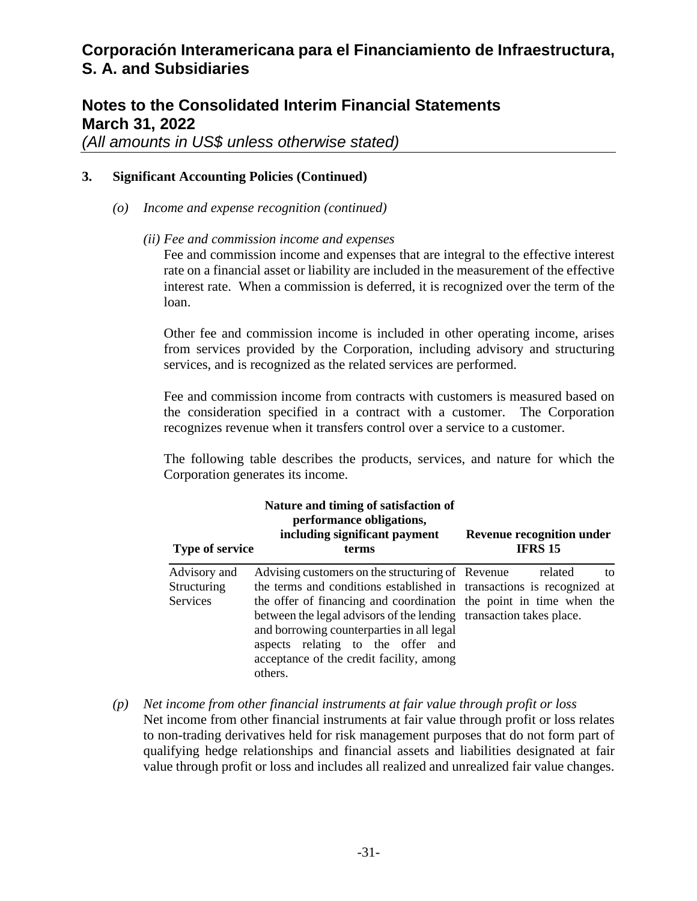## 3. Significant Accounting Policies (Continued)

*(o) Income and expense recognition (continued)*

*(ii) Fee and commission income and expenses*

Fee and commission income and expenses that are integral to the effective interest rate on a financial asset or liability are included in the measurement of the effective interest rate. When a commission is deferred, it is recognized over the term of the loan.

Other fee and commission income is included in other operating income, arises from services provided by the Corporation, including advisory and structuring services, and is recognized as the related services are performed.

Fee and commission income from contracts with customers is measured based on the consideration specified in a contract with a customer. The Corporation recognizes revenue when it transfers control over a service to a customer.

The following table describes the products, services, and nature for which the Corporation generates its income.

| Type of service | Nature and timing of satisfaction of performance obligations, including significant payment terms | Revenue recognition under IFRS 15 |
|---|---|---|
| Advisory and Structuring Services | Advising customers on the structuring of the terms and conditions established in the offer of financing and coordination between the legal advisors of the lending and borrowing counterparties in all legal aspects relating to the offer and acceptance of the credit facility, among others. | Revenue related to transactions is recognized at the point in time when the transaction takes place. |

*(p) Net income from other financial instruments at fair value through profit or loss*

Net income from other financial instruments at fair value through profit or loss relates to non-trading derivatives held for risk management purposes that do not form part of qualifying hedge relationships and financial assets and liabilities designated at fair value through profit or loss and includes all realized and unrealized fair value changes.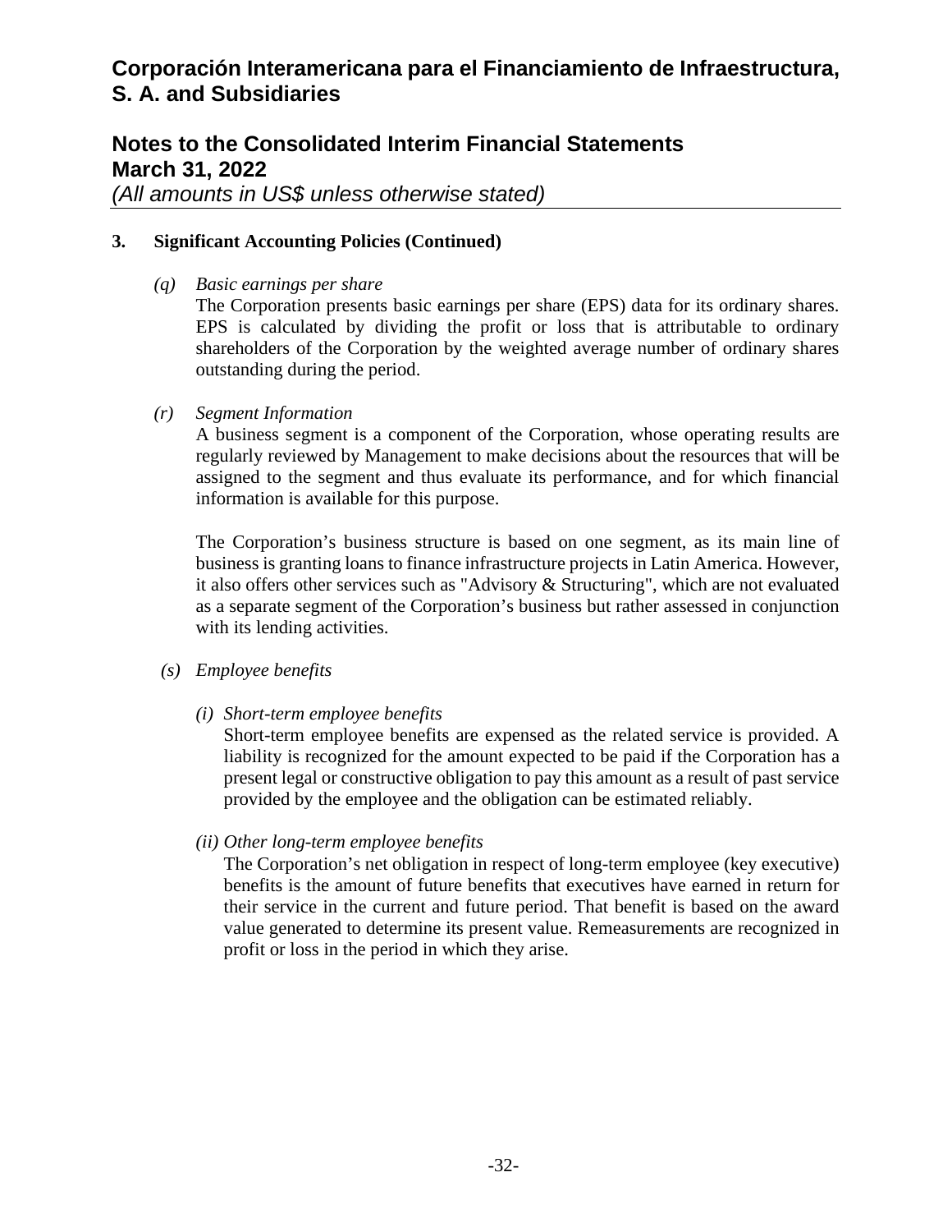# Corporación Interamericana para el Financiamiento de Infraestructura, S. A. and Subsidiaries

## Notes to the Consolidated Interim Financial Statements
## March 31, 2022
*(All amounts in US$ unless otherwise stated)*

**3. Significant Accounting Policies (Continued)**

*(q) Basic earnings per share*

The Corporation presents basic earnings per share (EPS) data for its ordinary shares. EPS is calculated by dividing the profit or loss that is attributable to ordinary shareholders of the Corporation by the weighted average number of ordinary shares outstanding during the period.

*(r) Segment Information*

A business segment is a component of the Corporation, whose operating results are regularly reviewed by Management to make decisions about the resources that will be assigned to the segment and thus evaluate its performance, and for which financial information is available for this purpose.

The Corporation's business structure is based on one segment, as its main line of business is granting loans to finance infrastructure projects in Latin America. However, it also offers other services such as "Advisory & Structuring", which are not evaluated as a separate segment of the Corporation's business but rather assessed in conjunction with its lending activities.

*(s) Employee benefits*

*(i) Short-term employee benefits*

Short-term employee benefits are expensed as the related service is provided. A liability is recognized for the amount expected to be paid if the Corporation has a present legal or constructive obligation to pay this amount as a result of past service provided by the employee and the obligation can be estimated reliably.

*(ii) Other long-term employee benefits*

The Corporation's net obligation in respect of long-term employee (key executive) benefits is the amount of future benefits that executives have earned in return for their service in the current and future period. That benefit is based on the award value generated to determine its present value. Remeasurements are recognized in profit or loss in the period in which they arise.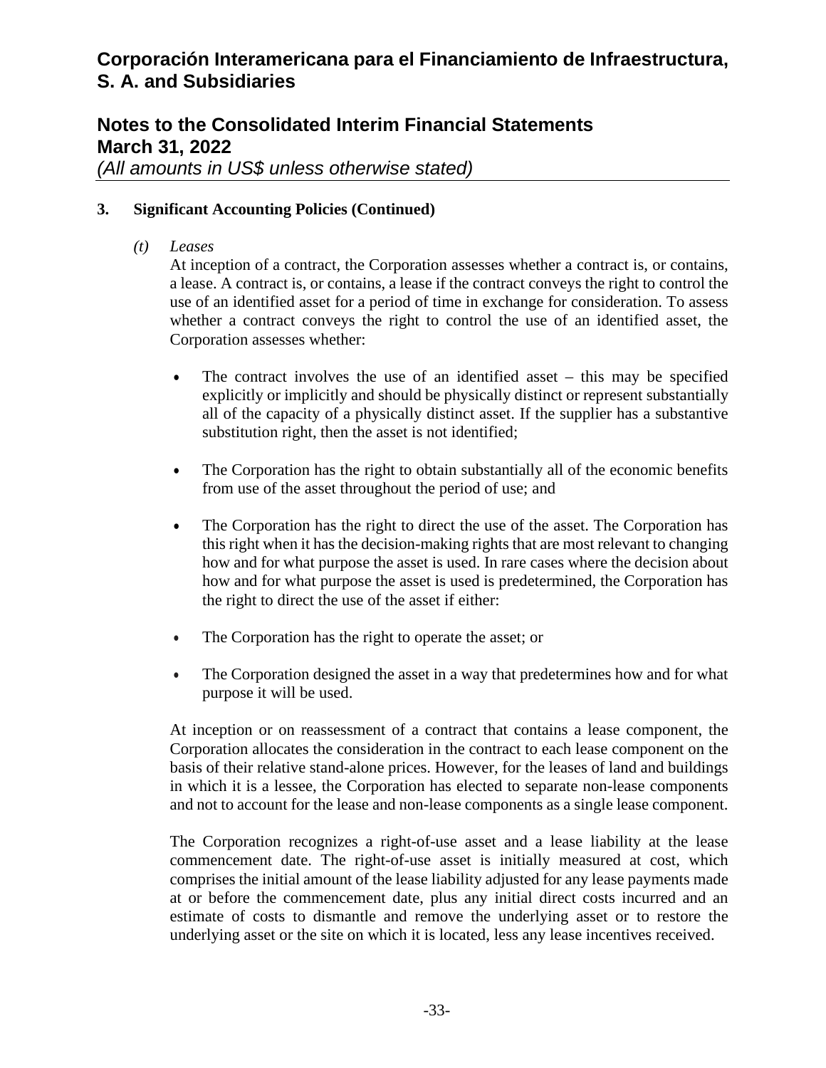## 3. Significant Accounting Policies (Continued)

*(t) Leases*

At inception of a contract, the Corporation assesses whether a contract is, or contains, a lease. A contract is, or contains, a lease if the contract conveys the right to control the use of an identified asset for a period of time in exchange for consideration. To assess whether a contract conveys the right to control the use of an identified asset, the Corporation assesses whether:

- The contract involves the use of an identified asset – this may be specified explicitly or implicitly and should be physically distinct or represent substantially all of the capacity of a physically distinct asset. If the supplier has a substantive substitution right, then the asset is not identified;

- The Corporation has the right to obtain substantially all of the economic benefits from use of the asset throughout the period of use; and

- The Corporation has the right to direct the use of the asset. The Corporation has this right when it has the decision-making rights that are most relevant to changing how and for what purpose the asset is used. In rare cases where the decision about how and for what purpose the asset is used is predetermined, the Corporation has the right to direct the use of the asset if either:

- The Corporation has the right to operate the asset; or

- The Corporation designed the asset in a way that predetermines how and for what purpose it will be used.

At inception or on reassessment of a contract that contains a lease component, the Corporation allocates the consideration in the contract to each lease component on the basis of their relative stand-alone prices. However, for the leases of land and buildings in which it is a lessee, the Corporation has elected to separate non-lease components and not to account for the lease and non-lease components as a single lease component.

The Corporation recognizes a right-of-use asset and a lease liability at the lease commencement date. The right-of-use asset is initially measured at cost, which comprises the initial amount of the lease liability adjusted for any lease payments made at or before the commencement date, plus any initial direct costs incurred and an estimate of costs to dismantle and remove the underlying asset or to restore the underlying asset or the site on which it is located, less any lease incentives received.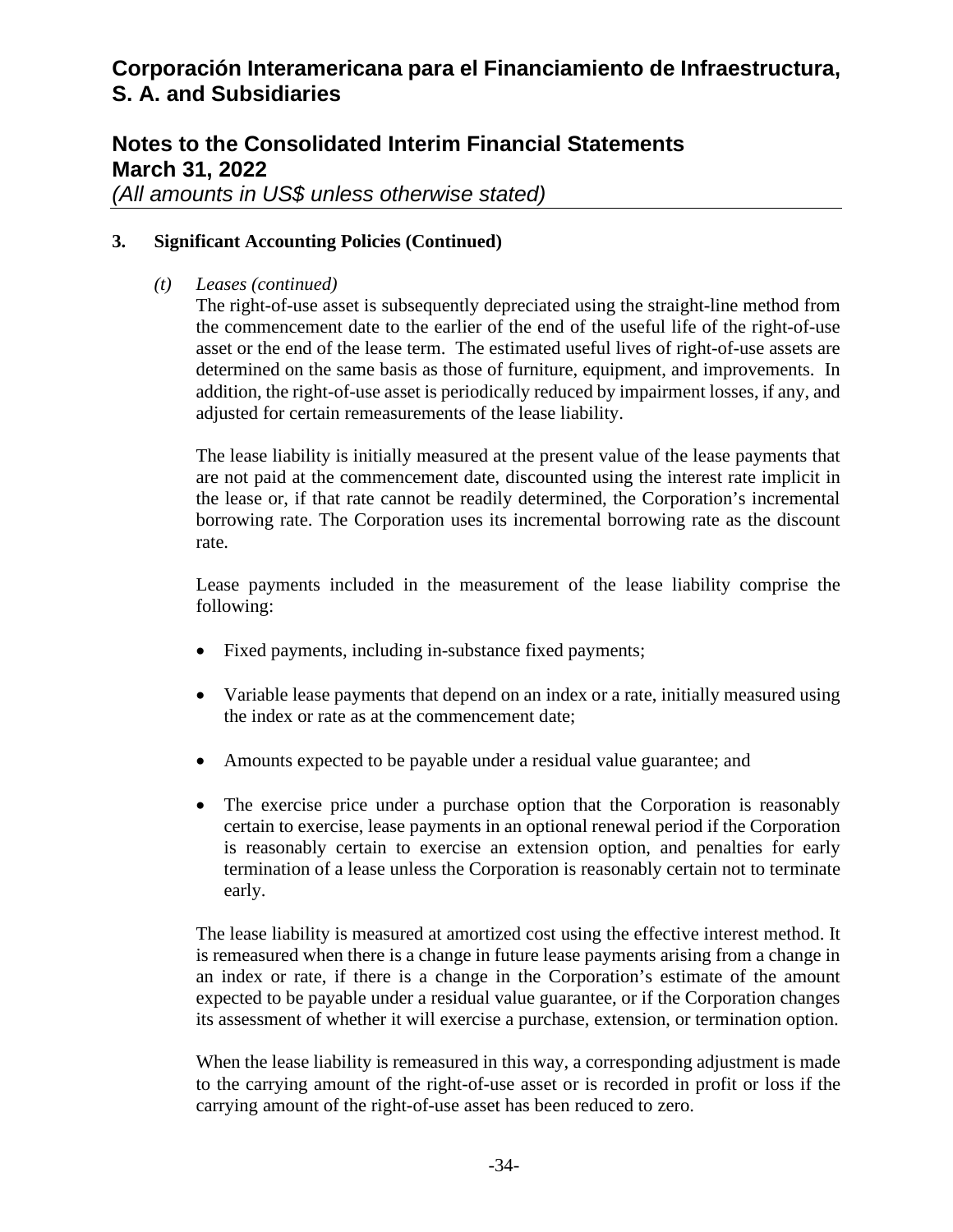### 3. Significant Accounting Policies (Continued)

*(t) Leases (continued)*

The right-of-use asset is subsequently depreciated using the straight-line method from the commencement date to the earlier of the end of the useful life of the right-of-use asset or the end of the lease term. The estimated useful lives of right-of-use assets are determined on the same basis as those of furniture, equipment, and improvements. In addition, the right-of-use asset is periodically reduced by impairment losses, if any, and adjusted for certain remeasurements of the lease liability.

The lease liability is initially measured at the present value of the lease payments that are not paid at the commencement date, discounted using the interest rate implicit in the lease or, if that rate cannot be readily determined, the Corporation's incremental borrowing rate. The Corporation uses its incremental borrowing rate as the discount rate.

Lease payments included in the measurement of the lease liability comprise the following:

- Fixed payments, including in-substance fixed payments;
- Variable lease payments that depend on an index or a rate, initially measured using the index or rate as at the commencement date;
- Amounts expected to be payable under a residual value guarantee; and
- The exercise price under a purchase option that the Corporation is reasonably certain to exercise, lease payments in an optional renewal period if the Corporation is reasonably certain to exercise an extension option, and penalties for early termination of a lease unless the Corporation is reasonably certain not to terminate early.

The lease liability is measured at amortized cost using the effective interest method. It is remeasured when there is a change in future lease payments arising from a change in an index or rate, if there is a change in the Corporation's estimate of the amount expected to be payable under a residual value guarantee, or if the Corporation changes its assessment of whether it will exercise a purchase, extension, or termination option.

When the lease liability is remeasured in this way, a corresponding adjustment is made to the carrying amount of the right-of-use asset or is recorded in profit or loss if the carrying amount of the right-of-use asset has been reduced to zero.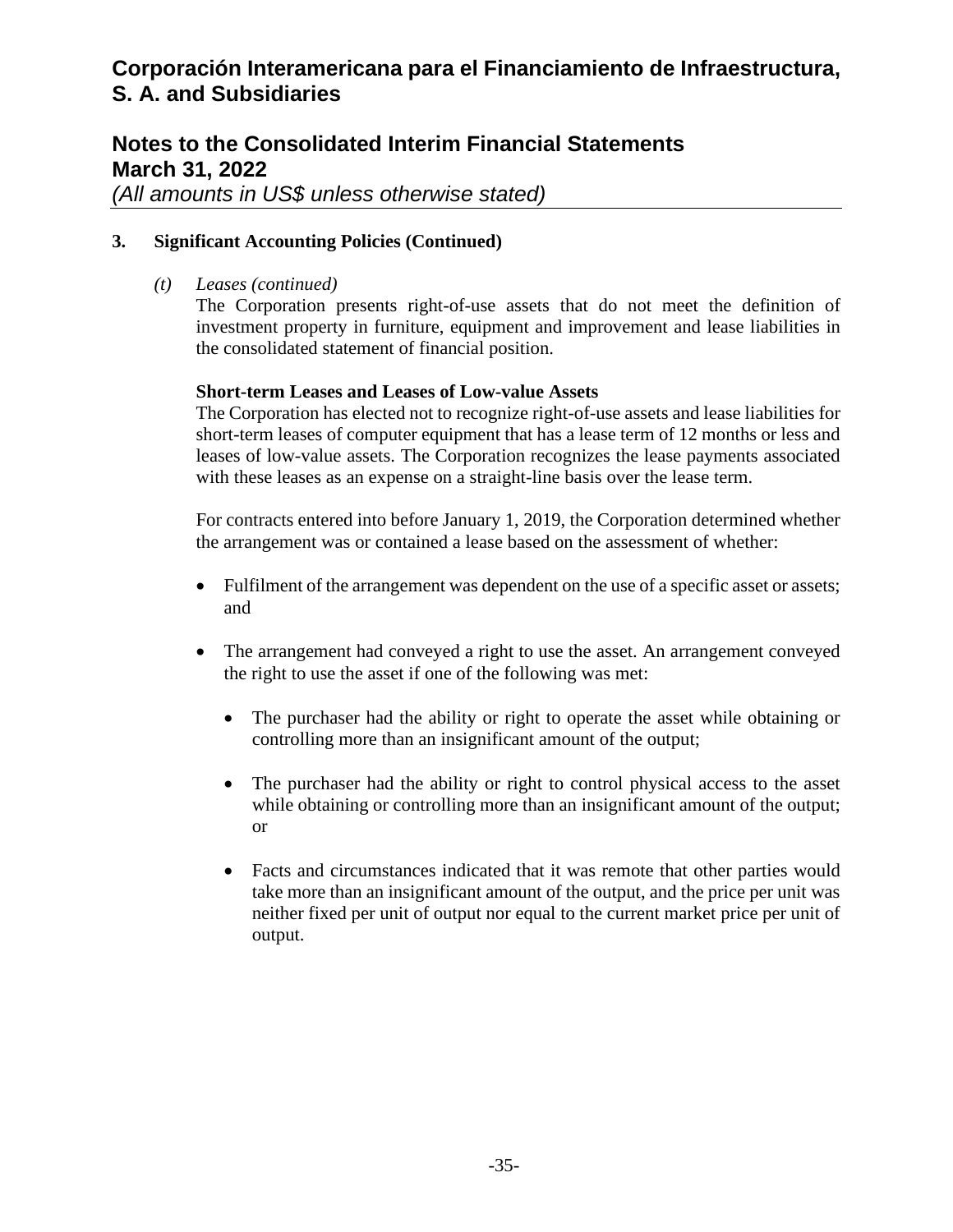## 3. Significant Accounting Policies (Continued)

*(t) Leases (continued)*

The Corporation presents right-of-use assets that do not meet the definition of investment property in furniture, equipment and improvement and lease liabilities in the consolidated statement of financial position.

**Short-term Leases and Leases of Low-value Assets**

The Corporation has elected not to recognize right-of-use assets and lease liabilities for short-term leases of computer equipment that has a lease term of 12 months or less and leases of low-value assets. The Corporation recognizes the lease payments associated with these leases as an expense on a straight-line basis over the lease term.

For contracts entered into before January 1, 2019, the Corporation determined whether the arrangement was or contained a lease based on the assessment of whether:

- Fulfilment of the arrangement was dependent on the use of a specific asset or assets; and

- The arrangement had conveyed a right to use the asset. An arrangement conveyed the right to use the asset if one of the following was met:

  - The purchaser had the ability or right to operate the asset while obtaining or controlling more than an insignificant amount of the output;

  - The purchaser had the ability or right to control physical access to the asset while obtaining or controlling more than an insignificant amount of the output; or

  - Facts and circumstances indicated that it was remote that other parties would take more than an insignificant amount of the output, and the price per unit was neither fixed per unit of output nor equal to the current market price per unit of output.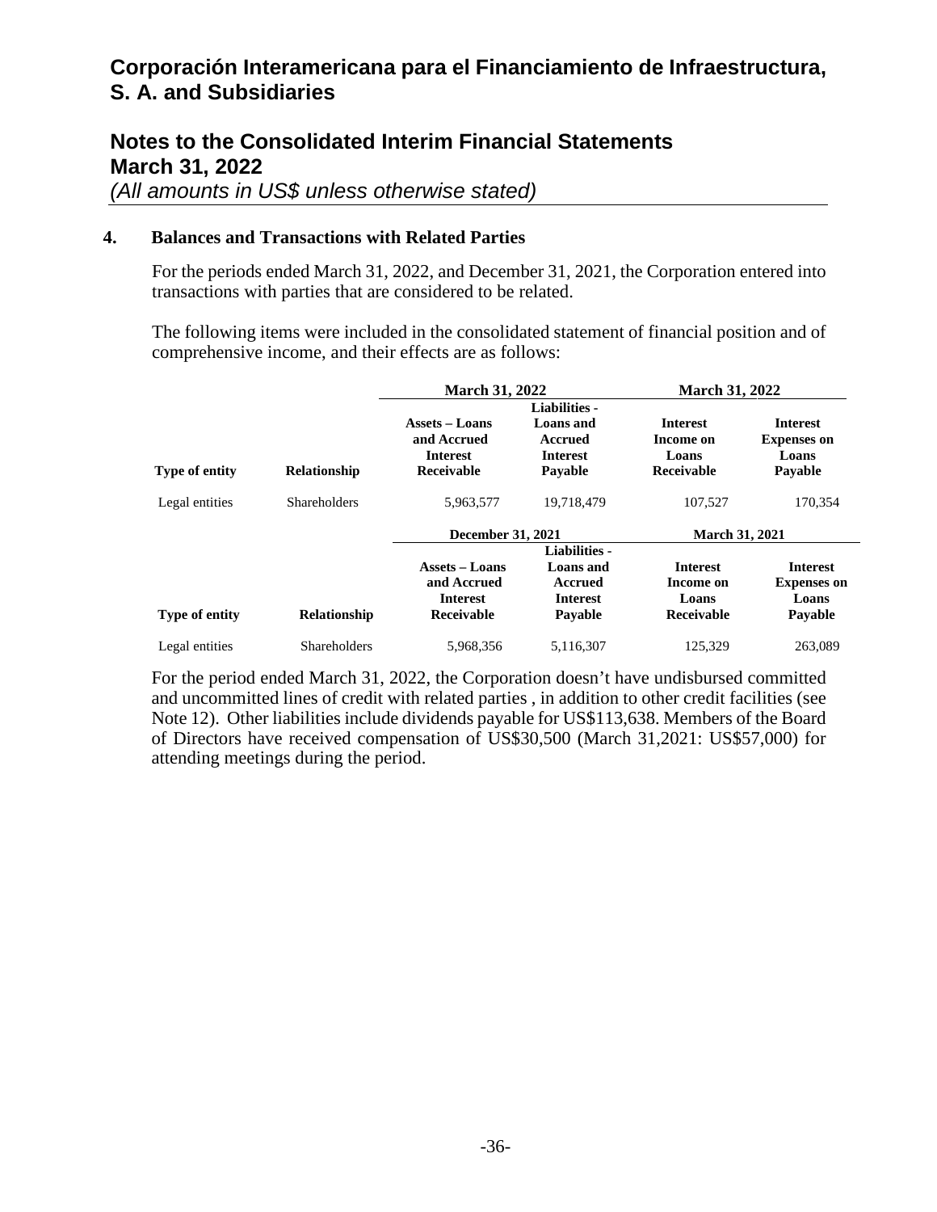# Corporación Interamericana para el Financiamiento de Infraestructura, S. A. and Subsidiaries

## Notes to the Consolidated Interim Financial Statements
## March 31, 2022
*(All amounts in US$ unless otherwise stated)*

### 4. Balances and Transactions with Related Parties

For the periods ended March 31, 2022, and December 31, 2021, the Corporation entered into transactions with parties that are considered to be related.

The following items were included in the consolidated statement of financial position and of comprehensive income, and their effects are as follows:

| | | March 31, 2022 | | March 31, 2022 | |
|---|---|---|---|---|---|
| **Type of entity** | **Relationship** | **Assets – Loans and Accrued Interest Receivable** | **Liabilities - Loans and Accrued Interest Payable** | **Interest Income on Loans Receivable** | **Interest Expenses on Loans Payable** |
| Legal entities | Shareholders | 5,963,577 | 19,718,479 | 107,527 | 170,354 |

| | | December 31, 2021 | | March 31, 2021 | |
|---|---|---|---|---|---|
| **Type of entity** | **Relationship** | **Assets – Loans and Accrued Interest Receivable** | **Liabilities - Loans and Accrued Interest Payable** | **Interest Income on Loans Receivable** | **Interest Expenses on Loans Payable** |
| Legal entities | Shareholders | 5,968,356 | 5,116,307 | 125,329 | 263,089 |

For the period ended March 31, 2022, the Corporation doesn't have undisbursed committed and uncommitted lines of credit with related parties , in addition to other credit facilities (see Note 12). Other liabilities include dividends payable for US$113,638. Members of the Board of Directors have received compensation of US$30,500 (March 31,2021: US$57,000) for attending meetings during the period.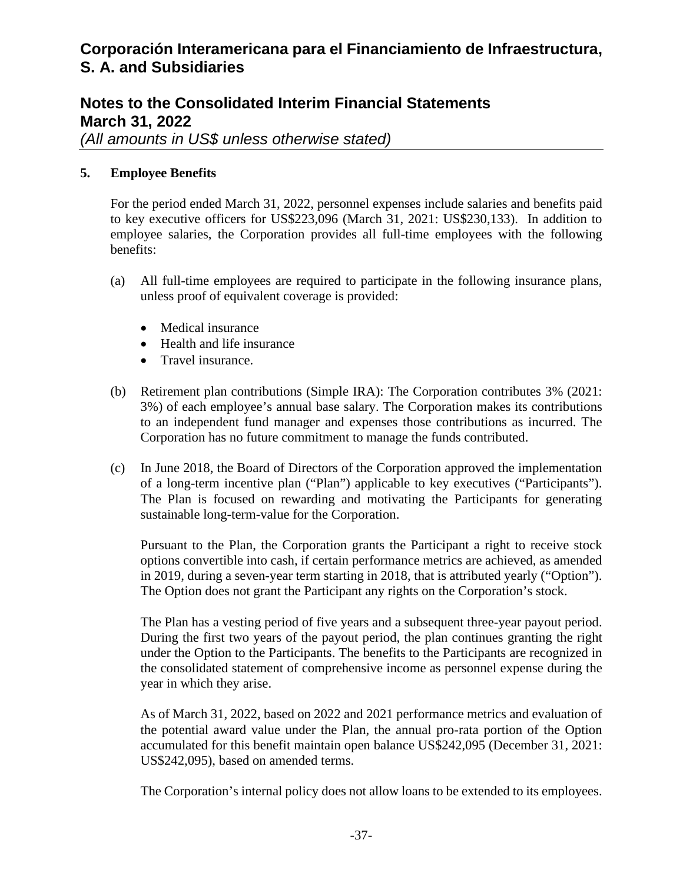## 5. Employee Benefits

For the period ended March 31, 2022, personnel expenses include salaries and benefits paid to key executive officers for US$223,096 (March 31, 2021: US$230,133). In addition to employee salaries, the Corporation provides all full-time employees with the following benefits:

(a) All full-time employees are required to participate in the following insurance plans, unless proof of equivalent coverage is provided:

- Medical insurance
- Health and life insurance
- Travel insurance.

(b) Retirement plan contributions (Simple IRA): The Corporation contributes 3% (2021: 3%) of each employee's annual base salary. The Corporation makes its contributions to an independent fund manager and expenses those contributions as incurred. The Corporation has no future commitment to manage the funds contributed.

(c) In June 2018, the Board of Directors of the Corporation approved the implementation of a long-term incentive plan ("Plan") applicable to key executives ("Participants"). The Plan is focused on rewarding and motivating the Participants for generating sustainable long-term-value for the Corporation.

Pursuant to the Plan, the Corporation grants the Participant a right to receive stock options convertible into cash, if certain performance metrics are achieved, as amended in 2019, during a seven-year term starting in 2018, that is attributed yearly ("Option"). The Option does not grant the Participant any rights on the Corporation's stock.

The Plan has a vesting period of five years and a subsequent three-year payout period. During the first two years of the payout period, the plan continues granting the right under the Option to the Participants. The benefits to the Participants are recognized in the consolidated statement of comprehensive income as personnel expense during the year in which they arise.

As of March 31, 2022, based on 2022 and 2021 performance metrics and evaluation of the potential award value under the Plan, the annual pro-rata portion of the Option accumulated for this benefit maintain open balance US$242,095 (December 31, 2021: US$242,095), based on amended terms.

The Corporation's internal policy does not allow loans to be extended to its employees.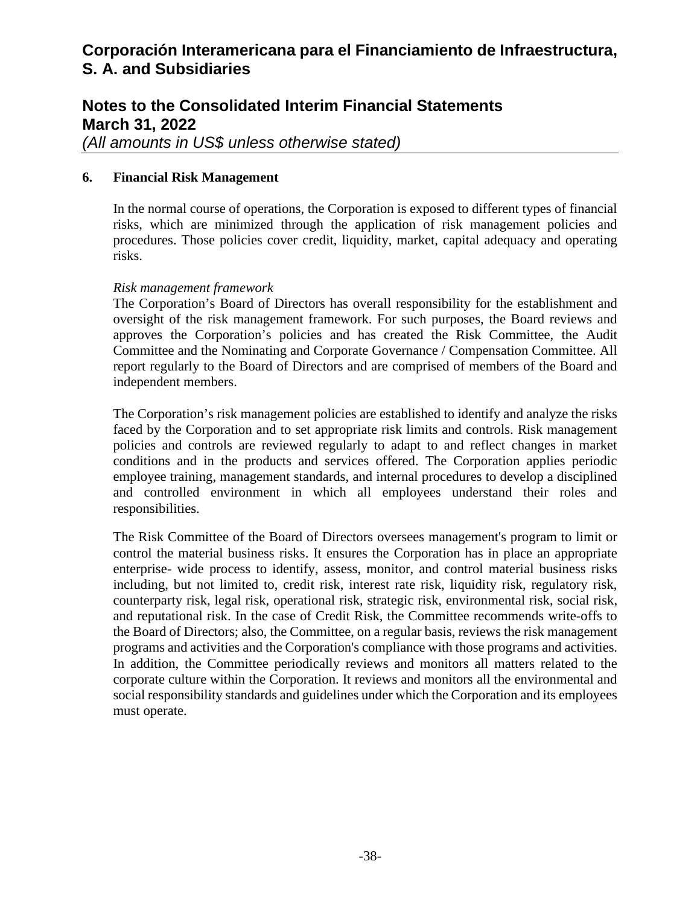## 6. Financial Risk Management

In the normal course of operations, the Corporation is exposed to different types of financial risks, which are minimized through the application of risk management policies and procedures. Those policies cover credit, liquidity, market, capital adequacy and operating risks.

*Risk management framework*

The Corporation's Board of Directors has overall responsibility for the establishment and oversight of the risk management framework. For such purposes, the Board reviews and approves the Corporation's policies and has created the Risk Committee, the Audit Committee and the Nominating and Corporate Governance / Compensation Committee. All report regularly to the Board of Directors and are comprised of members of the Board and independent members.

The Corporation's risk management policies are established to identify and analyze the risks faced by the Corporation and to set appropriate risk limits and controls. Risk management policies and controls are reviewed regularly to adapt to and reflect changes in market conditions and in the products and services offered. The Corporation applies periodic employee training, management standards, and internal procedures to develop a disciplined and controlled environment in which all employees understand their roles and responsibilities.

The Risk Committee of the Board of Directors oversees management's program to limit or control the material business risks. It ensures the Corporation has in place an appropriate enterprise- wide process to identify, assess, monitor, and control material business risks including, but not limited to, credit risk, interest rate risk, liquidity risk, regulatory risk, counterparty risk, legal risk, operational risk, strategic risk, environmental risk, social risk, and reputational risk. In the case of Credit Risk, the Committee recommends write-offs to the Board of Directors; also, the Committee, on a regular basis, reviews the risk management programs and activities and the Corporation's compliance with those programs and activities. In addition, the Committee periodically reviews and monitors all matters related to the corporate culture within the Corporation. It reviews and monitors all the environmental and social responsibility standards and guidelines under which the Corporation and its employees must operate.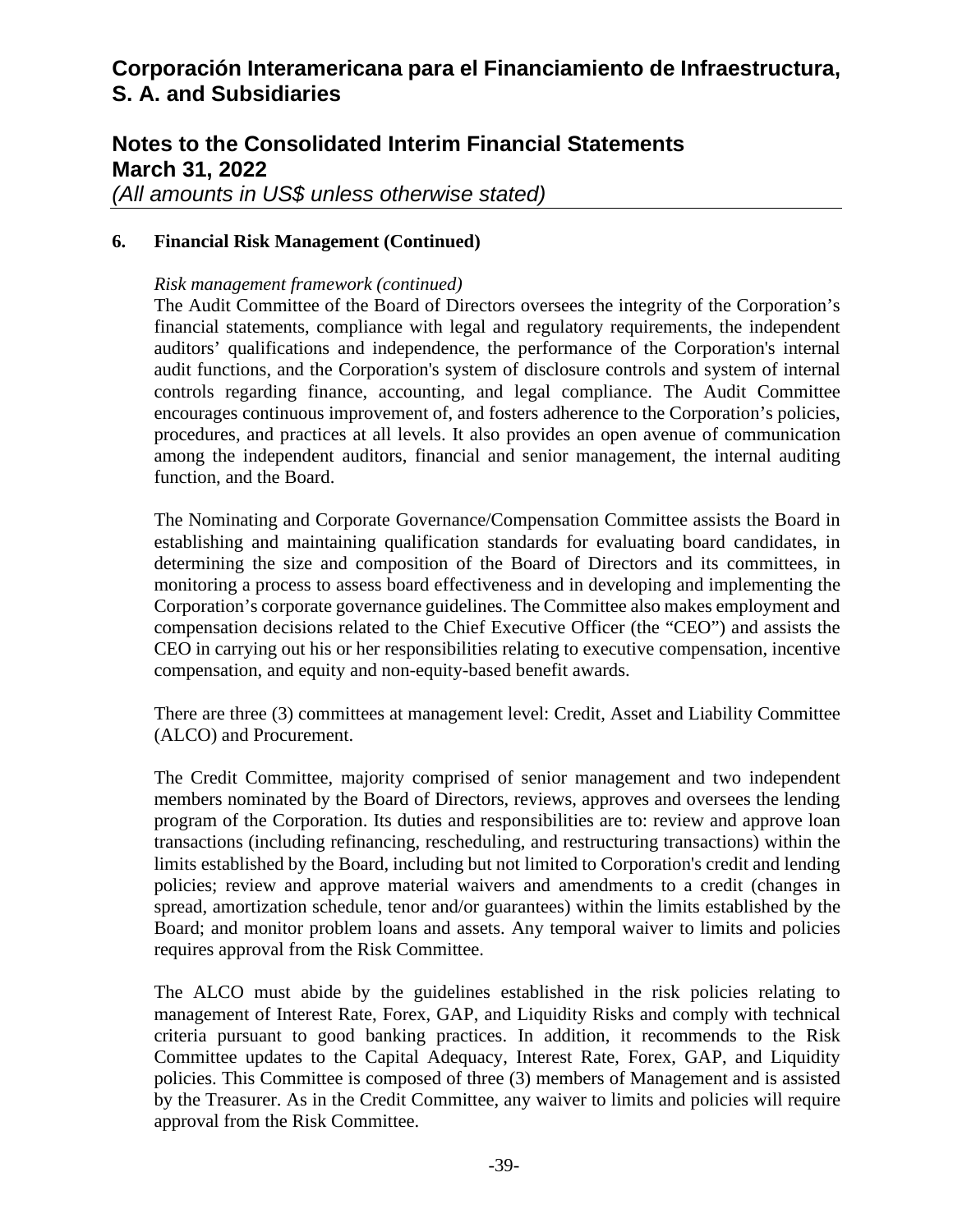## 6. Financial Risk Management (Continued)

*Risk management framework (continued)*

The Audit Committee of the Board of Directors oversees the integrity of the Corporation's financial statements, compliance with legal and regulatory requirements, the independent auditors' qualifications and independence, the performance of the Corporation's internal audit functions, and the Corporation's system of disclosure controls and system of internal controls regarding finance, accounting, and legal compliance. The Audit Committee encourages continuous improvement of, and fosters adherence to the Corporation's policies, procedures, and practices at all levels. It also provides an open avenue of communication among the independent auditors, financial and senior management, the internal auditing function, and the Board.

The Nominating and Corporate Governance/Compensation Committee assists the Board in establishing and maintaining qualification standards for evaluating board candidates, in determining the size and composition of the Board of Directors and its committees, in monitoring a process to assess board effectiveness and in developing and implementing the Corporation's corporate governance guidelines. The Committee also makes employment and compensation decisions related to the Chief Executive Officer (the "CEO") and assists the CEO in carrying out his or her responsibilities relating to executive compensation, incentive compensation, and equity and non-equity-based benefit awards.

There are three (3) committees at management level: Credit, Asset and Liability Committee (ALCO) and Procurement.

The Credit Committee, majority comprised of senior management and two independent members nominated by the Board of Directors, reviews, approves and oversees the lending program of the Corporation. Its duties and responsibilities are to: review and approve loan transactions (including refinancing, rescheduling, and restructuring transactions) within the limits established by the Board, including but not limited to Corporation's credit and lending policies; review and approve material waivers and amendments to a credit (changes in spread, amortization schedule, tenor and/or guarantees) within the limits established by the Board; and monitor problem loans and assets. Any temporal waiver to limits and policies requires approval from the Risk Committee.

The ALCO must abide by the guidelines established in the risk policies relating to management of Interest Rate, Forex, GAP, and Liquidity Risks and comply with technical criteria pursuant to good banking practices. In addition, it recommends to the Risk Committee updates to the Capital Adequacy, Interest Rate, Forex, GAP, and Liquidity policies. This Committee is composed of three (3) members of Management and is assisted by the Treasurer. As in the Credit Committee, any waiver to limits and policies will require approval from the Risk Committee.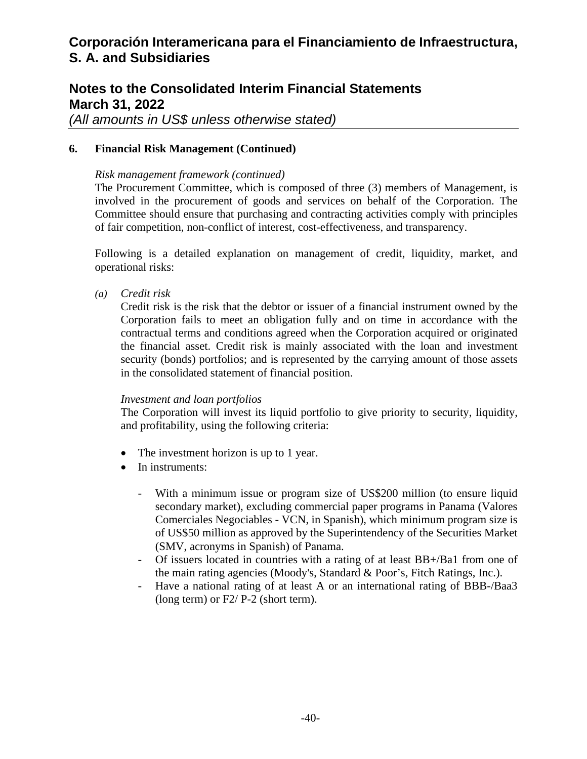## 6. Financial Risk Management (Continued)

*Risk management framework (continued)*

The Procurement Committee, which is composed of three (3) members of Management, is involved in the procurement of goods and services on behalf of the Corporation. The Committee should ensure that purchasing and contracting activities comply with principles of fair competition, non-conflict of interest, cost-effectiveness, and transparency.

Following is a detailed explanation on management of credit, liquidity, market, and operational risks:

*(a) Credit risk*

Credit risk is the risk that the debtor or issuer of a financial instrument owned by the Corporation fails to meet an obligation fully and on time in accordance with the contractual terms and conditions agreed when the Corporation acquired or originated the financial asset. Credit risk is mainly associated with the loan and investment security (bonds) portfolios; and is represented by the carrying amount of those assets in the consolidated statement of financial position.

*Investment and loan portfolios*

The Corporation will invest its liquid portfolio to give priority to security, liquidity, and profitability, using the following criteria:

- The investment horizon is up to 1 year.
- In instruments:
  - With a minimum issue or program size of US$200 million (to ensure liquid secondary market), excluding commercial paper programs in Panama (Valores Comerciales Negociables - VCN, in Spanish), which minimum program size is of US$50 million as approved by the Superintendency of the Securities Market (SMV, acronyms in Spanish) of Panama.
  - Of issuers located in countries with a rating of at least BB+/Ba1 from one of the main rating agencies (Moody's, Standard & Poor’s, Fitch Ratings, Inc.).
  - Have a national rating of at least A or an international rating of BBB-/Baa3 (long term) or F2/ P-2 (short term).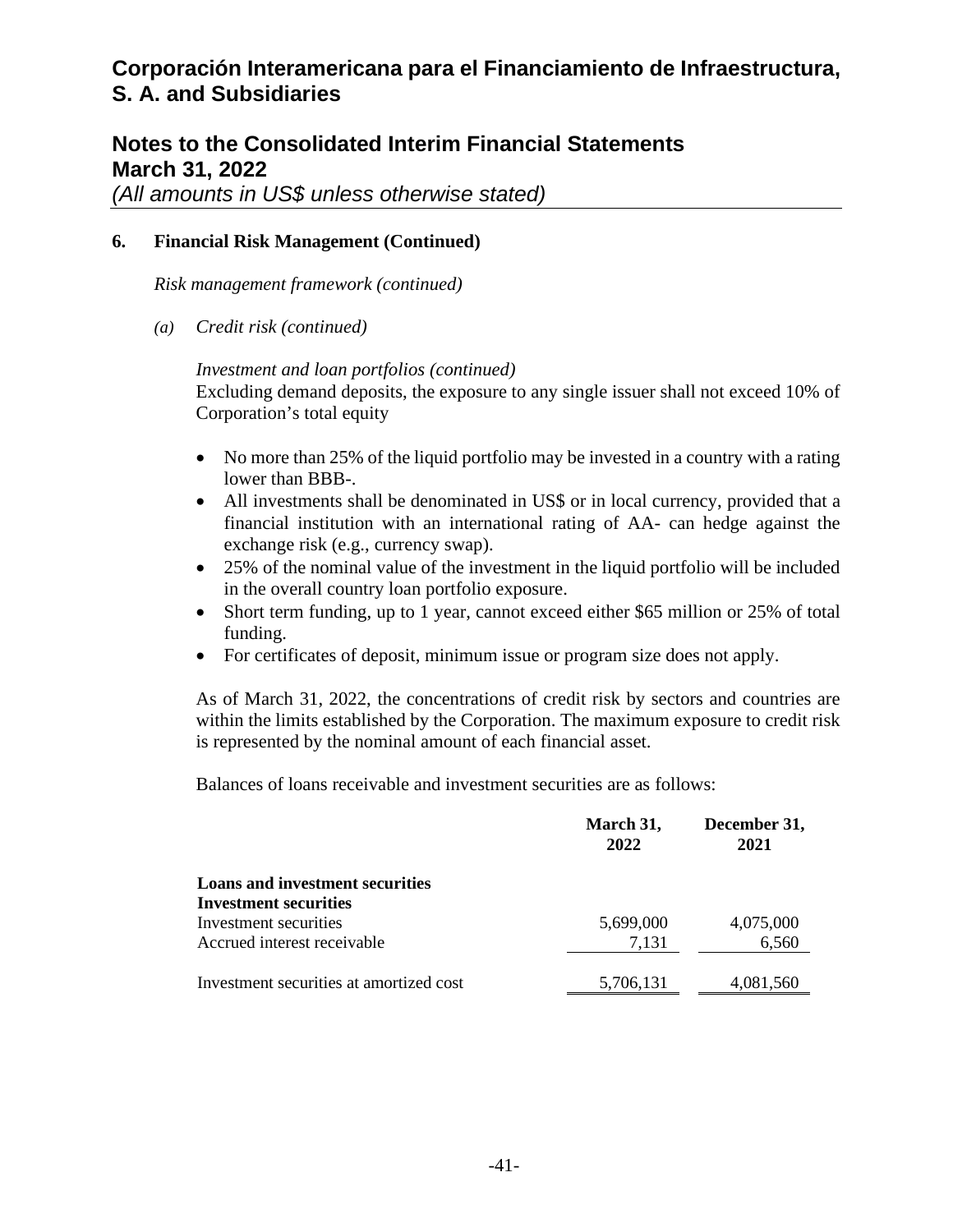# Corporación Interamericana para el Financiamiento de Infraestructura, S. A. and Subsidiaries

## Notes to the Consolidated Interim Financial Statements
## March 31, 2022
*(All amounts in US$ unless otherwise stated)*

### 6. Financial Risk Management (Continued)

*Risk management framework (continued)*

*(a) Credit risk (continued)*

*Investment and loan portfolios (continued)*

Excluding demand deposits, the exposure to any single issuer shall not exceed 10% of Corporation's total equity

- No more than 25% of the liquid portfolio may be invested in a country with a rating lower than BBB-.
- All investments shall be denominated in US$ or in local currency, provided that a financial institution with an international rating of AA- can hedge against the exchange risk (e.g., currency swap).
- 25% of the nominal value of the investment in the liquid portfolio will be included in the overall country loan portfolio exposure.
- Short term funding, up to 1 year, cannot exceed either $65 million or 25% of total funding.
- For certificates of deposit, minimum issue or program size does not apply.

As of March 31, 2022, the concentrations of credit risk by sectors and countries are within the limits established by the Corporation. The maximum exposure to credit risk is represented by the nominal amount of each financial asset.

Balances of loans receivable and investment securities are as follows:

| | March 31, 2022 | December 31, 2021 |
|---|---|---|
| **Loans and investment securities** | | |
| **Investment securities** | | |
| Investment securities | 5,699,000 | 4,075,000 |
| Accrued interest receivable | 7,131 | 6,560 |
| Investment securities at amortized cost | 5,706,131 | 4,081,560 |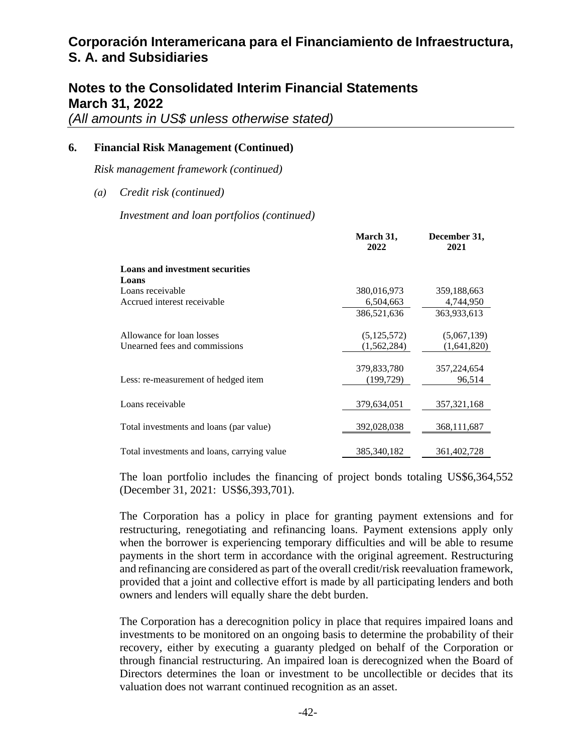## 6. Financial Risk Management (Continued)

*Risk management framework (continued)*

*(a) Credit risk (continued)*

*Investment and loan portfolios (continued)*

| | March 31, 2022 | December 31, 2021 |
|---|---|---|
| **Loans and investment securities** | | |
| **Loans** | | |
| Loans receivable | 380,016,973 | 359,188,663 |
| Accrued interest receivable | 6,504,663 | 4,744,950 |
| | 386,521,636 | 363,933,613 |
| Allowance for loan losses | (5,125,572) | (5,067,139) |
| Unearned fees and commissions | (1,562,284) | (1,641,820) |
| | 379,833,780 | 357,224,654 |
| Less: re-measurement of hedged item | (199,729) | 96,514 |
| Loans receivable | 379,634,051 | 357,321,168 |
| Total investments and loans (par value) | 392,028,038 | 368,111,687 |
| Total investments and loans, carrying value | 385,340,182 | 361,402,728 |

The loan portfolio includes the financing of project bonds totaling US$6,364,552 (December 31, 2021: US$6,393,701).

The Corporation has a policy in place for granting payment extensions and for restructuring, renegotiating and refinancing loans. Payment extensions apply only when the borrower is experiencing temporary difficulties and will be able to resume payments in the short term in accordance with the original agreement. Restructuring and refinancing are considered as part of the overall credit/risk reevaluation framework, provided that a joint and collective effort is made by all participating lenders and both owners and lenders will equally share the debt burden.

The Corporation has a derecognition policy in place that requires impaired loans and investments to be monitored on an ongoing basis to determine the probability of their recovery, either by executing a guaranty pledged on behalf of the Corporation or through financial restructuring. An impaired loan is derecognized when the Board of Directors determines the loan or investment to be uncollectible or decides that its valuation does not warrant continued recognition as an asset.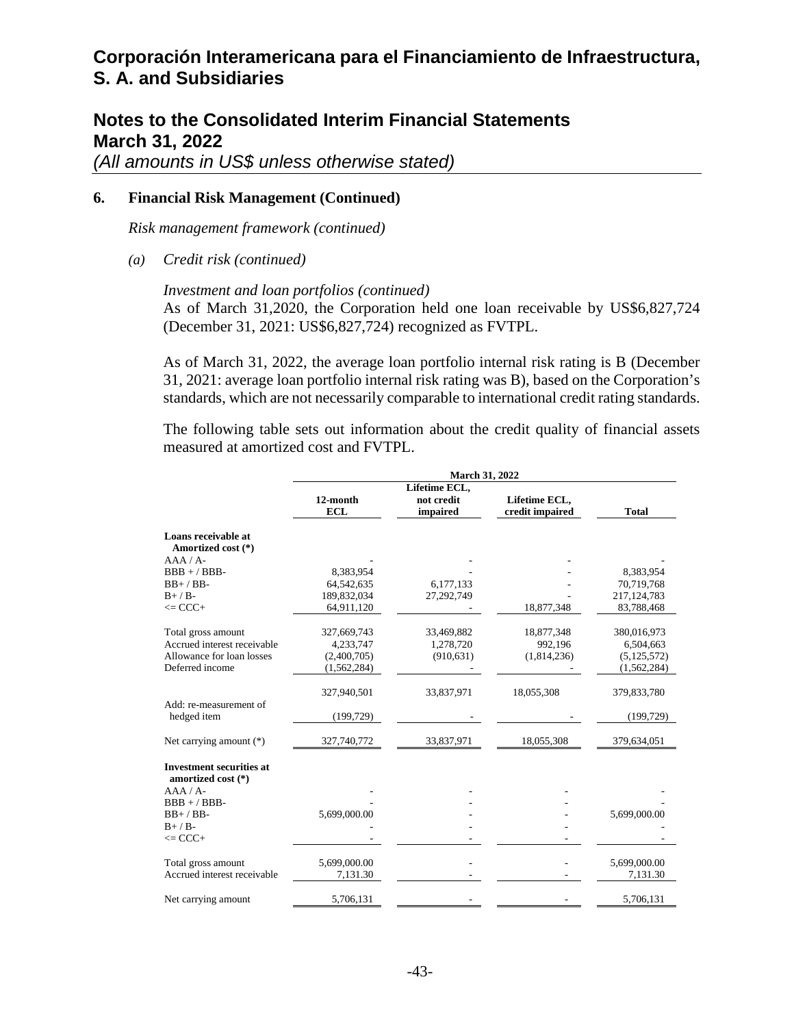# Corporación Interamericana para el Financiamiento de Infraestructura, S. A. and Subsidiaries

## Notes to the Consolidated Interim Financial Statements
## March 31, 2022
*(All amounts in US$ unless otherwise stated)*

### 6. Financial Risk Management (Continued)

*Risk management framework (continued)*

*(a) Credit risk (continued)*

*Investment and loan portfolios (continued)*

As of March 31,2020, the Corporation held one loan receivable by US$6,827,724 (December 31, 2021: US$6,827,724) recognized as FVTPL.

As of March 31, 2022, the average loan portfolio internal risk rating is B (December 31, 2021: average loan portfolio internal risk rating was B), based on the Corporation's standards, which are not necessarily comparable to international credit rating standards.

The following table sets out information about the credit quality of financial assets measured at amortized cost and FVTPL.

| | March 31, 2022 | | | |
|---|---|---|---|---|
| | 12-month ECL | Lifetime ECL, not credit impaired | Lifetime ECL, credit impaired | Total |
| **Loans receivable at Amortized cost (*)** | | | | |
| AAA / A- | - | - | - | - |
| BBB + / BBB- | 8,383,954 | - | - | 8,383,954 |
| BB+ / BB- | 64,542,635 | 6,177,133 | - | 70,719,768 |
| B+ / B- | 189,832,034 | 27,292,749 | - | 217,124,783 |
| <= CCC+ | 64,911,120 | - | 18,877,348 | 83,788,468 |
| Total gross amount | 327,669,743 | 33,469,882 | 18,877,348 | 380,016,973 |
| Accrued interest receivable | 4,233,747 | 1,278,720 | 992,196 | 6,504,663 |
| Allowance for loan losses | (2,400,705) | (910,631) | (1,814,236) | (5,125,572) |
| Deferred income | (1,562,284) | - | - | (1,562,284) |
| | 327,940,501 | 33,837,971 | 18,055,308 | 379,833,780 |
| Add: re-measurement of hedged item | (199,729) | - | - | (199,729) |
| Net carrying amount (*) | 327,740,772 | 33,837,971 | 18,055,308 | 379,634,051 |
| **Investment securities at amortized cost (*)** | | | | |
| AAA / A- | - | - | - | - |
| BBB + / BBB- | - | - | - | - |
| BB+ / BB- | 5,699,000.00 | - | - | 5,699,000.00 |
| B+ / B- | - | - | - | - |
| <= CCC+ | - | - | - | - |
| Total gross amount | 5,699,000.00 | - | - | 5,699,000.00 |
| Accrued interest receivable | 7,131.30 | - | - | 7,131.30 |
| Net carrying amount | 5,706,131 | - | - | 5,706,131 |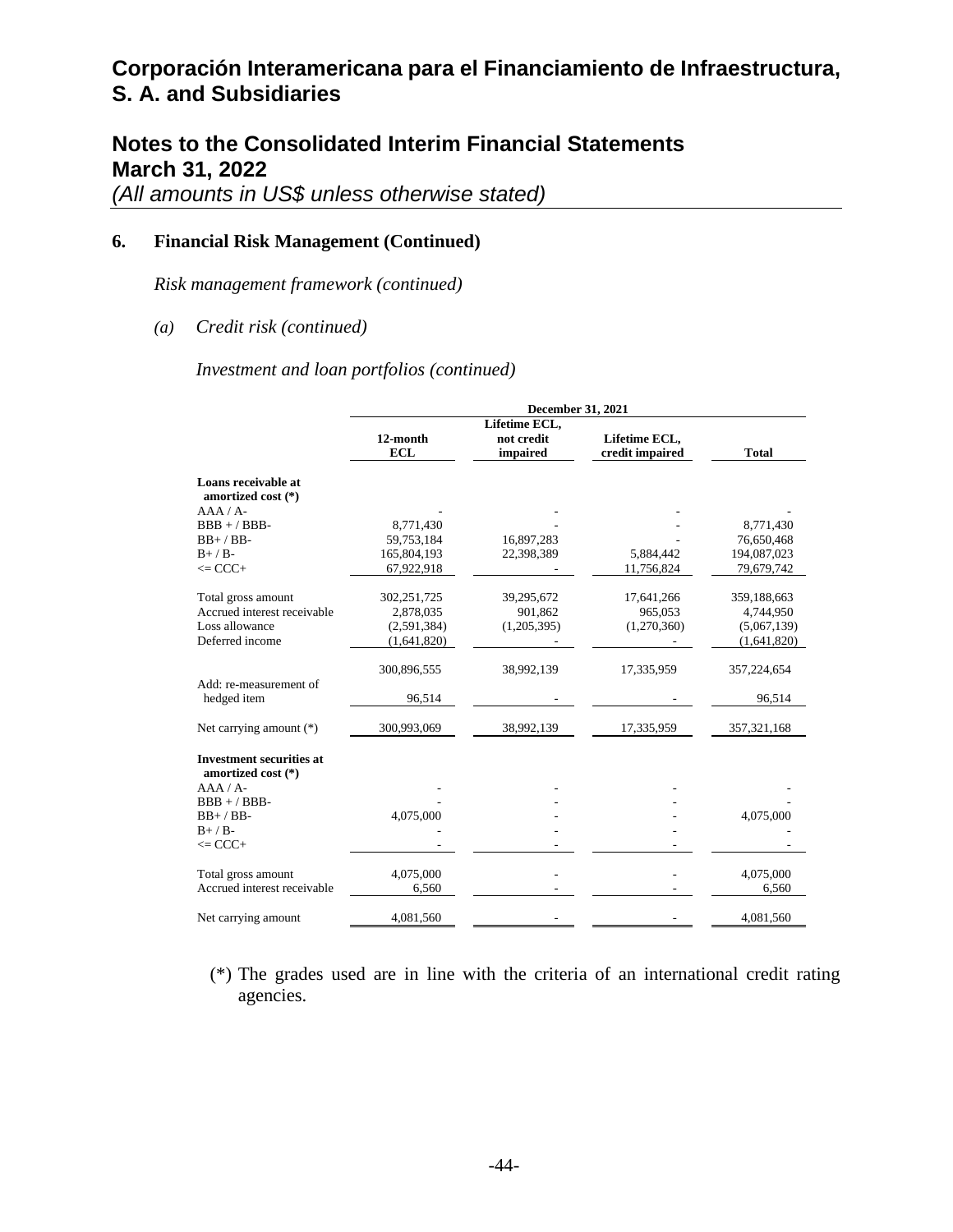# Corporación Interamericana para el Financiamiento de Infraestructura, S. A. and Subsidiaries

## Notes to the Consolidated Interim Financial Statements
## March 31, 2022
*(All amounts in US$ unless otherwise stated)*

### 6. Financial Risk Management (Continued)

*Risk management framework (continued)*

*(a) Credit risk (continued)*

*Investment and loan portfolios (continued)*

| | December 31, 2021 | | | |
|---|---|---|---|---|
| | 12-month ECL | Lifetime ECL, not credit impaired | Lifetime ECL, credit impaired | Total |
| **Loans receivable at amortized cost (*)** | | | | |
| AAA / A- | - | - | - | - |
| BBB + / BBB- | 8,771,430 | - | - | 8,771,430 |
| BB+ / BB- | 59,753,184 | 16,897,283 | - | 76,650,468 |
| B+ / B- | 165,804,193 | 22,398,389 | 5,884,442 | 194,087,023 |
| <= CCC+ | 67,922,918 | - | 11,756,824 | 79,679,742 |
| Total gross amount | 302,251,725 | 39,295,672 | 17,641,266 | 359,188,663 |
| Accrued interest receivable | 2,878,035 | 901,862 | 965,053 | 4,744,950 |
| Loss allowance | (2,591,384) | (1,205,395) | (1,270,360) | (5,067,139) |
| Deferred income | (1,641,820) | - | - | (1,641,820) |
| | 300,896,555 | 38,992,139 | 17,335,959 | 357,224,654 |
| Add: re-measurement of hedged item | 96,514 | - | - | 96,514 |
| Net carrying amount (*) | 300,993,069 | 38,992,139 | 17,335,959 | 357,321,168 |
| **Investment securities at amortized cost (*)** | | | | |
| AAA / A- | - | - | - | - |
| BBB + / BBB- | - | - | - | - |
| BB+ / BB- | 4,075,000 | - | - | 4,075,000 |
| B+ / B- | - | - | - | - |
| <= CCC+ | - | - | - | - |
| Total gross amount | 4,075,000 | - | - | 4,075,000 |
| Accrued interest receivable | 6,560 | - | - | 6,560 |
| Net carrying amount | 4,081,560 | - | - | 4,081,560 |

(*) The grades used are in line with the criteria of an international credit rating agencies.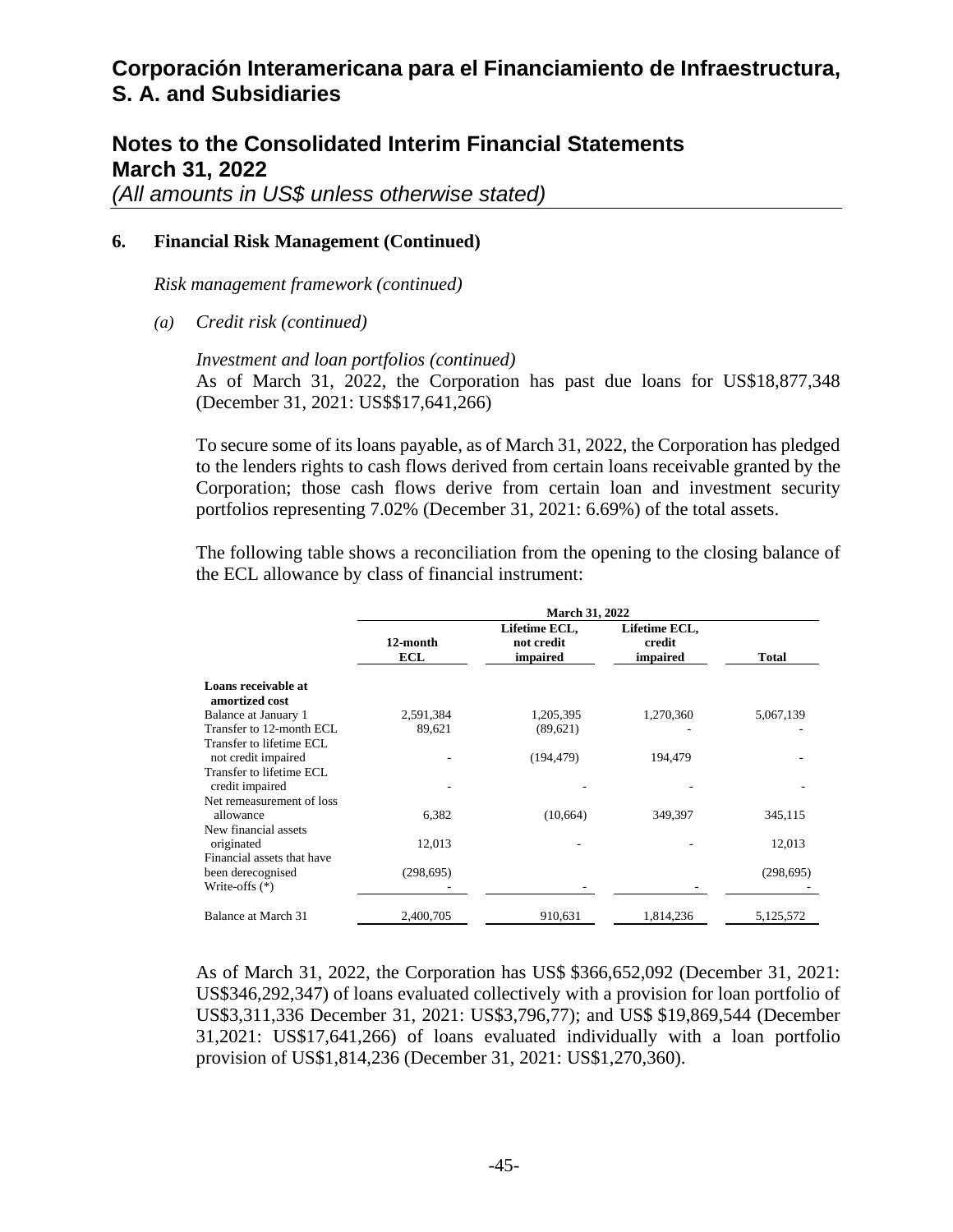# Corporación Interamericana para el Financiamiento de Infraestructura, S. A. and Subsidiaries

## Notes to the Consolidated Interim Financial Statements March 31, 2022

*(All amounts in US$ unless otherwise stated)*

### 6. Financial Risk Management (Continued)

*Risk management framework (continued)*

*(a) Credit risk (continued)*

*Investment and loan portfolios (continued)*

As of March 31, 2022, the Corporation has past due loans for US$18,877,348 (December 31, 2021: US$$17,641,266)

To secure some of its loans payable, as of March 31, 2022, the Corporation has pledged to the lenders rights to cash flows derived from certain loans receivable granted by the Corporation; those cash flows derive from certain loan and investment security portfolios representing 7.02% (December 31, 2021: 6.69%) of the total assets.

The following table shows a reconciliation from the opening to the closing balance of the ECL allowance by class of financial instrument:

| | March 31, 2022 | | | |
|---|---|---|---|---|
| | 12-month ECL | Lifetime ECL, not credit impaired | Lifetime ECL, credit impaired | Total |
| **Loans receivable at amortized cost** | | | | |
| Balance at January 1 | 2,591,384 | 1,205,395 | 1,270,360 | 5,067,139 |
| Transfer to 12-month ECL | 89,621 | (89,621) | - | - |
| Transfer to lifetime ECL not credit impaired | - | (194,479) | 194,479 | - |
| Transfer to lifetime ECL credit impaired | - | - | - | - |
| Net remeasurement of loss allowance | 6,382 | (10,664) | 349,397 | 345,115 |
| New financial assets originated | 12,013 | - | - | 12,013 |
| Financial assets that have been derecognised | (298,695) | | | (298,695) |
| Write-offs (*) | - | - | - | - |
| Balance at March 31 | 2,400,705 | 910,631 | 1,814,236 | 5,125,572 |

As of March 31, 2022, the Corporation has US$ $366,652,092 (December 31, 2021: US$346,292,347) of loans evaluated collectively with a provision for loan portfolio of US$3,311,336 December 31, 2021: US$3,796,77); and US$ $19,869,544 (December 31,2021: US$17,641,266) of loans evaluated individually with a loan portfolio provision of US$1,814,236 (December 31, 2021: US$1,270,360).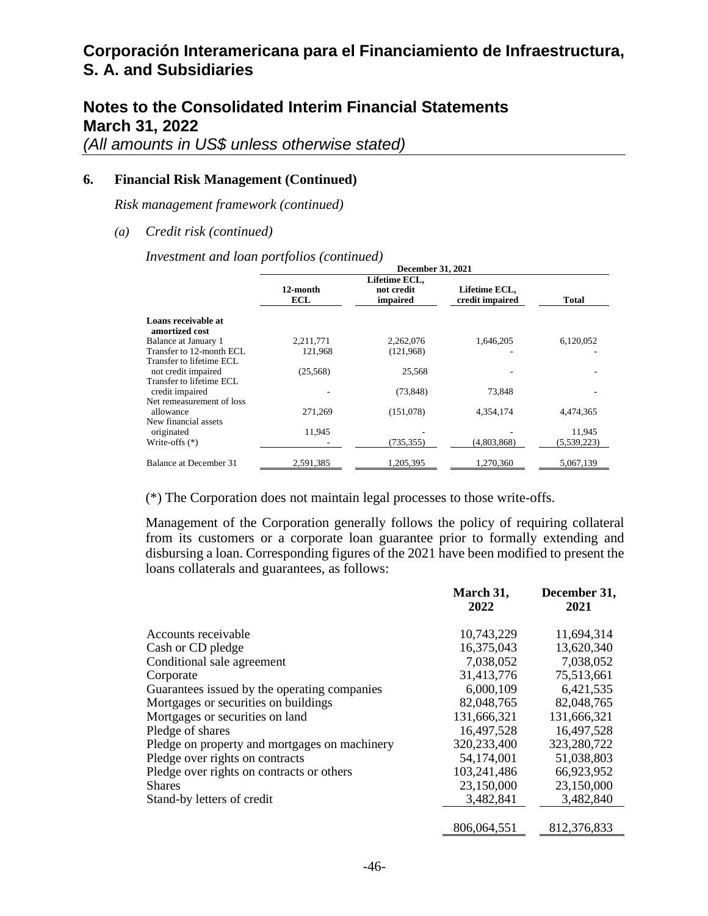## 6. Financial Risk Management (Continued)

*Risk management framework (continued)*

*(a) Credit risk (continued)*

*Investment and loan portfolios (continued)*

| | December 31, 2021 | | | |
|---|---|---|---|---|
| | 12-month ECL | Lifetime ECL, not credit impaired | Lifetime ECL, credit impaired | Total |
| **Loans receivable at amortized cost** | | | | |
| Balance at January 1 | 2,211,771 | 2,262,076 | 1,646,205 | 6,120,052 |
| Transfer to 12-month ECL | 121,968 | (121,968) | - | - |
| Transfer to lifetime ECL not credit impaired | (25,568) | 25,568 | - | - |
| Transfer to lifetime ECL credit impaired | - | (73,848) | 73,848 | - |
| Net remeasurement of loss allowance | 271,269 | (151,078) | 4,354,174 | 4,474,365 |
| New financial assets originated | 11,945 | - | - | 11,945 |
| Write-offs (*) | - | (735,355) | (4,803,868) | (5,539,223) |
| Balance at December 31 | 2,591,385 | 1,205,395 | 1,270,360 | 5,067,139 |

(*) The Corporation does not maintain legal processes to those write-offs.

Management of the Corporation generally follows the policy of requiring collateral from its customers or a corporate loan guarantee prior to formally extending and disbursing a loan. Corresponding figures of the 2021 have been modified to present the loans collaterals and guarantees, as follows:

| | March 31, 2022 | December 31, 2021 |
|---|---|---|
| Accounts receivable | 10,743,229 | 11,694,314 |
| Cash or CD pledge | 16,375,043 | 13,620,340 |
| Conditional sale agreement | 7,038,052 | 7,038,052 |
| Corporate | 31,413,776 | 75,513,661 |
| Guarantees issued by the operating companies | 6,000,109 | 6,421,535 |
| Mortgages or securities on buildings | 82,048,765 | 82,048,765 |
| Mortgages or securities on land | 131,666,321 | 131,666,321 |
| Pledge of shares | 16,497,528 | 16,497,528 |
| Pledge on property and mortgages on machinery | 320,233,400 | 323,280,722 |
| Pledge over rights on contracts | 54,174,001 | 51,038,803 |
| Pledge over rights on contracts or others | 103,241,486 | 66,923,952 |
| Shares | 23,150,000 | 23,150,000 |
| Stand-by letters of credit | 3,482,841 | 3,482,840 |
| | 806,064,551 | 812,376,833 |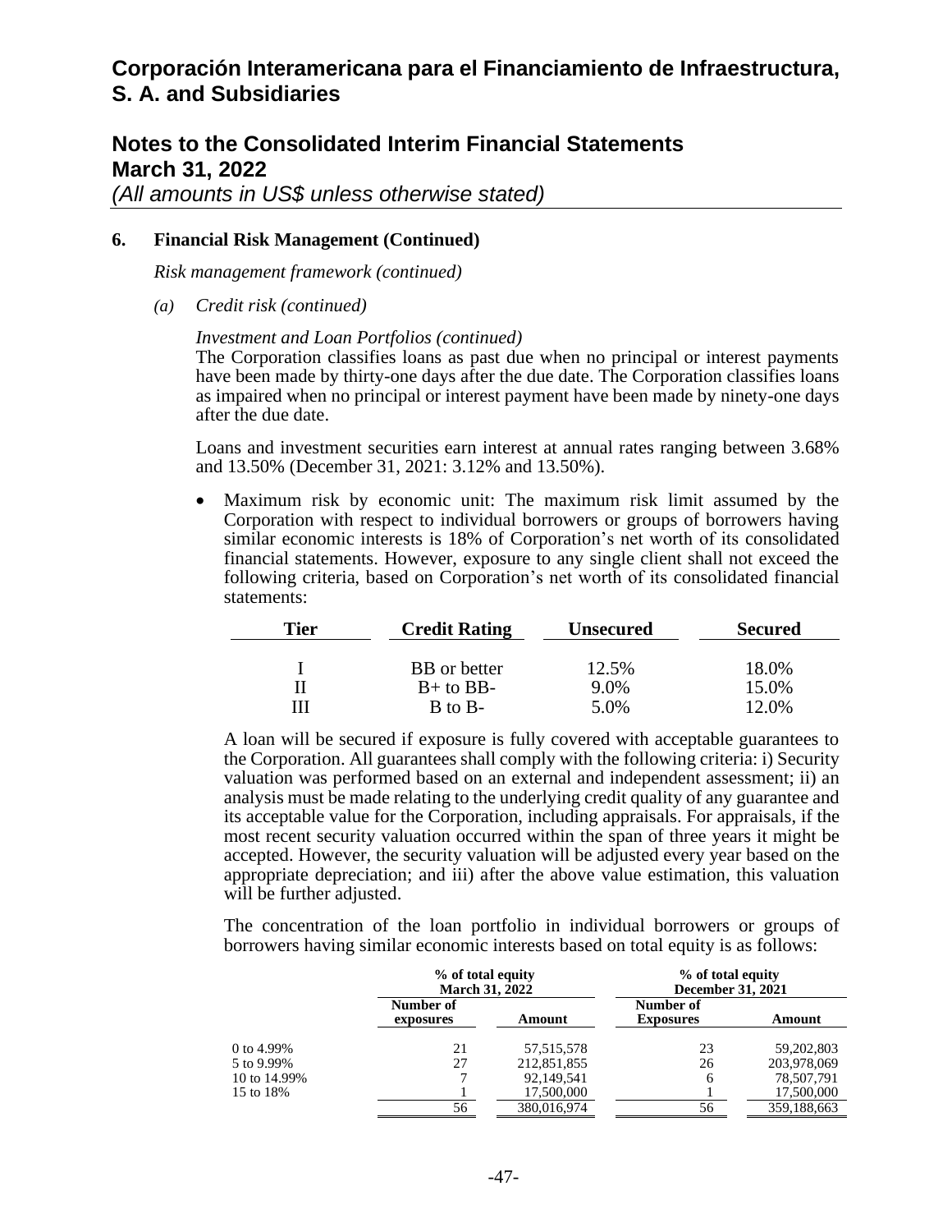## 6. Financial Risk Management (Continued)

*Risk management framework (continued)*

*(a) Credit risk (continued)*

*Investment and Loan Portfolios (continued)*

The Corporation classifies loans as past due when no principal or interest payments have been made by thirty-one days after the due date. The Corporation classifies loans as impaired when no principal or interest payment have been made by ninety-one days after the due date.

Loans and investment securities earn interest at annual rates ranging between 3.68% and 13.50% (December 31, 2021: 3.12% and 13.50%).

- Maximum risk by economic unit: The maximum risk limit assumed by the Corporation with respect to individual borrowers or groups of borrowers having similar economic interests is 18% of Corporation's net worth of its consolidated financial statements. However, exposure to any single client shall not exceed the following criteria, based on Corporation's net worth of its consolidated financial statements:

| Tier | Credit Rating | Unsecured | Secured |
|---|---|---|---|
| I | BB or better | 12.5% | 18.0% |
| II | B+ to BB- | 9.0% | 15.0% |
| III | B to B- | 5.0% | 12.0% |

A loan will be secured if exposure is fully covered with acceptable guarantees to the Corporation. All guarantees shall comply with the following criteria: i) Security valuation was performed based on an external and independent assessment; ii) an analysis must be made relating to the underlying credit quality of any guarantee and its acceptable value for the Corporation, including appraisals. For appraisals, if the most recent security valuation occurred within the span of three years it might be accepted. However, the security valuation will be adjusted every year based on the appropriate depreciation; and iii) after the above value estimation, this valuation will be further adjusted.

The concentration of the loan portfolio in individual borrowers or groups of borrowers having similar economic interests based on total equity is as follows:

| | % of total equity March 31, 2022 | | % of total equity December 31, 2021 | |
|---|---|---|---|---|
| | Number of exposures | Amount | Number of Exposures | Amount |
| 0 to 4.99% | 21 | 57,515,578 | 23 | 59,202,803 |
| 5 to 9.99% | 27 | 212,851,855 | 26 | 203,978,069 |
| 10 to 14.99% | 7 | 92,149,541 | 6 | 78,507,791 |
| 15 to 18% | 1 | 17,500,000 | 1 | 17,500,000 |
| | 56 | 380,016,974 | 56 | 359,188,663 |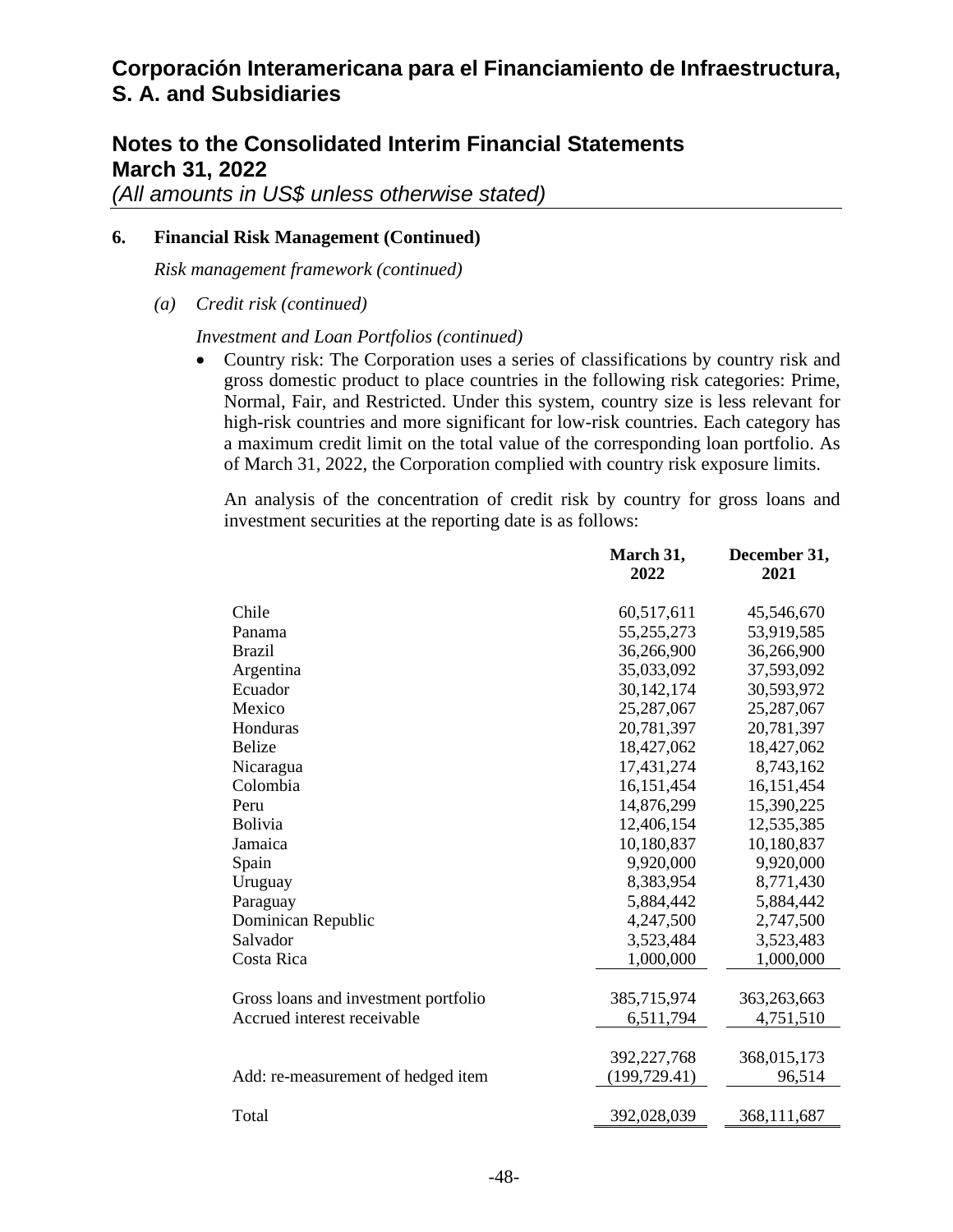## 6. Financial Risk Management (Continued)

*Risk management framework (continued)*

*(a) Credit risk (continued)*

*Investment and Loan Portfolios (continued)*

- Country risk: The Corporation uses a series of classifications by country risk and gross domestic product to place countries in the following risk categories: Prime, Normal, Fair, and Restricted. Under this system, country size is less relevant for high-risk countries and more significant for low-risk countries. Each category has a maximum credit limit on the total value of the corresponding loan portfolio. As of March 31, 2022, the Corporation complied with country risk exposure limits.

  An analysis of the concentration of credit risk by country for gross loans and investment securities at the reporting date is as follows:

| | **March 31, 2022** | **December 31, 2021** |
|---|---|---|
| Chile | 60,517,611 | 45,546,670 |
| Panama | 55,255,273 | 53,919,585 |
| Brazil | 36,266,900 | 36,266,900 |
| Argentina | 35,033,092 | 37,593,092 |
| Ecuador | 30,142,174 | 30,593,972 |
| Mexico | 25,287,067 | 25,287,067 |
| Honduras | 20,781,397 | 20,781,397 |
| Belize | 18,427,062 | 18,427,062 |
| Nicaragua | 17,431,274 | 8,743,162 |
| Colombia | 16,151,454 | 16,151,454 |
| Peru | 14,876,299 | 15,390,225 |
| Bolivia | 12,406,154 | 12,535,385 |
| Jamaica | 10,180,837 | 10,180,837 |
| Spain | 9,920,000 | 9,920,000 |
| Uruguay | 8,383,954 | 8,771,430 |
| Paraguay | 5,884,442 | 5,884,442 |
| Dominican Republic | 4,247,500 | 2,747,500 |
| Salvador | 3,523,484 | 3,523,483 |
| Costa Rica | 1,000,000 | 1,000,000 |
| Gross loans and investment portfolio | 385,715,974 | 363,263,663 |
| Accrued interest receivable | 6,511,794 | 4,751,510 |
| | 392,227,768 | 368,015,173 |
| Add: re-measurement of hedged item | (199,729.41) | 96,514 |
| Total | 392,028,039 | 368,111,687 |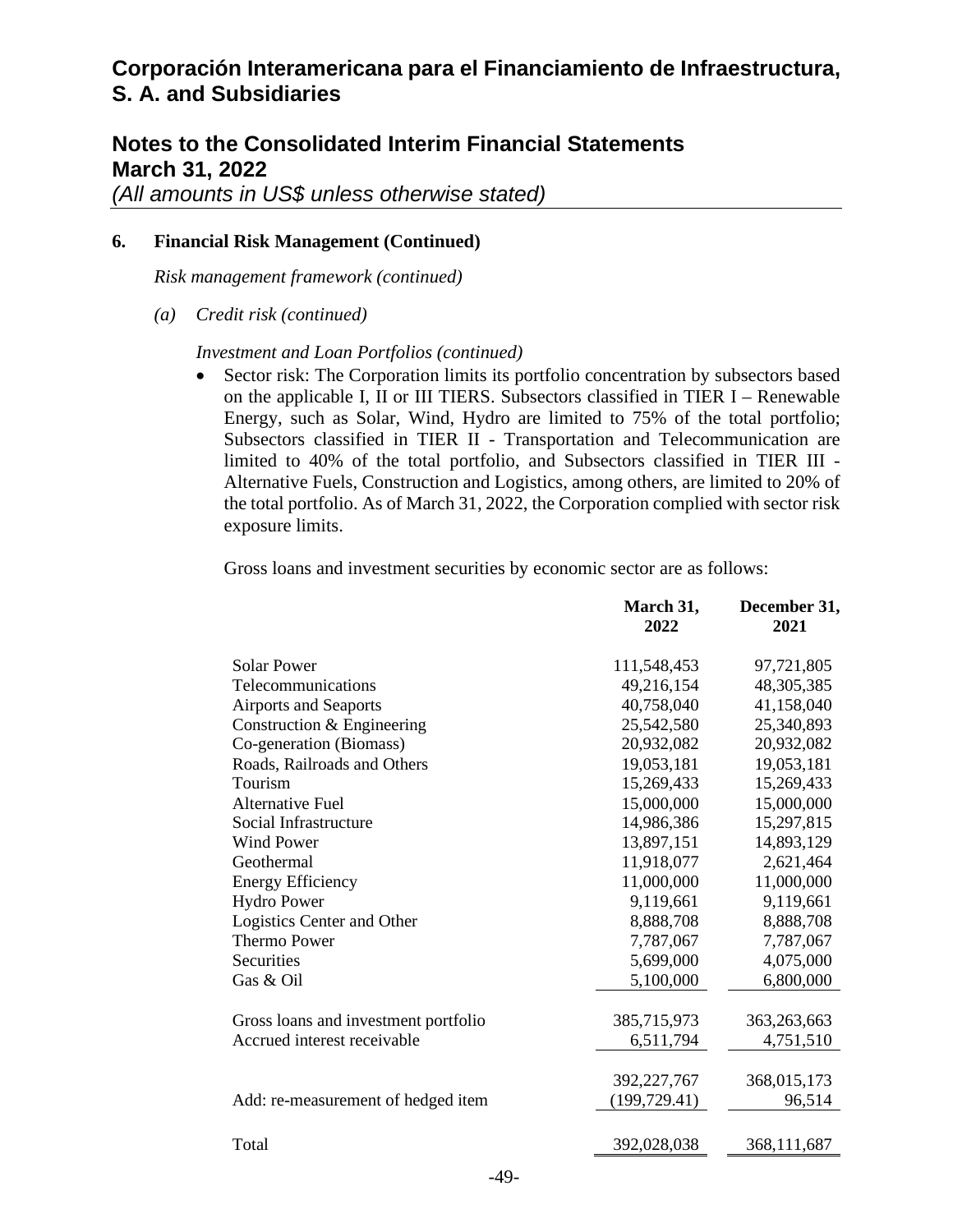## 6. Financial Risk Management (Continued)

*Risk management framework (continued)*

*(a) Credit risk (continued)*

*Investment and Loan Portfolios (continued)*

- Sector risk: The Corporation limits its portfolio concentration by subsectors based on the applicable I, II or III TIERS. Subsectors classified in TIER I – Renewable Energy, such as Solar, Wind, Hydro are limited to 75% of the total portfolio; Subsectors classified in TIER II - Transportation and Telecommunication are limited to 40% of the total portfolio, and Subsectors classified in TIER III - Alternative Fuels, Construction and Logistics, among others, are limited to 20% of the total portfolio. As of March 31, 2022, the Corporation complied with sector risk exposure limits.

Gross loans and investment securities by economic sector are as follows:

| | March 31, 2022 | December 31, 2021 |
|---|---|---|
| Solar Power | 111,548,453 | 97,721,805 |
| Telecommunications | 49,216,154 | 48,305,385 |
| Airports and Seaports | 40,758,040 | 41,158,040 |
| Construction & Engineering | 25,542,580 | 25,340,893 |
| Co-generation (Biomass) | 20,932,082 | 20,932,082 |
| Roads, Railroads and Others | 19,053,181 | 19,053,181 |
| Tourism | 15,269,433 | 15,269,433 |
| Alternative Fuel | 15,000,000 | 15,000,000 |
| Social Infrastructure | 14,986,386 | 15,297,815 |
| Wind Power | 13,897,151 | 14,893,129 |
| Geothermal | 11,918,077 | 2,621,464 |
| Energy Efficiency | 11,000,000 | 11,000,000 |
| Hydro Power | 9,119,661 | 9,119,661 |
| Logistics Center and Other | 8,888,708 | 8,888,708 |
| Thermo Power | 7,787,067 | 7,787,067 |
| Securities | 5,699,000 | 4,075,000 |
| Gas & Oil | 5,100,000 | 6,800,000 |
| Gross loans and investment portfolio | 385,715,973 | 363,263,663 |
| Accrued interest receivable | 6,511,794 | 4,751,510 |
| | 392,227,767 | 368,015,173 |
| Add: re-measurement of hedged item | (199,729.41) | 96,514 |
| Total | 392,028,038 | 368,111,687 |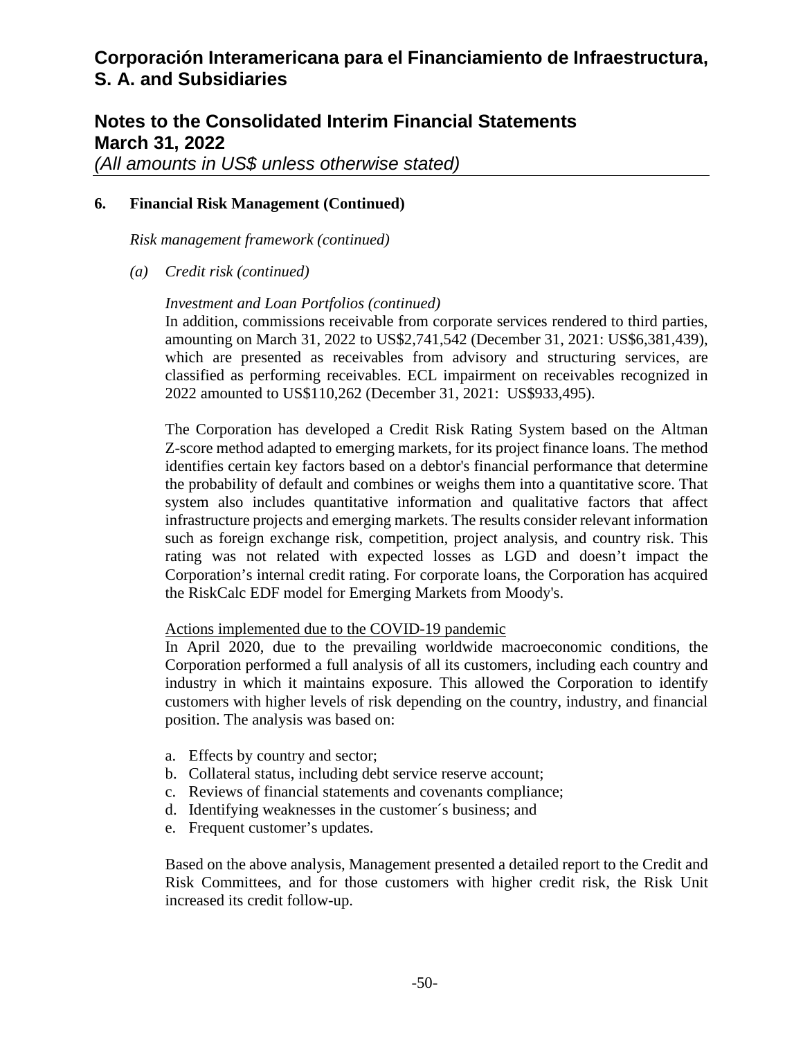### 6. Financial Risk Management (Continued)

*Risk management framework (continued)*

*(a) Credit risk (continued)*

*Investment and Loan Portfolios (continued)*

In addition, commissions receivable from corporate services rendered to third parties, amounting on March 31, 2022 to US$2,741,542 (December 31, 2021: US$6,381,439), which are presented as receivables from advisory and structuring services, are classified as performing receivables. ECL impairment on receivables recognized in 2022 amounted to US$110,262 (December 31, 2021: US$933,495).

The Corporation has developed a Credit Risk Rating System based on the Altman Z-score method adapted to emerging markets, for its project finance loans. The method identifies certain key factors based on a debtor's financial performance that determine the probability of default and combines or weighs them into a quantitative score. That system also includes quantitative information and qualitative factors that affect infrastructure projects and emerging markets. The results consider relevant information such as foreign exchange risk, competition, project analysis, and country risk. This rating was not related with expected losses as LGD and doesn't impact the Corporation's internal credit rating. For corporate loans, the Corporation has acquired the RiskCalc EDF model for Emerging Markets from Moody's.

Actions implemented due to the COVID-19 pandemic

In April 2020, due to the prevailing worldwide macroeconomic conditions, the Corporation performed a full analysis of all its customers, including each country and industry in which it maintains exposure. This allowed the Corporation to identify customers with higher levels of risk depending on the country, industry, and financial position. The analysis was based on:

a. Effects by country and sector;
b. Collateral status, including debt service reserve account;
c. Reviews of financial statements and covenants compliance;
d. Identifying weaknesses in the customer´s business; and
e. Frequent customer's updates.

Based on the above analysis, Management presented a detailed report to the Credit and Risk Committees, and for those customers with higher credit risk, the Risk Unit increased its credit follow-up.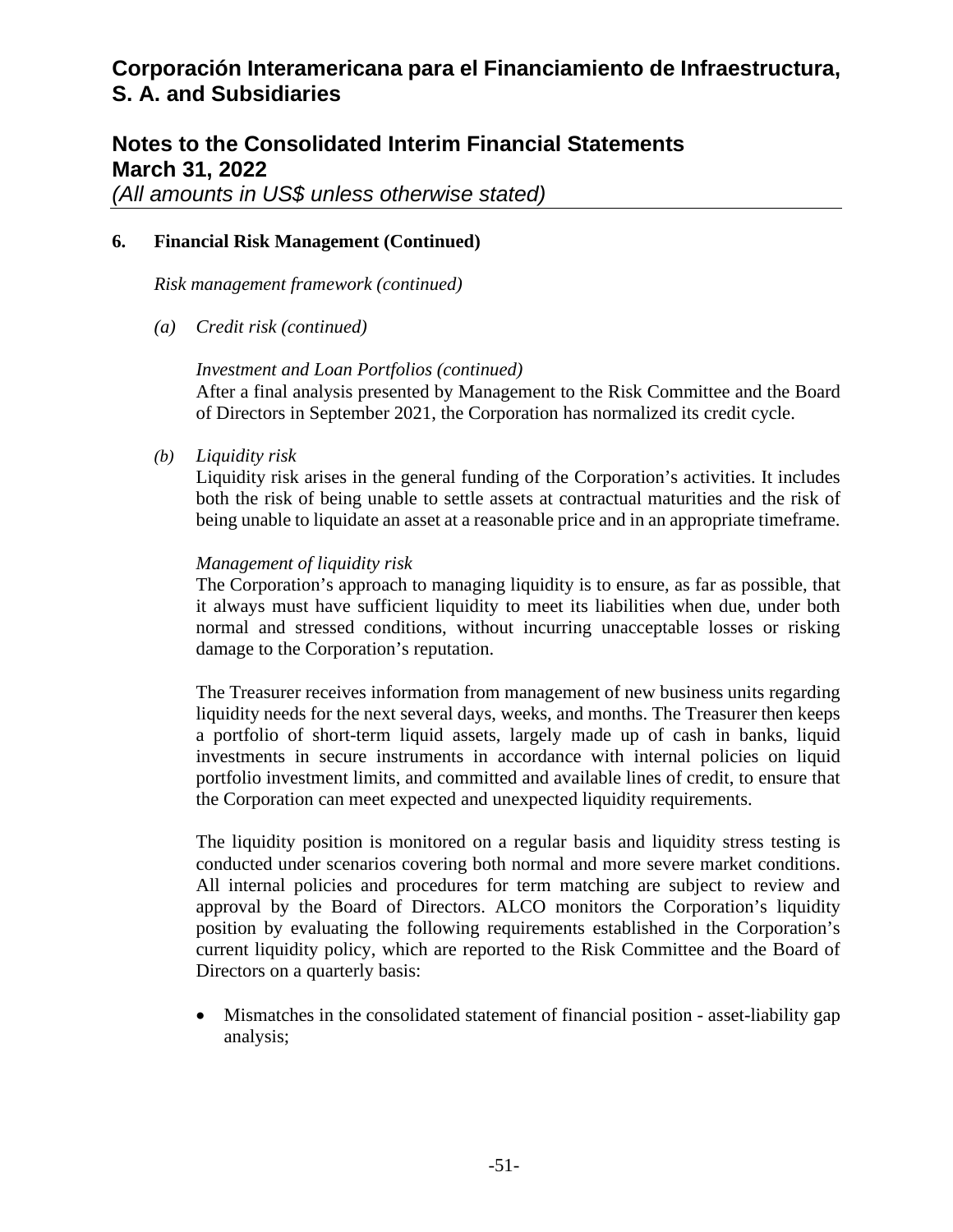## 6. Financial Risk Management (Continued)

*Risk management framework (continued)*

*(a) Credit risk (continued)*

*Investment and Loan Portfolios (continued)*

After a final analysis presented by Management to the Risk Committee and the Board of Directors in September 2021, the Corporation has normalized its credit cycle.

*(b) Liquidity risk*

Liquidity risk arises in the general funding of the Corporation's activities. It includes both the risk of being unable to settle assets at contractual maturities and the risk of being unable to liquidate an asset at a reasonable price and in an appropriate timeframe.

*Management of liquidity risk*

The Corporation's approach to managing liquidity is to ensure, as far as possible, that it always must have sufficient liquidity to meet its liabilities when due, under both normal and stressed conditions, without incurring unacceptable losses or risking damage to the Corporation's reputation.

The Treasurer receives information from management of new business units regarding liquidity needs for the next several days, weeks, and months. The Treasurer then keeps a portfolio of short-term liquid assets, largely made up of cash in banks, liquid investments in secure instruments in accordance with internal policies on liquid portfolio investment limits, and committed and available lines of credit, to ensure that the Corporation can meet expected and unexpected liquidity requirements.

The liquidity position is monitored on a regular basis and liquidity stress testing is conducted under scenarios covering both normal and more severe market conditions. All internal policies and procedures for term matching are subject to review and approval by the Board of Directors. ALCO monitors the Corporation's liquidity position by evaluating the following requirements established in the Corporation's current liquidity policy, which are reported to the Risk Committee and the Board of Directors on a quarterly basis:

- Mismatches in the consolidated statement of financial position - asset-liability gap analysis;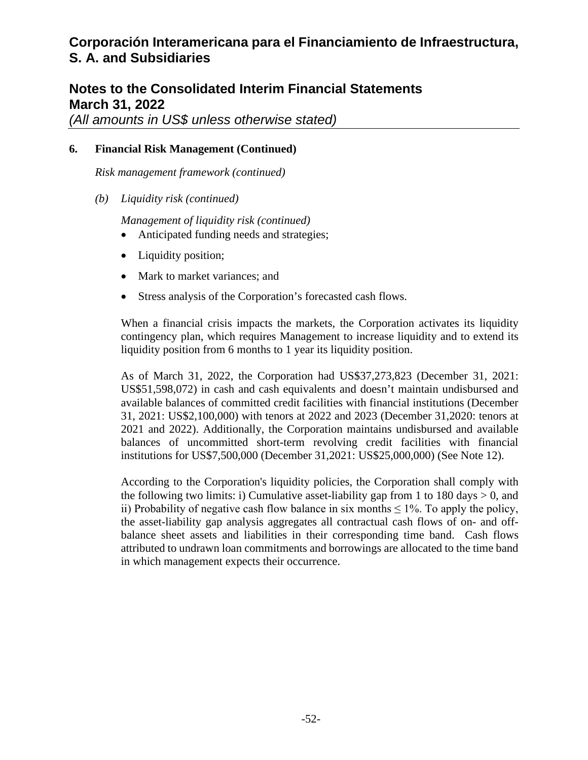**6. Financial Risk Management (Continued)**

*Risk management framework (continued)*

*(b) Liquidity risk (continued)*

*Management of liquidity risk (continued)*

- Anticipated funding needs and strategies;
- Liquidity position;
- Mark to market variances; and
- Stress analysis of the Corporation's forecasted cash flows.

When a financial crisis impacts the markets, the Corporation activates its liquidity contingency plan, which requires Management to increase liquidity and to extend its liquidity position from 6 months to 1 year its liquidity position.

As of March 31, 2022, the Corporation had US$37,273,823 (December 31, 2021: US$51,598,072) in cash and cash equivalents and doesn't maintain undisbursed and available balances of committed credit facilities with financial institutions (December 31, 2021: US$2,100,000) with tenors at 2022 and 2023 (December 31,2020: tenors at 2021 and 2022). Additionally, the Corporation maintains undisbursed and available balances of uncommitted short-term revolving credit facilities with financial institutions for US$7,500,000 (December 31,2021: US$25,000,000) (See Note 12).

According to the Corporation's liquidity policies, the Corporation shall comply with the following two limits: i) Cumulative asset-liability gap from 1 to 180 days > 0, and ii) Probability of negative cash flow balance in six months ≤ 1%. To apply the policy, the asset-liability gap analysis aggregates all contractual cash flows of on- and off-balance sheet assets and liabilities in their corresponding time band. Cash flows attributed to undrawn loan commitments and borrowings are allocated to the time band in which management expects their occurrence.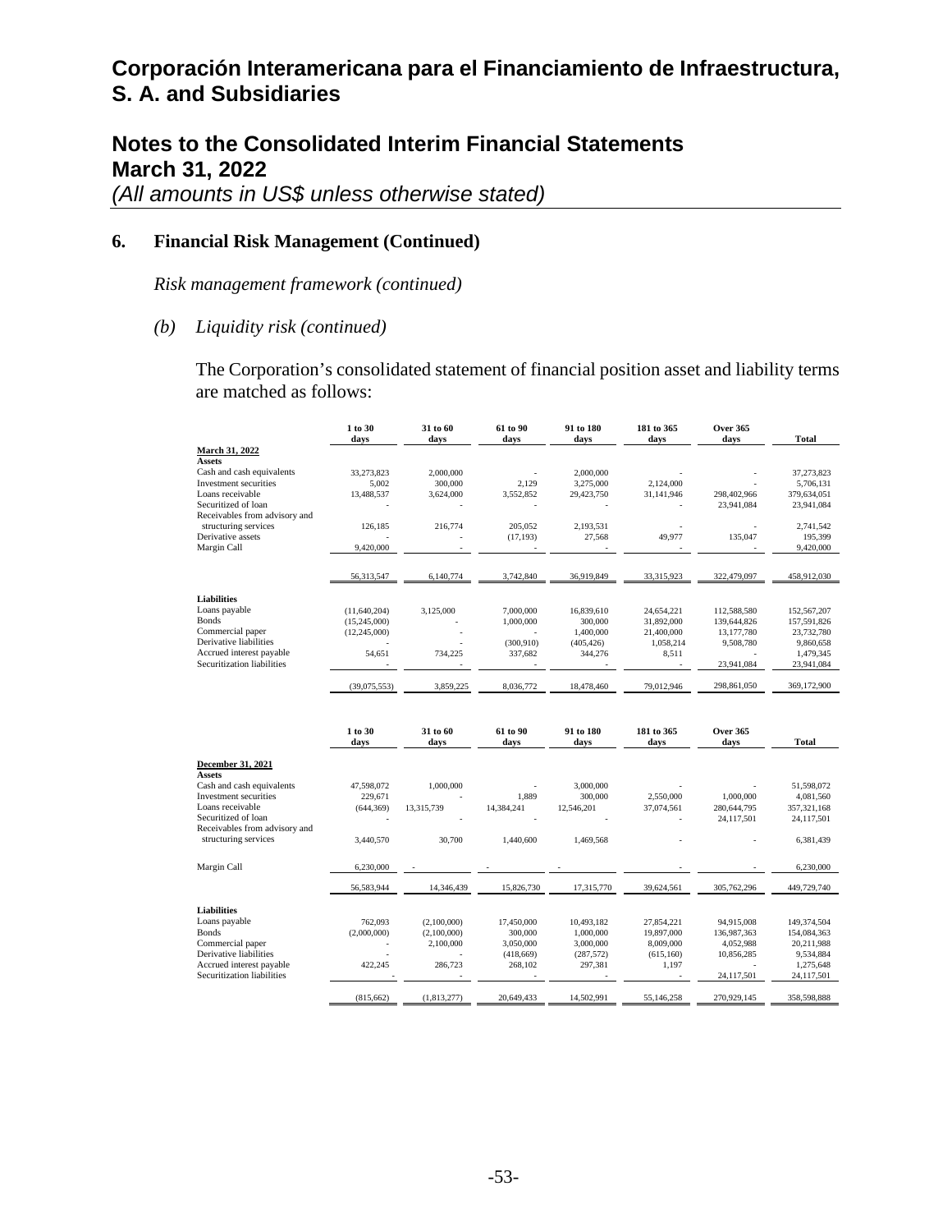# Corporación Interamericana para el Financiamiento de Infraestructura, S. A. and Subsidiaries

## Notes to the Consolidated Interim Financial Statements
## March 31, 2022
*(All amounts in US$ unless otherwise stated)*

### 6. Financial Risk Management (Continued)

*Risk management framework (continued)*

*(b) Liquidity risk (continued)*

The Corporation's consolidated statement of financial position asset and liability terms are matched as follows:

| | 1 to 30 days | 31 to 60 days | 61 to 90 days | 91 to 180 days | 181 to 365 days | Over 365 days | Total |
|---|---|---|---|---|---|---|---|
| **March 31, 2022** | | | | | | | |
| **Assets** | | | | | | | |
| Cash and cash equivalents | 33,273,823 | 2,000,000 | - | 2,000,000 | - | - | 37,273,823 |
| Investment securities | 5,002 | 300,000 | 2,129 | 3,275,000 | 2,124,000 | - | 5,706,131 |
| Loans receivable | 13,488,537 | 3,624,000 | 3,552,852 | 29,423,750 | 31,141,946 | 298,402,966 | 379,634,051 |
| Securitized of loan | - | - | - | - | - | 23,941,084 | 23,941,084 |
| Receivables from advisory and structuring services | 126,185 | 216,774 | 205,052 | 2,193,531 | - | - | 2,741,542 |
| Derivative assets | - | - | (17,193) | 27,568 | 49,977 | 135,047 | 195,399 |
| Margin Call | 9,420,000 | - | - | - | - | - | 9,420,000 |
| | 56,313,547 | 6,140,774 | 3,742,840 | 36,919,849 | 33,315,923 | 322,479,097 | 458,912,030 |
| **Liabilities** | | | | | | | |
| Loans payable | (11,640,204) | 3,125,000 | 7,000,000 | 16,839,610 | 24,654,221 | 112,588,580 | 152,567,207 |
| Bonds | (15,245,000) | - | 1,000,000 | 300,000 | 31,892,000 | 139,644,826 | 157,591,826 |
| Commercial paper | (12,245,000) | - | - | 1,400,000 | 21,400,000 | 13,177,780 | 23,732,780 |
| Derivative liabilities | - | - | (300,910) | (405,426) | 1,058,214 | 9,508,780 | 9,860,658 |
| Accrued interest payable | 54,651 | 734,225 | 337,682 | 344,276 | 8,511 | - | 1,479,345 |
| Securitization liabilities | - | - | - | - | - | 23,941,084 | 23,941,084 |
| | (39,075,553) | 3,859,225 | 8,036,772 | 18,478,460 | 79,012,946 | 298,861,050 | 369,172,900 |

| | 1 to 30 days | 31 to 60 days | 61 to 90 days | 91 to 180 days | 181 to 365 days | Over 365 days | Total |
|---|---|---|---|---|---|---|---|
| **December 31, 2021** | | | | | | | |
| **Assets** | | | | | | | |
| Cash and cash equivalents | 47,598,072 | 1,000,000 | - | 3,000,000 | - | - | 51,598,072 |
| Investment securities | 229,671 | - | 1,889 | 300,000 | 2,550,000 | 1,000,000 | 4,081,560 |
| Loans receivable | (644,369) | 13,315,739 | 14,384,241 | 12,546,201 | 37,074,561 | 280,644,795 | 357,321,168 |
| Securitized of loan | - | - | - | - | - | 24,117,501 | 24,117,501 |
| Receivables from advisory and structuring services | 3,440,570 | 30,700 | 1,440,600 | 1,469,568 | - | - | 6,381,439 |
| Margin Call | 6,230,000 | - | - | - | - | - | 6,230,000 |
| | 56,583,944 | 14,346,439 | 15,826,730 | 17,315,770 | 39,624,561 | 305,762,296 | 449,729,740 |
| **Liabilities** | | | | | | | |
| Loans payable | 762,093 | (2,100,000) | 17,450,000 | 10,493,182 | 27,854,221 | 94,915,008 | 149,374,504 |
| Bonds | (2,000,000) | (2,100,000) | 300,000 | 1,000,000 | 19,897,000 | 136,987,363 | 154,084,363 |
| Commercial paper | - | 2,100,000 | 3,050,000 | 3,000,000 | 8,009,000 | 4,052,988 | 20,211,988 |
| Derivative liabilities | - | - | (418,669) | (287,572) | (615,160) | 10,856,285 | 9,534,884 |
| Accrued interest payable | 422,245 | 286,723 | 268,102 | 297,381 | 1,197 | - | 1,275,648 |
| Securitization liabilities | - | - | - | - | - | 24,117,501 | 24,117,501 |
| | (815,662) | (1,813,277) | 20,649,433 | 14,502,991 | 55,146,258 | 270,929,145 | 358,598,888 |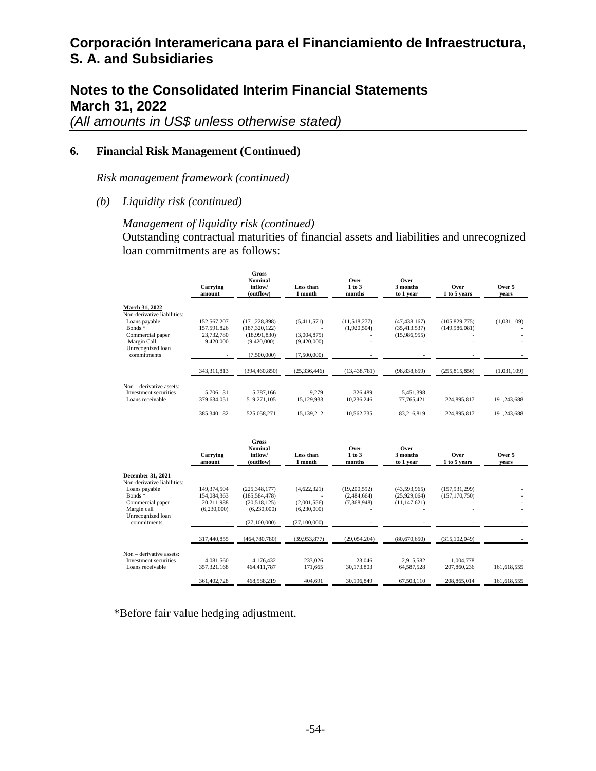# Corporación Interamericana para el Financiamiento de Infraestructura, S. A. and Subsidiaries

## Notes to the Consolidated Interim Financial Statements
## March 31, 2022
*(All amounts in US$ unless otherwise stated)*

### 6. Financial Risk Management (Continued)

*Risk management framework (continued)*

*(b) Liquidity risk (continued)*

*Management of liquidity risk (continued)*

Outstanding contractual maturities of financial assets and liabilities and unrecognized loan commitments are as follows:

| | Carrying amount | Gross Nominal inflow/ (outflow) | Less than 1 month | Over 1 to 3 months | Over 3 months to 1 year | Over 1 to 5 years | Over 5 years |
|---|---|---|---|---|---|---|---|
| **March 31, 2022** | | | | | | | |
| Non-derivative liabilities: | | | | | | | |
| Loans payable | 152,567,207 | (171,228,898) | (5,411,571) | (11,518,277) | (47,438,167) | (105,829,775) | (1,031,109) |
| Bonds * | 157,591,826 | (187,320,122) | - | (1,920,504) | (35,413,537) | (149,986,081) | - |
| Commercial paper | 23,732,780 | (18,991,830) | (3,004,875) | - | (15,986,955) | - | - |
| Margin Call | 9,420,000 | (9,420,000) | (9,420,000) | - | - | - | - |
| Unrecognized loan commitments | - | (7,500,000) | (7,500,000) | - | - | - | - |
| | 343,311,813 | (394,460,850) | (25,336,446) | (13,438,781) | (98,838,659) | (255,815,856) | (1,031,109) |
| Non – derivative assets: | | | | | | | |
| Investment securities | 5,706,131 | 5,787,166 | 9,279 | 326,489 | 5,451,398 | - | - |
| Loans receivable | 379,634,051 | 519,271,105 | 15,129,933 | 10,236,246 | 77,765,421 | 224,895,817 | 191,243,688 |
| | 385,340,182 | 525,058,271 | 15,139,212 | 10,562,735 | 83,216,819 | 224,895,817 | 191,243,688 |

| | Carrying amount | Gross Nominal inflow/ (outflow) | Less than 1 month | Over 1 to 3 months | Over 3 months to 1 year | Over 1 to 5 years | Over 5 years |
|---|---|---|---|---|---|---|---|
| **December 31, 2021** | | | | | | | |
| Non-derivative liabilities: | | | | | | | |
| Loans payable | 149,374,504 | (225,348,177) | (4,622,321) | (19,200,592) | (43,593,965) | (157,931,299) | - |
| Bonds * | 154,084,363 | (185,584,478) | - | (2,484,664) | (25,929,064) | (157,170,750) | - |
| Commercial paper | 20,211,988 | (20,518,125) | (2,001,556) | (7,368,948) | (11,147,621) | - | - |
| Margin call | (6,230,000) | (6,230,000) | (6,230,000) | - | - | - | - |
| Unrecognized loan commitments | - | (27,100,000) | (27,100,000) | - | - | - | - |
| | 317,440,855 | (464,780,780) | (39,953,877) | (29,054,204) | (80,670,650) | (315,102,049) | - |
| Non – derivative assets: | | | | | | | |
| Investment securities | 4,081,560 | 4,176,432 | 233,026 | 23,046 | 2,915,582 | 1,004,778 | - |
| Loans receivable | 357,321,168 | 464,411,787 | 171,665 | 30,173,803 | 64,587,528 | 207,860,236 | 161,618,555 |
| | 361,402,728 | 468,588,219 | 404,691 | 30,196,849 | 67,503,110 | 208,865,014 | 161,618,555 |

*Before fair value hedging adjustment.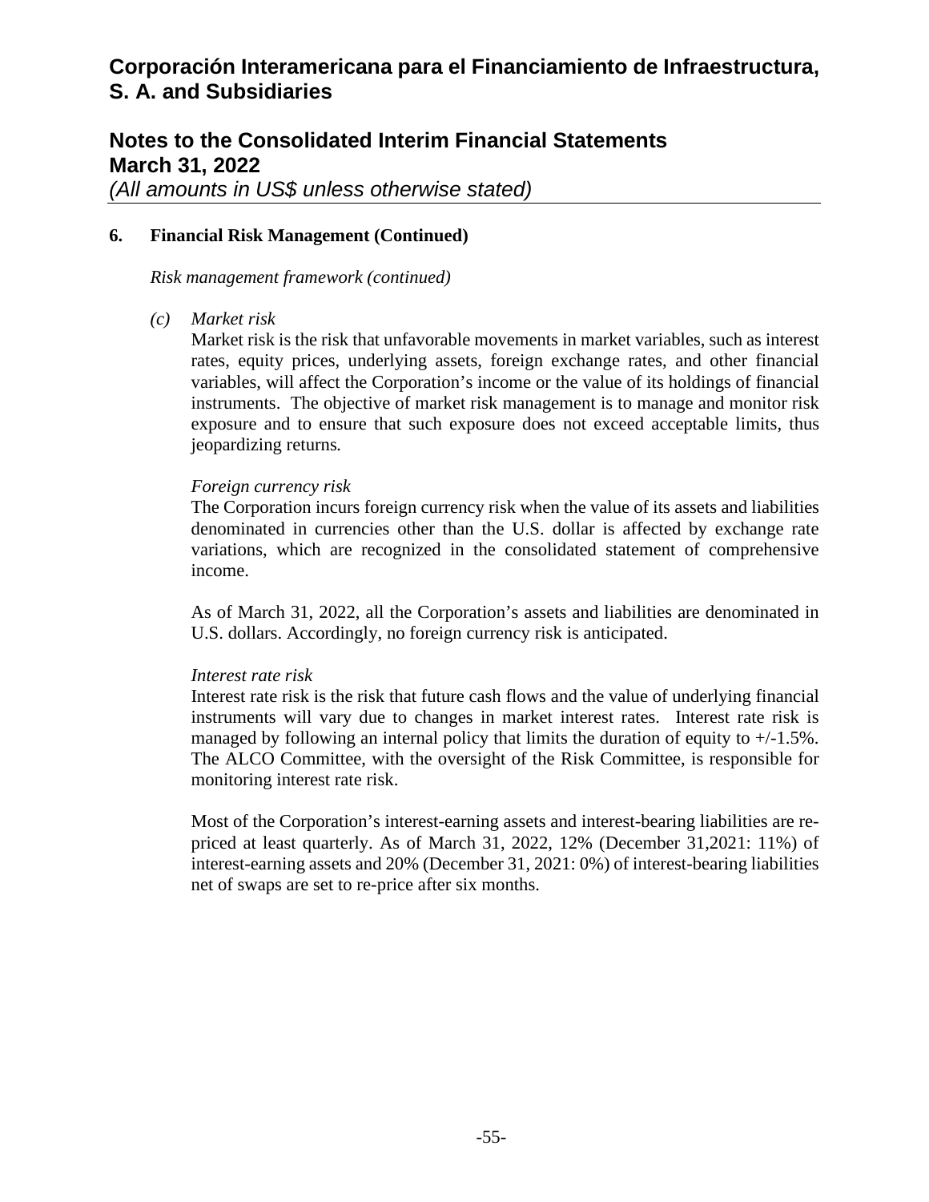## 6. Financial Risk Management (Continued)

*Risk management framework (continued)*

*(c) Market risk*

Market risk is the risk that unfavorable movements in market variables, such as interest rates, equity prices, underlying assets, foreign exchange rates, and other financial variables, will affect the Corporation's income or the value of its holdings of financial instruments. The objective of market risk management is to manage and monitor risk exposure and to ensure that such exposure does not exceed acceptable limits, thus jeopardizing returns.

*Foreign currency risk*

The Corporation incurs foreign currency risk when the value of its assets and liabilities denominated in currencies other than the U.S. dollar is affected by exchange rate variations, which are recognized in the consolidated statement of comprehensive income.

As of March 31, 2022, all the Corporation's assets and liabilities are denominated in U.S. dollars. Accordingly, no foreign currency risk is anticipated.

*Interest rate risk*

Interest rate risk is the risk that future cash flows and the value of underlying financial instruments will vary due to changes in market interest rates. Interest rate risk is managed by following an internal policy that limits the duration of equity to +/-1.5%. The ALCO Committee, with the oversight of the Risk Committee, is responsible for monitoring interest rate risk.

Most of the Corporation's interest-earning assets and interest-bearing liabilities are re-priced at least quarterly. As of March 31, 2022, 12% (December 31,2021: 11%) of interest-earning assets and 20% (December 31, 2021: 0%) of interest-bearing liabilities net of swaps are set to re-price after six months.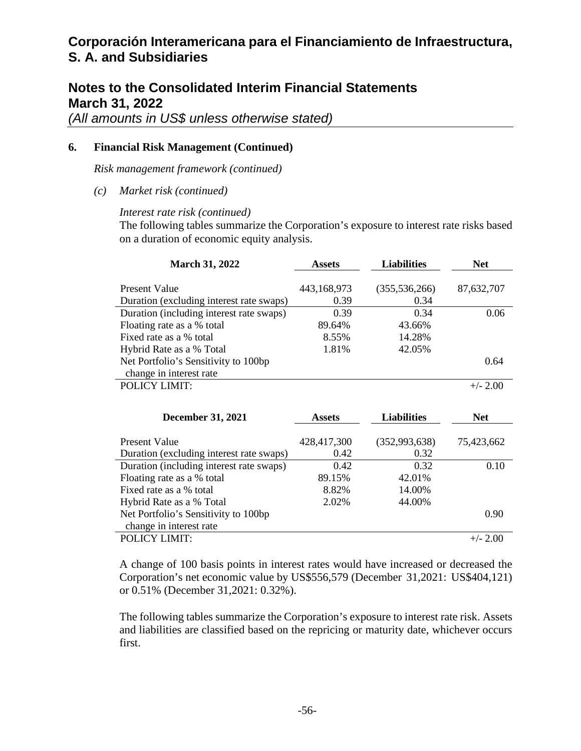## 6. Financial Risk Management (Continued)

*Risk management framework (continued)*

*(c) Market risk (continued)*

*Interest rate risk (continued)*

The following tables summarize the Corporation's exposure to interest rate risks based on a duration of economic equity analysis.

| March 31, 2022 | Assets | Liabilities | Net |
|---|---|---|---|
| Present Value | 443,168,973 | (355,536,266) | 87,632,707 |
| Duration (excluding interest rate swaps) | 0.39 | 0.34 | |
| Duration (including interest rate swaps) | 0.39 | 0.34 | 0.06 |
| Floating rate as a % total | 89.64% | 43.66% | |
| Fixed rate as a % total | 8.55% | 14.28% | |
| Hybrid Rate as a % Total | 1.81% | 42.05% | |
| Net Portfolio's Sensitivity to 100bp change in interest rate | | | 0.64 |
| POLICY LIMIT: | | | +/- 2.00 |

| December 31, 2021 | Assets | Liabilities | Net |
|---|---|---|---|
| Present Value | 428,417,300 | (352,993,638) | 75,423,662 |
| Duration (excluding interest rate swaps) | 0.42 | 0.32 | |
| Duration (including interest rate swaps) | 0.42 | 0.32 | 0.10 |
| Floating rate as a % total | 89.15% | 42.01% | |
| Fixed rate as a % total | 8.82% | 14.00% | |
| Hybrid Rate as a % Total | 2.02% | 44.00% | |
| Net Portfolio's Sensitivity to 100bp change in interest rate | | | 0.90 |
| POLICY LIMIT: | | | +/- 2.00 |

A change of 100 basis points in interest rates would have increased or decreased the Corporation's net economic value by US$556,579 (December 31,2021: US$404,121) or 0.51% (December 31,2021: 0.32%).

The following tables summarize the Corporation's exposure to interest rate risk. Assets and liabilities are classified based on the repricing or maturity date, whichever occurs first.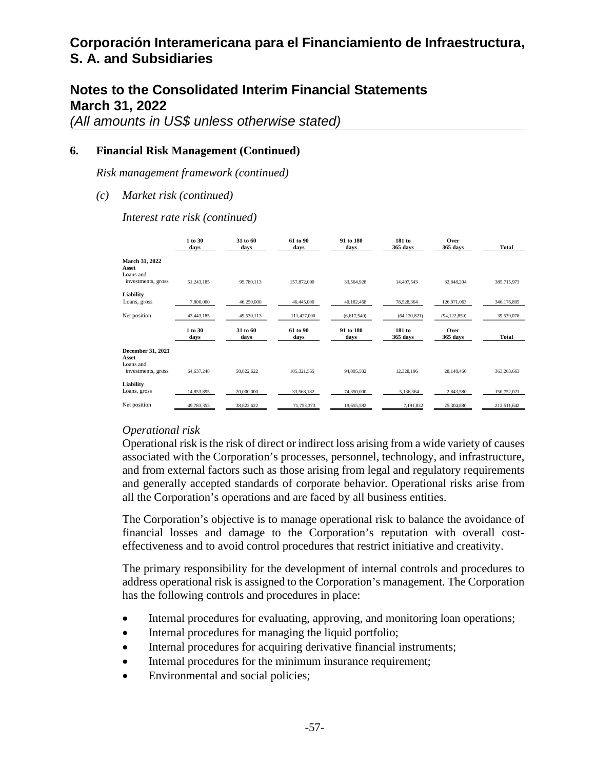## 6. Financial Risk Management (Continued)

*Risk management framework (continued)*

*(c) Market risk (continued)*

*Interest rate risk (continued)*

| | 1 to 30 days | 31 to 60 days | 61 to 90 days | 91 to 180 days | 181 to 365 days | Over 365 days | Total |
|---|---|---|---|---|---|---|---|
| **March 31, 2022** | | | | | | | |
| **Asset** | | | | | | | |
| Loans and investments, gross | 51,243,185 | 95,780,113 | 157,872,000 | 33,564,928 | 14,407,543 | 32,848,204 | 385,715,973 |
| **Liability** | | | | | | | |
| Loans, gross | 7,800,000 | 46,250,000 | 46,445,000 | 40,182,468 | 78,528,364 | 126,971,063 | 346,176,895 |
| Net position | 43,443,185 | 49,530,113 | 111,427,000 | (6,617,540) | (64,120,821) | (94,122,859) | 39,539,078 |

| | 1 to 30 days | 31 to 60 days | 61 to 90 days | 91 to 180 days | 181 to 365 days | Over 365 days | Total |
|---|---|---|---|---|---|---|---|
| **December 31, 2021** | | | | | | | |
| **Asset** | | | | | | | |
| Loans and investments, gross | 64,637,248 | 58,822,622 | 105,321,555 | 94,005,582 | 12,328,196 | 28,148,460 | 363,263,663 |
| **Liability** | | | | | | | |
| Loans, gross | 14,853,895 | 20,000,000 | 33,568,182 | 74,350,000 | 5,136,364 | 2,843,580 | 150,752,021 |
| Net position | 49,783,353 | 38,822,622 | 71,753,373 | 19,655,582 | 7,191,832 | 25,304,880 | 212,511,642 |

*Operational risk*

Operational risk is the risk of direct or indirect loss arising from a wide variety of causes associated with the Corporation's processes, personnel, technology, and infrastructure, and from external factors such as those arising from legal and regulatory requirements and generally accepted standards of corporate behavior. Operational risks arise from all the Corporation's operations and are faced by all business entities.

The Corporation's objective is to manage operational risk to balance the avoidance of financial losses and damage to the Corporation's reputation with overall cost-effectiveness and to avoid control procedures that restrict initiative and creativity.

The primary responsibility for the development of internal controls and procedures to address operational risk is assigned to the Corporation's management. The Corporation has the following controls and procedures in place:

- Internal procedures for evaluating, approving, and monitoring loan operations;
- Internal procedures for managing the liquid portfolio;
- Internal procedures for acquiring derivative financial instruments;
- Internal procedures for the minimum insurance requirement;
- Environmental and social policies;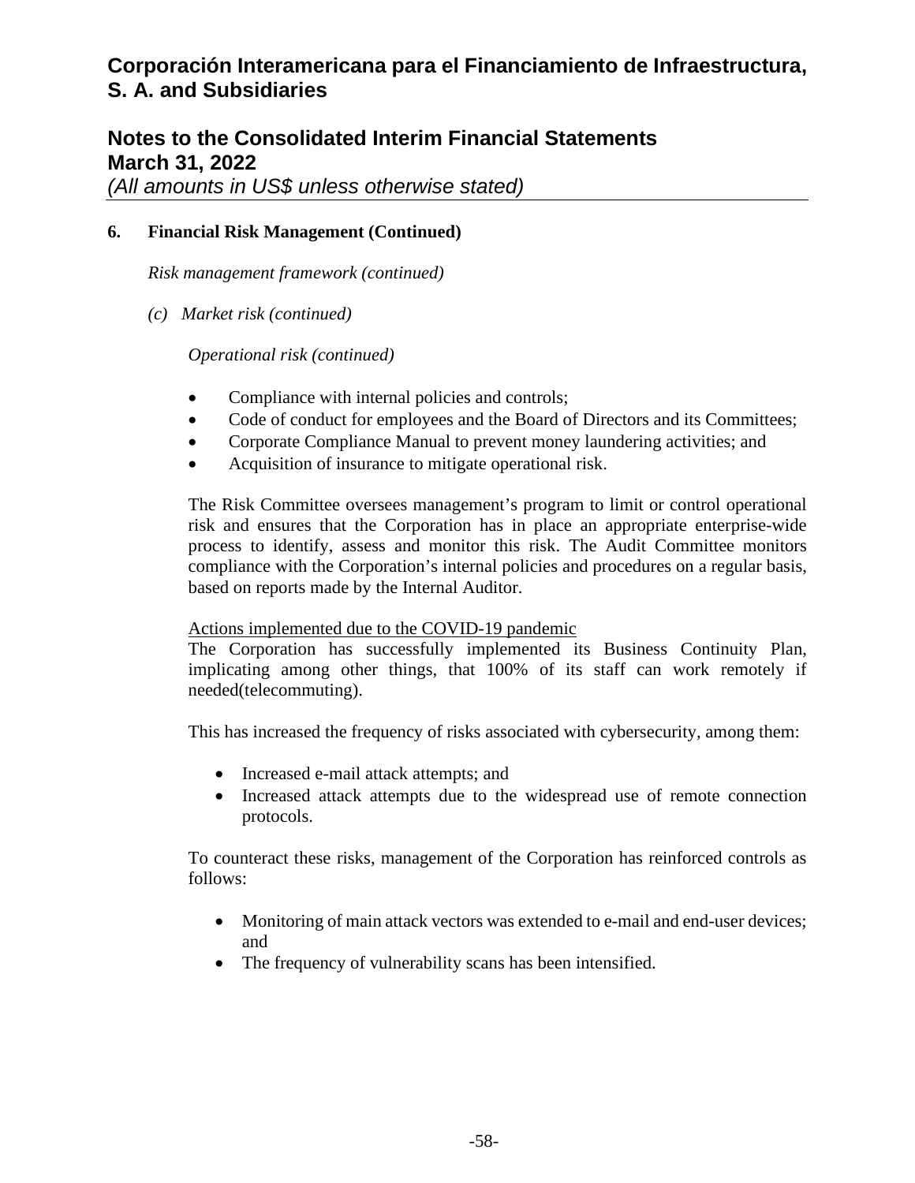## 6. Financial Risk Management (Continued)

*Risk management framework (continued)*

*(c) Market risk (continued)*

*Operational risk (continued)*

- Compliance with internal policies and controls;
- Code of conduct for employees and the Board of Directors and its Committees;
- Corporate Compliance Manual to prevent money laundering activities; and
- Acquisition of insurance to mitigate operational risk.

The Risk Committee oversees management's program to limit or control operational risk and ensures that the Corporation has in place an appropriate enterprise-wide process to identify, assess and monitor this risk. The Audit Committee monitors compliance with the Corporation's internal policies and procedures on a regular basis, based on reports made by the Internal Auditor.

<u>Actions implemented due to the COVID-19 pandemic</u>

The Corporation has successfully implemented its Business Continuity Plan, implicating among other things, that 100% of its staff can work remotely if needed(telecommuting).

This has increased the frequency of risks associated with cybersecurity, among them:

- Increased e-mail attack attempts; and
- Increased attack attempts due to the widespread use of remote connection protocols.

To counteract these risks, management of the Corporation has reinforced controls as follows:

- Monitoring of main attack vectors was extended to e-mail and end-user devices; and
- The frequency of vulnerability scans has been intensified.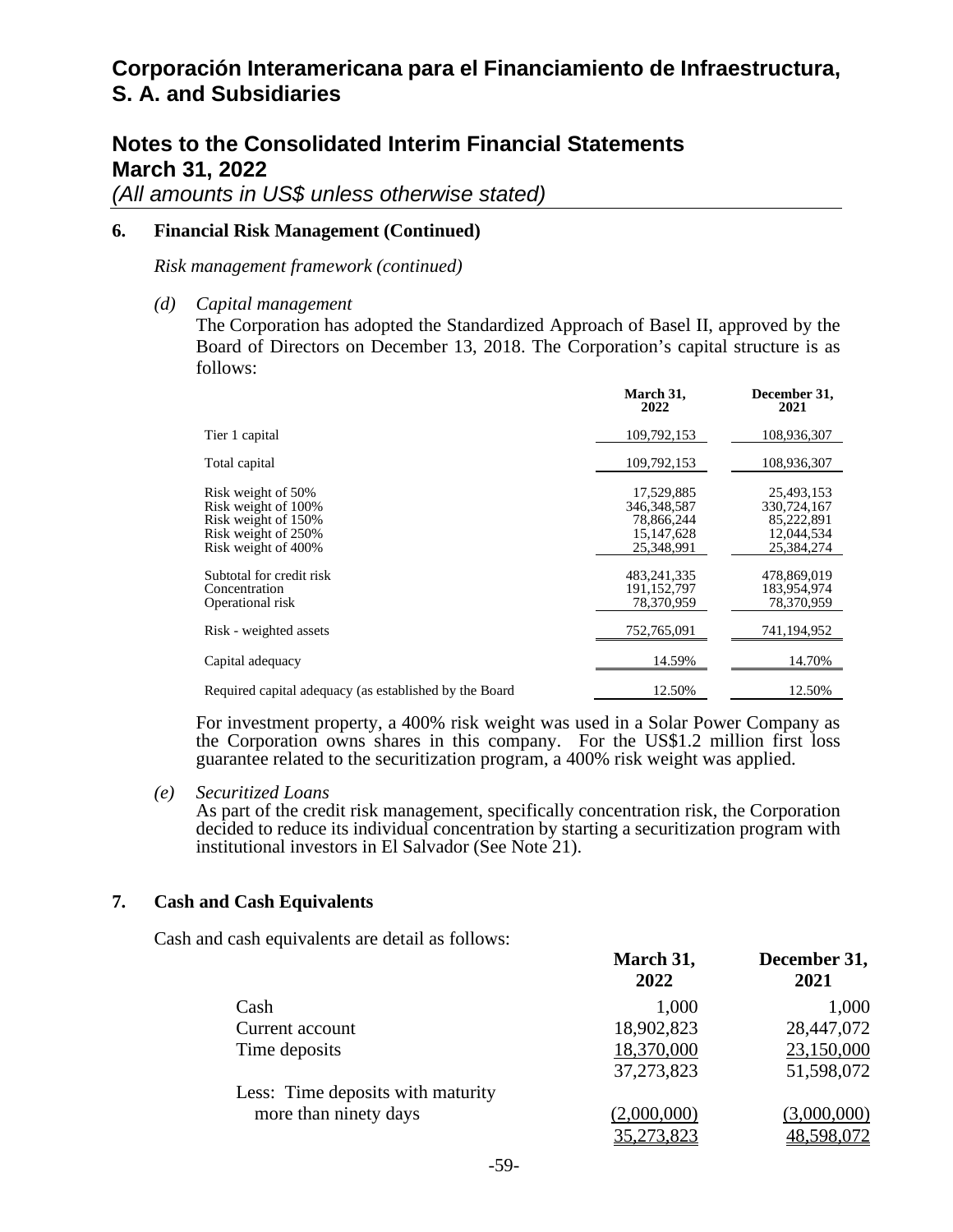# Corporación Interamericana para el Financiamiento de Infraestructura, S. A. and Subsidiaries

## Notes to the Consolidated Interim Financial Statements March 31, 2022

*(All amounts in US$ unless otherwise stated)*

### 6. Financial Risk Management (Continued)

*Risk management framework (continued)*

*(d) Capital management*

The Corporation has adopted the Standardized Approach of Basel II, approved by the Board of Directors on December 13, 2018. The Corporation's capital structure is as follows:

| | March 31, 2022 | December 31, 2021 |
|---|---|---|
| Tier 1 capital | 109,792,153 | 108,936,307 |
| Total capital | 109,792,153 | 108,936,307 |
| Risk weight of 50% | 17,529,885 | 25,493,153 |
| Risk weight of 100% | 346,348,587 | 330,724,167 |
| Risk weight of 150% | 78,866,244 | 85,222,891 |
| Risk weight of 250% | 15,147,628 | 12,044,534 |
| Risk weight of 400% | 25,348,991 | 25,384,274 |
| Subtotal for credit risk | 483,241,335 | 478,869,019 |
| Concentration | 191,152,797 | 183,954,974 |
| Operational risk | 78,370,959 | 78,370,959 |
| Risk - weighted assets | 752,765,091 | 741,194,952 |
| Capital adequacy | 14.59% | 14.70% |
| Required capital adequacy (as established by the Board | 12.50% | 12.50% |

For investment property, a 400% risk weight was used in a Solar Power Company as the Corporation owns shares in this company. For the US$1.2 million first loss guarantee related to the securitization program, a 400% risk weight was applied.

*(e) Securitized Loans*

As part of the credit risk management, specifically concentration risk, the Corporation decided to reduce its individual concentration by starting a securitization program with institutional investors in El Salvador (See Note 21).

### 7. Cash and Cash Equivalents

Cash and cash equivalents are detail as follows:

| | March 31, 2022 | December 31, 2021 |
|---|---|---|
| Cash | 1,000 | 1,000 |
| Current account | 18,902,823 | 28,447,072 |
| Time deposits | 18,370,000 | 23,150,000 |
| | 37,273,823 | 51,598,072 |
| Less: Time deposits with maturity more than ninety days | (2,000,000) | (3,000,000) |
| | 35,273,823 | 48,598,072 |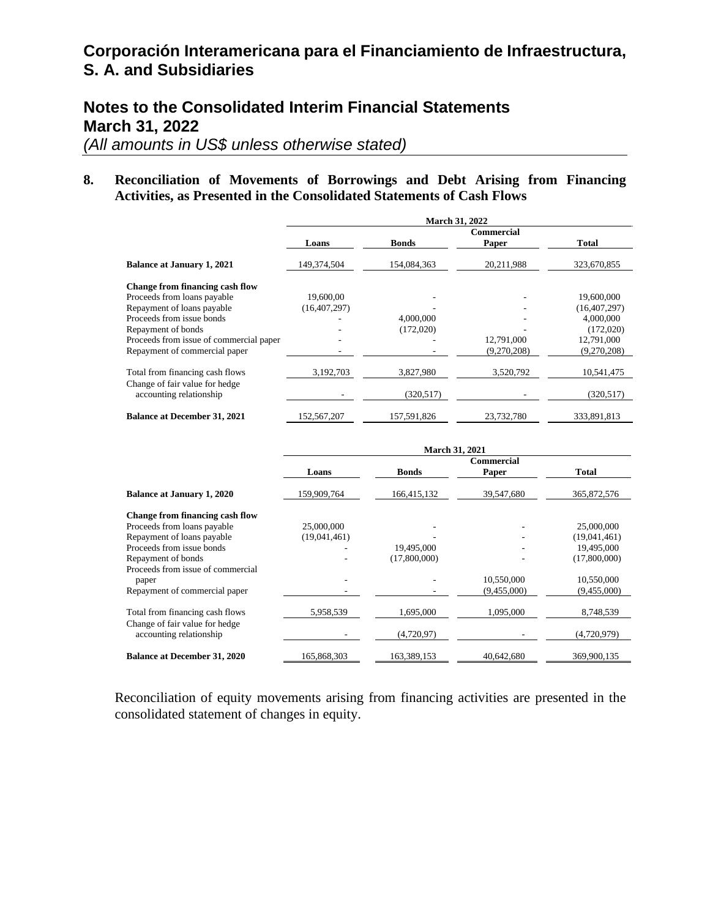# Corporación Interamericana para el Financiamiento de Infraestructura, S. A. and Subsidiaries

## Notes to the Consolidated Interim Financial Statements
## March 31, 2022
*(All amounts in US$ unless otherwise stated)*

### 8. Reconciliation of Movements of Borrowings and Debt Arising from Financing Activities, as Presented in the Consolidated Statements of Cash Flows

| | March 31, 2022 | | | |
|---|---|---|---|---|
| | Loans | Bonds | Commercial Paper | Total |
| **Balance at January 1, 2021** | 149,374,504 | 154,084,363 | 20,211,988 | 323,670,855 |
| **Change from financing cash flow** | | | | |
| Proceeds from loans payable | 19,600,00 | - | - | 19,600,000 |
| Repayment of loans payable | (16,407,297) | - | - | (16,407,297) |
| Proceeds from issue bonds | - | 4,000,000 | - | 4,000,000 |
| Repayment of bonds | - | (172,020) | - | (172,020) |
| Proceeds from issue of commercial paper | - | - | 12,791,000 | 12,791,000 |
| Repayment of commercial paper | - | - | (9,270,208) | (9,270,208) |
| Total from financing cash flows | 3,192,703 | 3,827,980 | 3,520,792 | 10,541,475 |
| Change of fair value for hedge accounting relationship | - | (320,517) | - | (320,517) |
| **Balance at December 31, 2021** | 152,567,207 | 157,591,826 | 23,732,780 | 333,891,813 |

| | March 31, 2021 | | | |
|---|---|---|---|---|
| | Loans | Bonds | Commercial Paper | Total |
| **Balance at January 1, 2020** | 159,909,764 | 166,415,132 | 39,547,680 | 365,872,576 |
| **Change from financing cash flow** | | | | |
| Proceeds from loans payable | 25,000,000 | - | - | 25,000,000 |
| Repayment of loans payable | (19,041,461) | - | - | (19,041,461) |
| Proceeds from issue bonds | - | 19,495,000 | - | 19,495,000 |
| Repayment of bonds | - | (17,800,000) | - | (17,800,000) |
| Proceeds from issue of commercial paper | - | - | 10,550,000 | 10,550,000 |
| Repayment of commercial paper | - | - | (9,455,000) | (9,455,000) |
| Total from financing cash flows | 5,958,539 | 1,695,000 | 1,095,000 | 8,748,539 |
| Change of fair value for hedge accounting relationship | - | (4,720,97) | - | (4,720,979) |
| **Balance at December 31, 2020** | 165,868,303 | 163,389,153 | 40,642,680 | 369,900,135 |

Reconciliation of equity movements arising from financing activities are presented in the consolidated statement of changes in equity.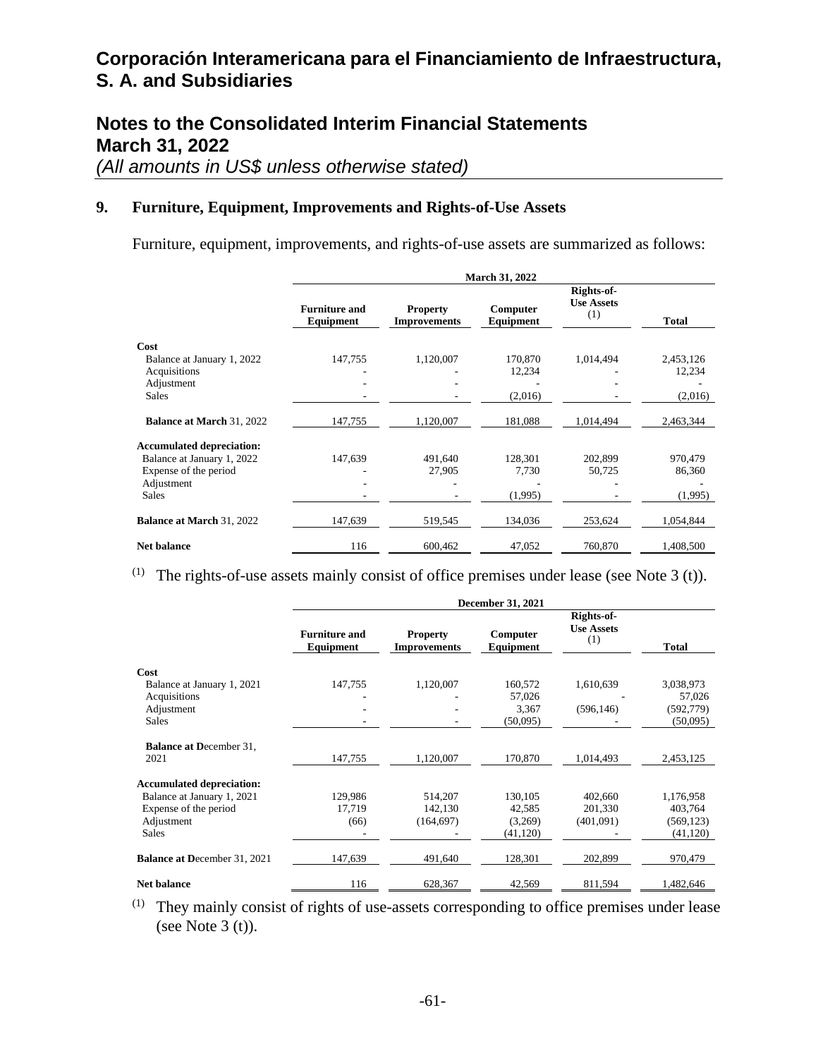## 9. Furniture, Equipment, Improvements and Rights-of-Use Assets

Furniture, equipment, improvements, and rights-of-use assets are summarized as follows:

| | March 31, 2022 | | | | |
|---|---|---|---|---|---|
| | **Furniture and Equipment** | **Property Improvements** | **Computer Equipment** | **Rights-of-Use Assets (1)** | **Total** |
| **Cost** | | | | | |
| Balance at January 1, 2022 | 147,755 | 1,120,007 | 170,870 | 1,014,494 | 2,453,126 |
| Acquisitions | - | - | 12,234 | - | 12,234 |
| Adjustment | - | - | - | - | - |
| Sales | - | - | (2,016) | - | (2,016) |
| **Balance at March 31, 2022** | 147,755 | 1,120,007 | 181,088 | 1,014,494 | 2,463,344 |
| **Accumulated depreciation:** | | | | | |
| Balance at January 1, 2022 | 147,639 | 491,640 | 128,301 | 202,899 | 970,479 |
| Expense of the period | - | 27,905 | 7,730 | 50,725 | 86,360 |
| Adjustment | - | - | - | - | - |
| Sales | - | - | (1,995) | - | (1,995) |
| **Balance at March 31, 2022** | 147,639 | 519,545 | 134,036 | 253,624 | 1,054,844 |
| **Net balance** | 116 | 600,462 | 47,052 | 760,870 | 1,408,500 |

(1) The rights-of-use assets mainly consist of office premises under lease (see Note 3 (t)).

| | December 31, 2021 | | | | |
|---|---|---|---|---|---|
| | **Furniture and Equipment** | **Property Improvements** | **Computer Equipment** | **Rights-of-Use Assets (1)** | **Total** |
| **Cost** | | | | | |
| Balance at January 1, 2021 | 147,755 | 1,120,007 | 160,572 | 1,610,639 | 3,038,973 |
| Acquisitions | - | - | 57,026 | - | 57,026 |
| Adjustment | - | - | 3,367 | (596,146) | (592,779) |
| Sales | - | - | (50,095) | - | (50,095) |
| **Balance at December 31, 2021** | 147,755 | 1,120,007 | 170,870 | 1,014,493 | 2,453,125 |
| **Accumulated depreciation:** | | | | | |
| Balance at January 1, 2021 | 129,986 | 514,207 | 130,105 | 402,660 | 1,176,958 |
| Expense of the period | 17,719 | 142,130 | 42,585 | 201,330 | 403,764 |
| Adjustment | (66) | (164,697) | (3,269) | (401,091) | (569,123) |
| Sales | - | - | (41,120) | - | (41,120) |
| **Balance at December 31, 2021** | 147,639 | 491,640 | 128,301 | 202,899 | 970,479 |
| **Net balance** | 116 | 628,367 | 42,569 | 811,594 | 1,482,646 |

(1) They mainly consist of rights of use-assets corresponding to office premises under lease (see Note 3 (t)).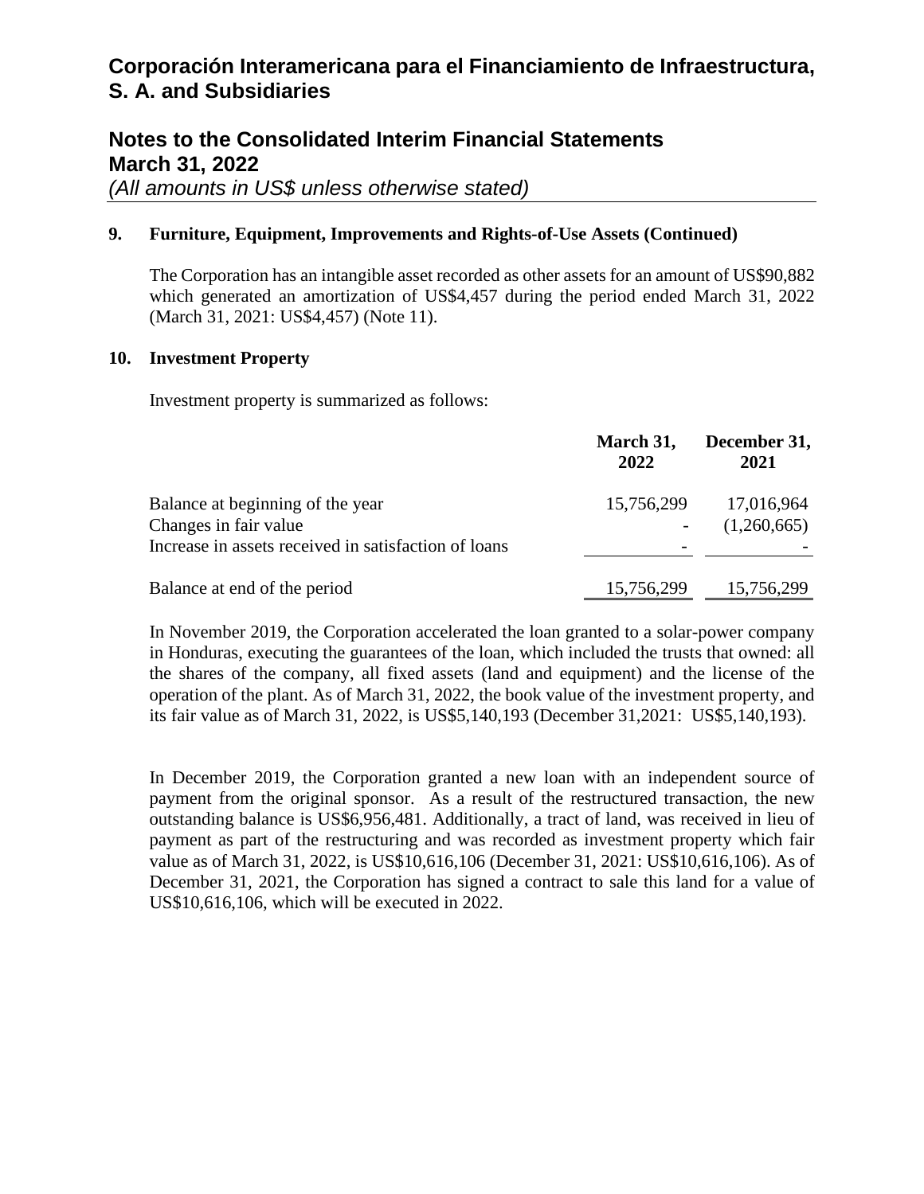## 9. Furniture, Equipment, Improvements and Rights-of-Use Assets (Continued)

The Corporation has an intangible asset recorded as other assets for an amount of US$90,882 which generated an amortization of US$4,457 during the period ended March 31, 2022 (March 31, 2021: US$4,457) (Note 11).

## 10. Investment Property

Investment property is summarized as follows:

| | March 31, 2022 | December 31, 2021 |
|---|---|---|
| Balance at beginning of the year | 15,756,299 | 17,016,964 |
| Changes in fair value | - | (1,260,665) |
| Increase in assets received in satisfaction of loans | - | - |
| Balance at end of the period | 15,756,299 | 15,756,299 |

In November 2019, the Corporation accelerated the loan granted to a solar-power company in Honduras, executing the guarantees of the loan, which included the trusts that owned: all the shares of the company, all fixed assets (land and equipment) and the license of the operation of the plant. As of March 31, 2022, the book value of the investment property, and its fair value as of March 31, 2022, is US$5,140,193 (December 31,2021: US$5,140,193).

In December 2019, the Corporation granted a new loan with an independent source of payment from the original sponsor. As a result of the restructured transaction, the new outstanding balance is US$6,956,481. Additionally, a tract of land, was received in lieu of payment as part of the restructuring and was recorded as investment property which fair value as of March 31, 2022, is US$10,616,106 (December 31, 2021: US$10,616,106). As of December 31, 2021, the Corporation has signed a contract to sale this land for a value of US$10,616,106, which will be executed in 2022.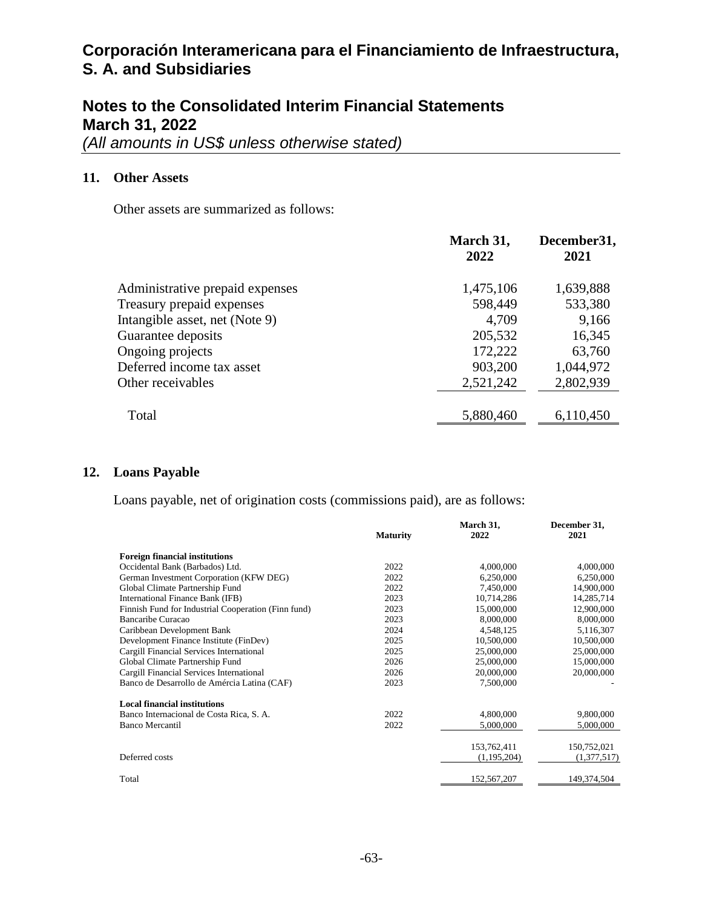# Corporación Interamericana para el Financiamiento de Infraestructura, S. A. and Subsidiaries

## Notes to the Consolidated Interim Financial Statements March 31, 2022

*(All amounts in US$ unless otherwise stated)*

### 11. Other Assets

Other assets are summarized as follows:

| | March 31, 2022 | December31, 2021 |
|---|---|---|
| Administrative prepaid expenses | 1,475,106 | 1,639,888 |
| Treasury prepaid expenses | 598,449 | 533,380 |
| Intangible asset, net (Note 9) | 4,709 | 9,166 |
| Guarantee deposits | 205,532 | 16,345 |
| Ongoing projects | 172,222 | 63,760 |
| Deferred income tax asset | 903,200 | 1,044,972 |
| Other receivables | 2,521,242 | 2,802,939 |
| Total | 5,880,460 | 6,110,450 |

### 12. Loans Payable

Loans payable, net of origination costs (commissions paid), are as follows:

| | Maturity | March 31, 2022 | December 31, 2021 |
|---|---|---|---|
| **Foreign financial institutions** | | | |
| Occidental Bank (Barbados) Ltd. | 2022 | 4,000,000 | 4,000,000 |
| German Investment Corporation (KFW DEG) | 2022 | 6,250,000 | 6,250,000 |
| Global Climate Partnership Fund | 2022 | 7,450,000 | 14,900,000 |
| International Finance Bank (IFB) | 2023 | 10,714,286 | 14,285,714 |
| Finnish Fund for Industrial Cooperation (Finn fund) | 2023 | 15,000,000 | 12,900,000 |
| Bancaribe Curacao | 2023 | 8,000,000 | 8,000,000 |
| Caribbean Development Bank | 2024 | 4,548,125 | 5,116,307 |
| Development Finance Institute (FinDev) | 2025 | 10,500,000 | 10,500,000 |
| Cargill Financial Services International | 2025 | 25,000,000 | 25,000,000 |
| Global Climate Partnership Fund | 2026 | 25,000,000 | 15,000,000 |
| Cargill Financial Services International | 2026 | 20,000,000 | 20,000,000 |
| Banco de Desarrollo de Amércia Latina (CAF) | 2023 | 7,500,000 | - |
| **Local financial institutions** | | | |
| Banco Internacional de Costa Rica, S. A. | 2022 | 4,800,000 | 9,800,000 |
| Banco Mercantil | 2022 | 5,000,000 | 5,000,000 |
| | | 153,762,411 | 150,752,021 |
| Deferred costs | | (1,195,204) | (1,377,517) |
| Total | | 152,567,207 | 149,374,504 |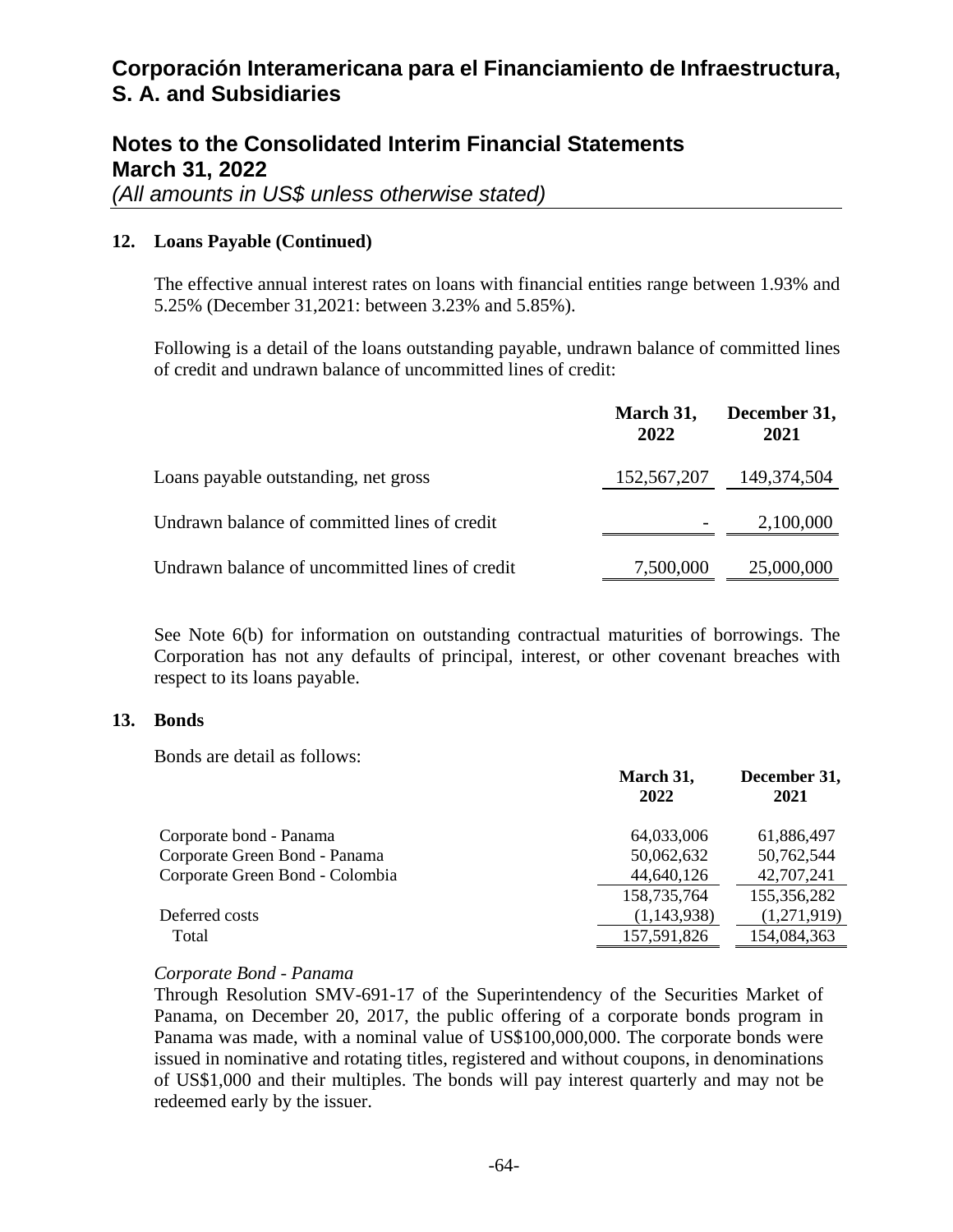# Corporación Interamericana para el Financiamiento de Infraestructura, S. A. and Subsidiaries

## Notes to the Consolidated Interim Financial Statements
## March 31, 2022
*(All amounts in US$ unless otherwise stated)*

### 12. Loans Payable (Continued)

The effective annual interest rates on loans with financial entities range between 1.93% and 5.25% (December 31,2021: between 3.23% and 5.85%).

Following is a detail of the loans outstanding payable, undrawn balance of committed lines of credit and undrawn balance of uncommitted lines of credit:

| | **March 31, 2022** | **December 31, 2021** |
|---|---|---|
| Loans payable outstanding, net gross | 152,567,207 | 149,374,504 |
| Undrawn balance of committed lines of credit | - | 2,100,000 |
| Undrawn balance of uncommitted lines of credit | 7,500,000 | 25,000,000 |

See Note 6(b) for information on outstanding contractual maturities of borrowings. The Corporation has not any defaults of principal, interest, or other covenant breaches with respect to its loans payable.

### 13. Bonds

Bonds are detail as follows:

| | **March 31, 2022** | **December 31, 2021** |
|---|---|---|
| Corporate bond - Panama | 64,033,006 | 61,886,497 |
| Corporate Green Bond - Panama | 50,062,632 | 50,762,544 |
| Corporate Green Bond - Colombia | 44,640,126 | 42,707,241 |
| | 158,735,764 | 155,356,282 |
| Deferred costs | (1,143,938) | (1,271,919) |
| Total | 157,591,826 | 154,084,363 |

*Corporate Bond - Panama*

Through Resolution SMV-691-17 of the Superintendency of the Securities Market of Panama, on December 20, 2017, the public offering of a corporate bonds program in Panama was made, with a nominal value of US$100,000,000. The corporate bonds were issued in nominative and rotating titles, registered and without coupons, in denominations of US$1,000 and their multiples. The bonds will pay interest quarterly and may not be redeemed early by the issuer.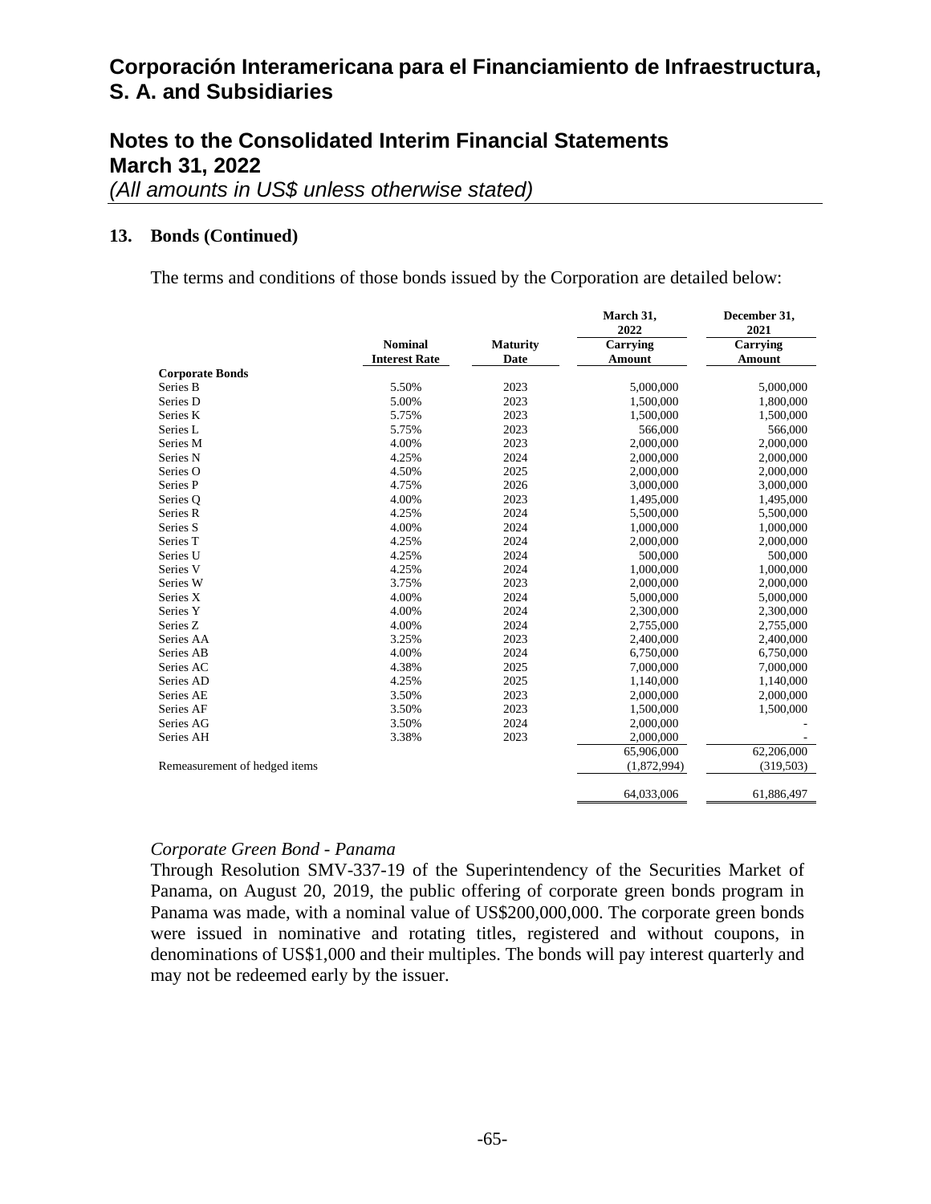### 13. Bonds (Continued)

The terms and conditions of those bonds issued by the Corporation are detailed below:

| | Nominal Interest Rate | Maturity Date | March 31, 2022 Carrying Amount | December 31, 2021 Carrying Amount |
|---|---|---|---|---|
| **Corporate Bonds** | | | | |
| Series B | 5.50% | 2023 | 5,000,000 | 5,000,000 |
| Series D | 5.00% | 2023 | 1,500,000 | 1,800,000 |
| Series K | 5.75% | 2023 | 1,500,000 | 1,500,000 |
| Series L | 5.75% | 2023 | 566,000 | 566,000 |
| Series M | 4.00% | 2023 | 2,000,000 | 2,000,000 |
| Series N | 4.25% | 2024 | 2,000,000 | 2,000,000 |
| Series O | 4.50% | 2025 | 2,000,000 | 2,000,000 |
| Series P | 4.75% | 2026 | 3,000,000 | 3,000,000 |
| Series Q | 4.00% | 2023 | 1,495,000 | 1,495,000 |
| Series R | 4.25% | 2024 | 5,500,000 | 5,500,000 |
| Series S | 4.00% | 2024 | 1,000,000 | 1,000,000 |
| Series T | 4.25% | 2024 | 2,000,000 | 2,000,000 |
| Series U | 4.25% | 2024 | 500,000 | 500,000 |
| Series V | 4.25% | 2024 | 1,000,000 | 1,000,000 |
| Series W | 3.75% | 2023 | 2,000,000 | 2,000,000 |
| Series X | 4.00% | 2024 | 5,000,000 | 5,000,000 |
| Series Y | 4.00% | 2024 | 2,300,000 | 2,300,000 |
| Series Z | 4.00% | 2024 | 2,755,000 | 2,755,000 |
| Series AA | 3.25% | 2023 | 2,400,000 | 2,400,000 |
| Series AB | 4.00% | 2024 | 6,750,000 | 6,750,000 |
| Series AC | 4.38% | 2025 | 7,000,000 | 7,000,000 |
| Series AD | 4.25% | 2025 | 1,140,000 | 1,140,000 |
| Series AE | 3.50% | 2023 | 2,000,000 | 2,000,000 |
| Series AF | 3.50% | 2023 | 1,500,000 | 1,500,000 |
| Series AG | 3.50% | 2024 | 2,000,000 | - |
| Series AH | 3.38% | 2023 | 2,000,000 | - |
| | | | 65,906,000 | 62,206,000 |
| Remeasurement of hedged items | | | (1,872,994) | (319,503) |
| | | | 64,033,006 | 61,886,497 |

*Corporate Green Bond - Panama*

Through Resolution SMV-337-19 of the Superintendency of the Securities Market of Panama, on August 20, 2019, the public offering of corporate green bonds program in Panama was made, with a nominal value of US$200,000,000. The corporate green bonds were issued in nominative and rotating titles, registered and without coupons, in denominations of US$1,000 and their multiples. The bonds will pay interest quarterly and may not be redeemed early by the issuer.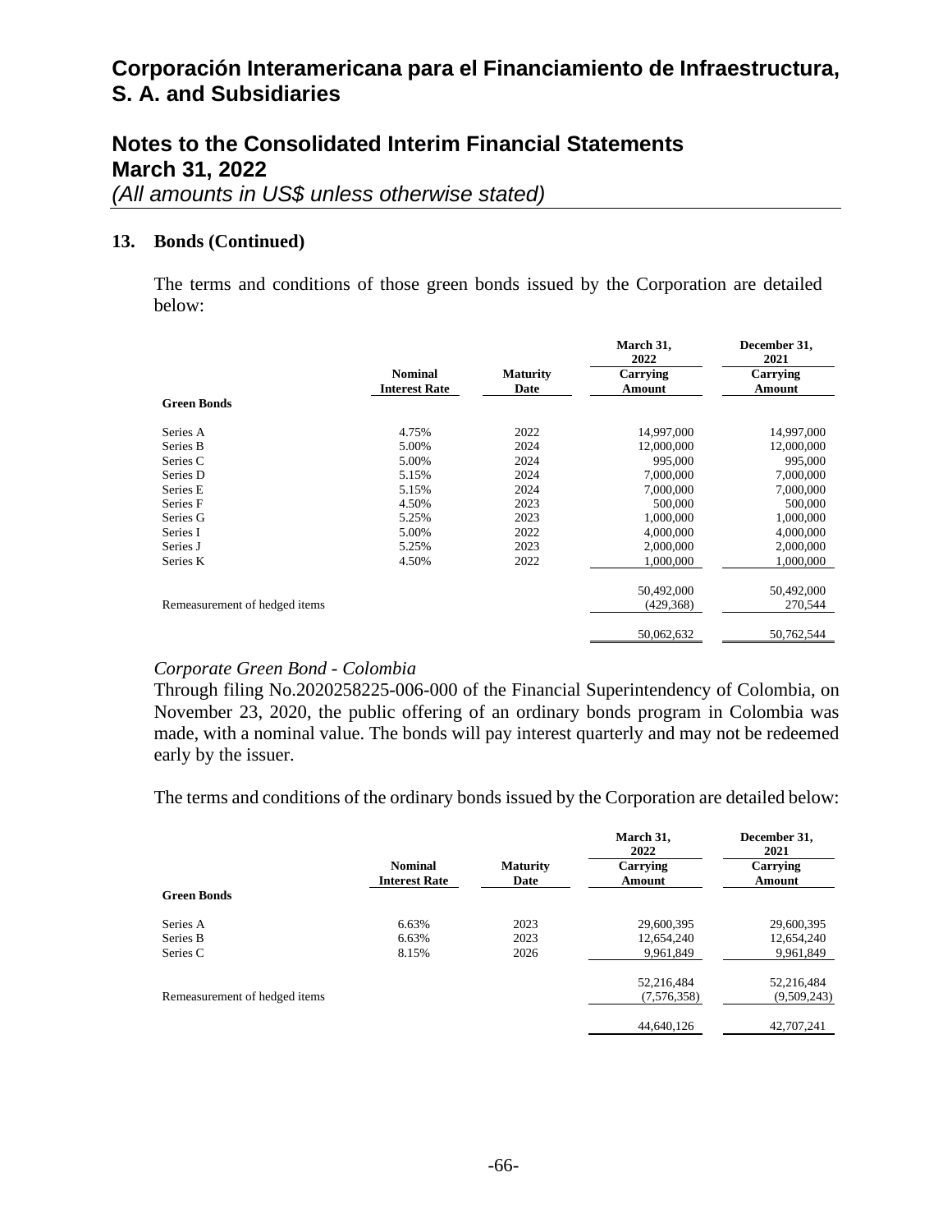## 13. Bonds (Continued)

The terms and conditions of those green bonds issued by the Corporation are detailed below:

| | Nominal Interest Rate | Maturity Date | March 31, 2022 Carrying Amount | December 31, 2021 Carrying Amount |
|---|---|---|---|---|
| **Green Bonds** | | | | |
| Series A | 4.75% | 2022 | 14,997,000 | 14,997,000 |
| Series B | 5.00% | 2024 | 12,000,000 | 12,000,000 |
| Series C | 5.00% | 2024 | 995,000 | 995,000 |
| Series D | 5.15% | 2024 | 7,000,000 | 7,000,000 |
| Series E | 5.15% | 2024 | 7,000,000 | 7,000,000 |
| Series F | 4.50% | 2023 | 500,000 | 500,000 |
| Series G | 5.25% | 2023 | 1,000,000 | 1,000,000 |
| Series I | 5.00% | 2022 | 4,000,000 | 4,000,000 |
| Series J | 5.25% | 2023 | 2,000,000 | 2,000,000 |
| Series K | 4.50% | 2022 | 1,000,000 | 1,000,000 |
| | | | 50,492,000 | 50,492,000 |
| Remeasurement of hedged items | | | (429,368) | 270,544 |
| | | | 50,062,632 | 50,762,544 |

*Corporate Green Bond - Colombia*

Through filing No.2020258225-006-000 of the Financial Superintendency of Colombia, on November 23, 2020, the public offering of an ordinary bonds program in Colombia was made, with a nominal value. The bonds will pay interest quarterly and may not be redeemed early by the issuer.

The terms and conditions of the ordinary bonds issued by the Corporation are detailed below:

| | Nominal Interest Rate | Maturity Date | March 31, 2022 Carrying Amount | December 31, 2021 Carrying Amount |
|---|---|---|---|---|
| **Green Bonds** | | | | |
| Series A | 6.63% | 2023 | 29,600,395 | 29,600,395 |
| Series B | 6.63% | 2023 | 12,654,240 | 12,654,240 |
| Series C | 8.15% | 2026 | 9,961,849 | 9,961,849 |
| | | | 52,216,484 | 52,216,484 |
| Remeasurement of hedged items | | | (7,576,358) | (9,509,243) |
| | | | 44,640,126 | 42,707,241 |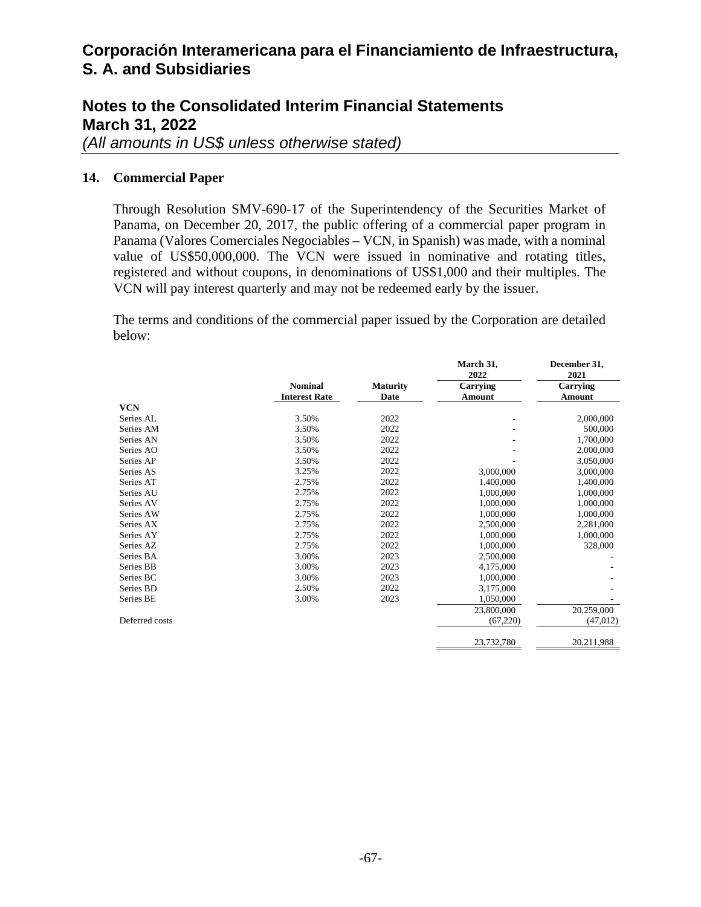## 14. Commercial Paper

Through Resolution SMV-690-17 of the Superintendency of the Securities Market of Panama, on December 20, 2017, the public offering of a commercial paper program in Panama (Valores Comerciales Negociables – VCN, in Spanish) was made, with a nominal value of US$50,000,000. The VCN were issued in nominative and rotating titles, registered and without coupons, in denominations of US$1,000 and their multiples. The VCN will pay interest quarterly and may not be redeemed early by the issuer.

The terms and conditions of the commercial paper issued by the Corporation are detailed below:

| | Nominal Interest Rate | Maturity Date | March 31, 2022 Carrying Amount | December 31, 2021 Carrying Amount |
|---|---|---|---|---|
| **VCN** | | | | |
| Series AL | 3.50% | 2022 | - | 2,000,000 |
| Series AM | 3.50% | 2022 | - | 500,000 |
| Series AN | 3.50% | 2022 | - | 1,700,000 |
| Series AO | 3.50% | 2022 | - | 2,000,000 |
| Series AP | 3.50% | 2022 | - | 3,050,000 |
| Series AS | 3.25% | 2022 | 3,000,000 | 3,000,000 |
| Series AT | 2.75% | 2022 | 1,400,000 | 1,400,000 |
| Series AU | 2.75% | 2022 | 1,000,000 | 1,000,000 |
| Series AV | 2.75% | 2022 | 1,000,000 | 1,000,000 |
| Series AW | 2.75% | 2022 | 1,000,000 | 1,000,000 |
| Series AX | 2.75% | 2022 | 2,500,000 | 2,281,000 |
| Series AY | 2.75% | 2022 | 1,000,000 | 1,000,000 |
| Series AZ | 2.75% | 2022 | 1,000,000 | 328,000 |
| Series BA | 3.00% | 2023 | 2,500,000 | - |
| Series BB | 3.00% | 2023 | 4,175,000 | - |
| Series BC | 3.00% | 2023 | 1,000,000 | - |
| Series BD | 2.50% | 2022 | 3,175,000 | - |
| Series BE | 3.00% | 2023 | 1,050,000 | - |
| | | | 23,800,000 | 20,259,000 |
| Deferred costs | | | (67,220) | (47,012) |
| | | | 23,732,780 | 20,211,988 |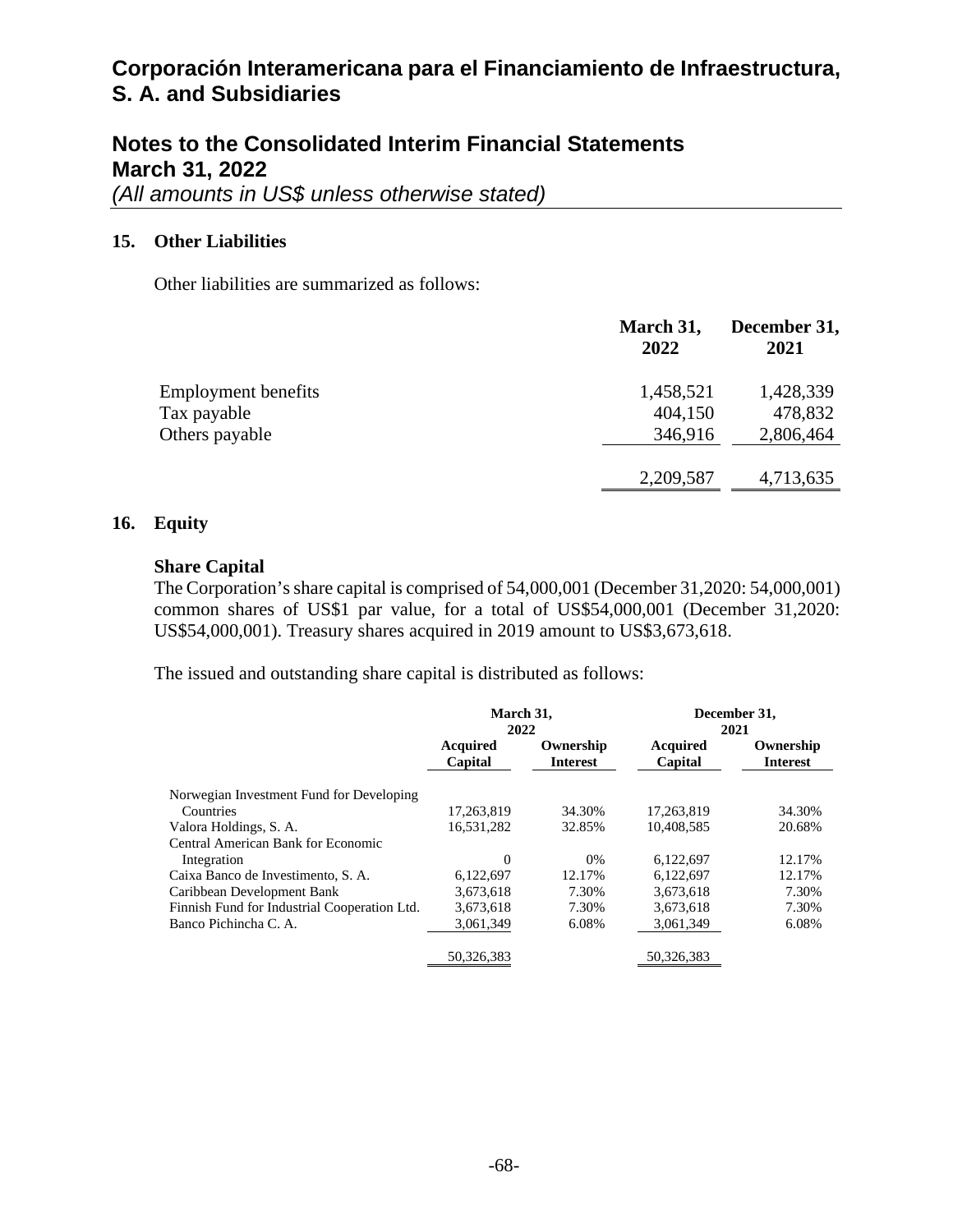# Corporación Interamericana para el Financiamiento de Infraestructura, S. A. and Subsidiaries

## Notes to the Consolidated Interim Financial Statements March 31, 2022

*(All amounts in US$ unless otherwise stated)*

### 15. Other Liabilities

Other liabilities are summarized as follows:

| | March 31, 2022 | December 31, 2021 |
|---|---|---|
| Employment benefits | 1,458,521 | 1,428,339 |
| Tax payable | 404,150 | 478,832 |
| Others payable | 346,916 | 2,806,464 |
| | 2,209,587 | 4,713,635 |

### 16. Equity

**Share Capital**

The Corporation's share capital is comprised of 54,000,001 (December 31,2020: 54,000,001) common shares of US$1 par value, for a total of US$54,000,001 (December 31,2020: US$54,000,001). Treasury shares acquired in 2019 amount to US$3,673,618.

The issued and outstanding share capital is distributed as follows:

| | March 31, 2022 | | December 31, 2021 | |
|---|---|---|---|---|
| | Acquired Capital | Ownership Interest | Acquired Capital | Ownership Interest |
| Norwegian Investment Fund for Developing Countries | 17,263,819 | 34.30% | 17,263,819 | 34.30% |
| Valora Holdings, S. A. | 16,531,282 | 32.85% | 10,408,585 | 20.68% |
| Central American Bank for Economic Integration | 0 | 0% | 6,122,697 | 12.17% |
| Caixa Banco de Investimento, S. A. | 6,122,697 | 12.17% | 6,122,697 | 12.17% |
| Caribbean Development Bank | 3,673,618 | 7.30% | 3,673,618 | 7.30% |
| Finnish Fund for Industrial Cooperation Ltd. | 3,673,618 | 7.30% | 3,673,618 | 7.30% |
| Banco Pichincha C. A. | 3,061,349 | 6.08% | 3,061,349 | 6.08% |
| | 50,326,383 | | 50,326,383 | |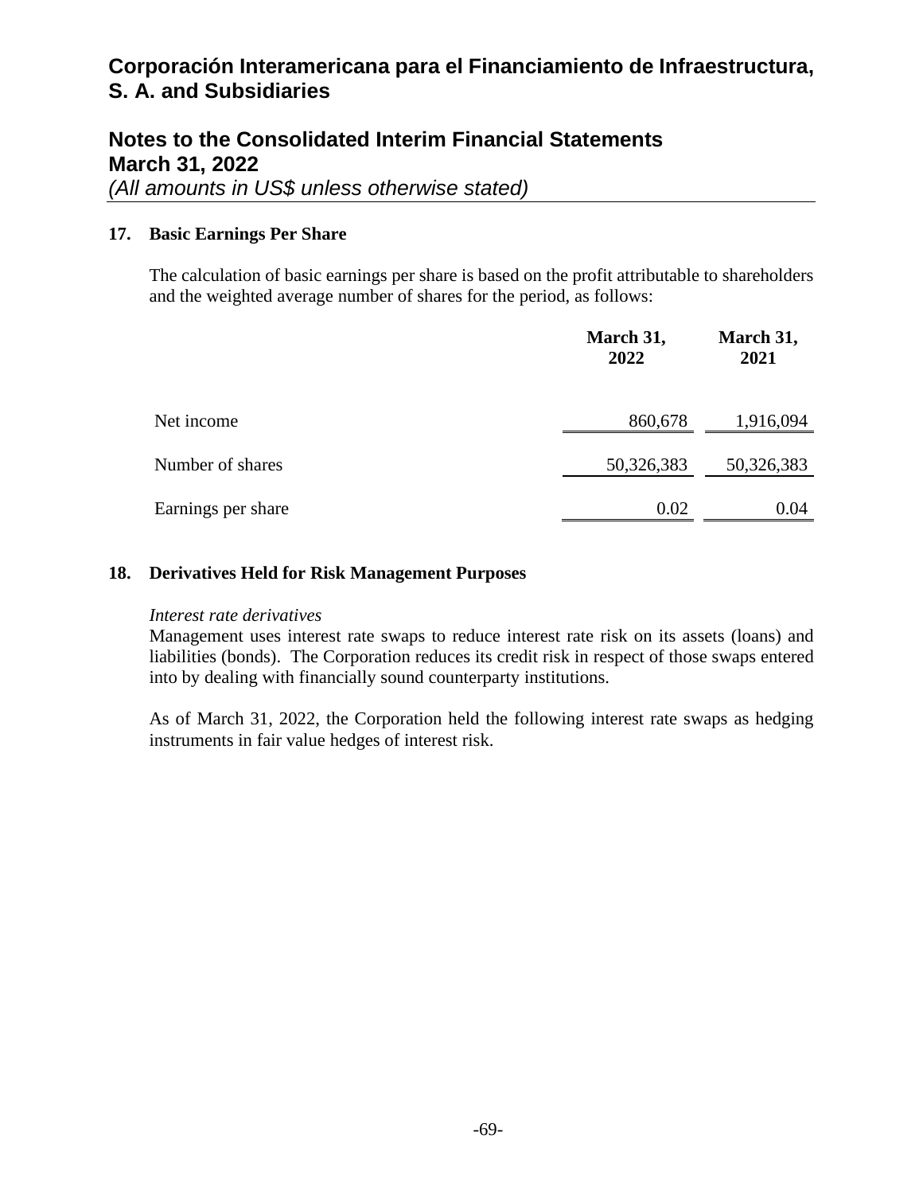# Corporación Interamericana para el Financiamiento de Infraestructura, S. A. and Subsidiaries

## Notes to the Consolidated Interim Financial Statements
## March 31, 2022
*(All amounts in US$ unless otherwise stated)*

### 17. Basic Earnings Per Share

The calculation of basic earnings per share is based on the profit attributable to shareholders and the weighted average number of shares for the period, as follows:

| | March 31, 2022 | March 31, 2021 |
|---|---|---|
| Net income | 860,678 | 1,916,094 |
| Number of shares | 50,326,383 | 50,326,383 |
| Earnings per share | 0.02 | 0.04 |

### 18. Derivatives Held for Risk Management Purposes

*Interest rate derivatives*

Management uses interest rate swaps to reduce interest rate risk on its assets (loans) and liabilities (bonds). The Corporation reduces its credit risk in respect of those swaps entered into by dealing with financially sound counterparty institutions.

As of March 31, 2022, the Corporation held the following interest rate swaps as hedging instruments in fair value hedges of interest risk.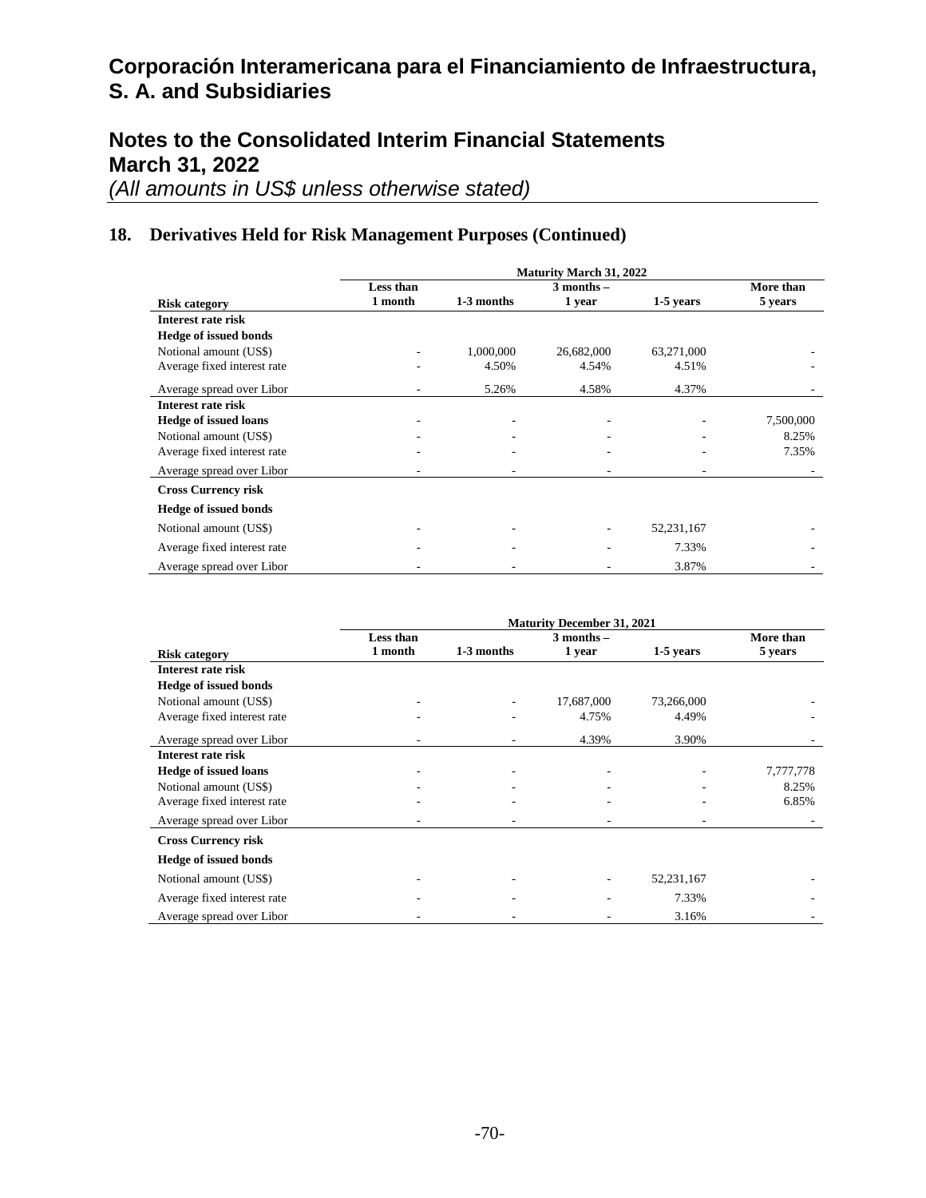# Corporación Interamericana para el Financiamiento de Infraestructura, S. A. and Subsidiaries

## Notes to the Consolidated Interim Financial Statements
## March 31, 2022
*(All amounts in US$ unless otherwise stated)*

### 18. Derivatives Held for Risk Management Purposes (Continued)

| | Maturity March 31, 2022 | | | | |
|---|---|---|---|---|---|
| **Risk category** | **Less than 1 month** | **1-3 months** | **3 months – 1 year** | **1-5 years** | **More than 5 years** |
| **Interest rate risk** | | | | | |
| **Hedge of issued bonds** | | | | | |
| Notional amount (US$) | - | 1,000,000 | 26,682,000 | 63,271,000 | - |
| Average fixed interest rate | - | 4.50% | 4.54% | 4.51% | - |
| Average spread over Libor | - | 5.26% | 4.58% | 4.37% | - |
| **Interest rate risk** | | | | | |
| **Hedge of issued loans** | - | - | - | - | 7,500,000 |
| Notional amount (US$) | - | - | - | - | 8.25% |
| Average fixed interest rate | - | - | - | - | 7.35% |
| Average spread over Libor | - | - | - | - | - |
| **Cross Currency risk** | | | | | |
| **Hedge of issued bonds** | | | | | |
| Notional amount (US$) | - | - | - | 52,231,167 | - |
| Average fixed interest rate | - | - | - | 7.33% | - |
| Average spread over Libor | - | - | - | 3.87% | - |

| | Maturity December 31, 2021 | | | | |
|---|---|---|---|---|---|
| **Risk category** | **Less than 1 month** | **1-3 months** | **3 months – 1 year** | **1-5 years** | **More than 5 years** |
| **Interest rate risk** | | | | | |
| **Hedge of issued bonds** | | | | | |
| Notional amount (US$) | - | - | 17,687,000 | 73,266,000 | - |
| Average fixed interest rate | - | - | 4.75% | 4.49% | - |
| Average spread over Libor | - | - | 4.39% | 3.90% | - |
| **Interest rate risk** | | | | | |
| **Hedge of issued loans** | - | - | - | - | 7,777,778 |
| Notional amount (US$) | - | - | - | - | 8.25% |
| Average fixed interest rate | - | - | - | - | 6.85% |
| Average spread over Libor | - | - | - | - | - |
| **Cross Currency risk** | | | | | |
| **Hedge of issued bonds** | | | | | |
| Notional amount (US$) | - | - | - | 52,231,167 | - |
| Average fixed interest rate | - | - | - | 7.33% | - |
| Average spread over Libor | - | - | - | 3.16% | - |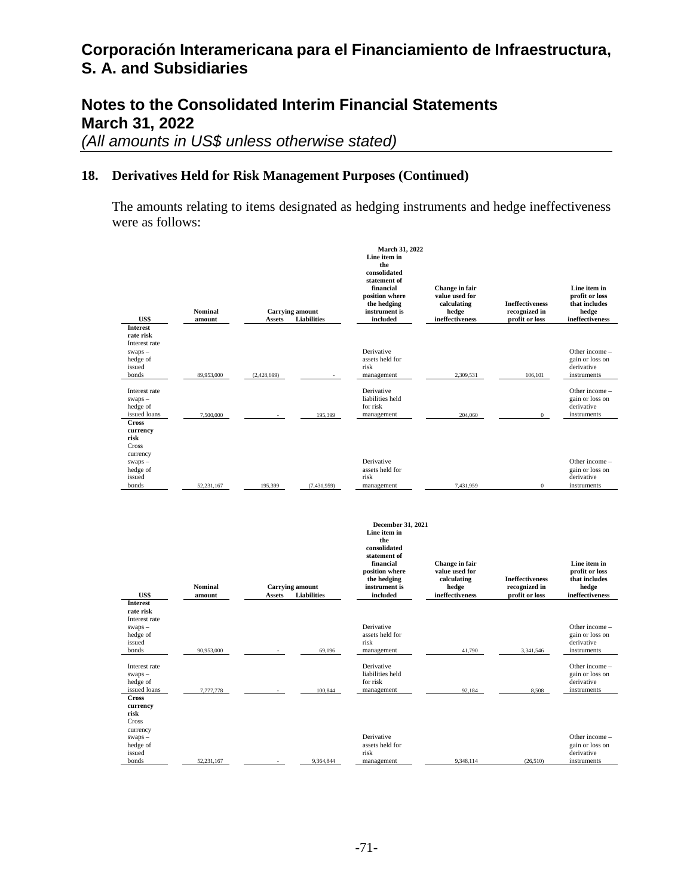# Corporación Interamericana para el Financiamiento de Infraestructura, S. A. and Subsidiaries

## Notes to the Consolidated Interim Financial Statements
## March 31, 2022
*(All amounts in US$ unless otherwise stated)*

### 18. Derivatives Held for Risk Management Purposes (Continued)

The amounts relating to items designated as hedging instruments and hedge ineffectiveness were as follows:

| March 31, 2022 | | | | | | | |
|---|---|---|---|---|---|---|---|
| US$ | Nominal amount | Carrying amount | | Line item in the consolidated statement of financial position where the hedging instrument is included | Change in fair value used for calculating hedge ineffectiveness | Ineffectiveness recognized in profit or loss | Line item in profit or loss that includes hedge ineffectiveness |
| | | Assets | Liabilities | | | | |
| **Interest rate risk** | | | | | | | |
| Interest rate swaps – hedge of issued bonds | 89,953,000 | (2,428,699) | - | Derivative assets held for risk management | 2,309,531 | 106,101 | Other income – gain or loss on derivative instruments |
| Interest rate swaps – hedge of issued loans | 7,500,000 | - | 195,399 | Derivative liabilities held for risk management | 204,060 | 0 | Other income – gain or loss on derivative instruments |
| **Cross currency risk** | | | | | | | |
| Cross currency swaps – hedge of issued bonds | 52,231,167 | 195,399 | (7,431,959) | Derivative assets held for risk management | 7,431,959 | 0 | Other income – gain or loss on derivative instruments |

| December 31, 2021 | | | | | | | |
|---|---|---|---|---|---|---|---|
| US$ | Nominal amount | Carrying amount | | Line item in the consolidated statement of financial position where the hedging instrument is included | Change in fair value used for calculating hedge ineffectiveness | Ineffectiveness recognized in profit or loss | Line item in profit or loss that includes hedge ineffectiveness |
| | | Assets | Liabilities | | | | |
| **Interest rate risk** | | | | | | | |
| Interest rate swaps – hedge of issued bonds | 90,953,000 | - | 69,196 | Derivative assets held for risk management | 41,790 | 3,341,546 | Other income – gain or loss on derivative instruments |
| Interest rate swaps – hedge of issued loans | 7,777,778 | - | 100,844 | Derivative liabilities held for risk management | 92,184 | 8,508 | Other income – gain or loss on derivative instruments |
| **Cross currency risk** | | | | | | | |
| Cross currency swaps – hedge of issued bonds | 52,231,167 | - | 9,364,844 | Derivative assets held for risk management | 9,348,114 | (26,510) | Other income – gain or loss on derivative instruments |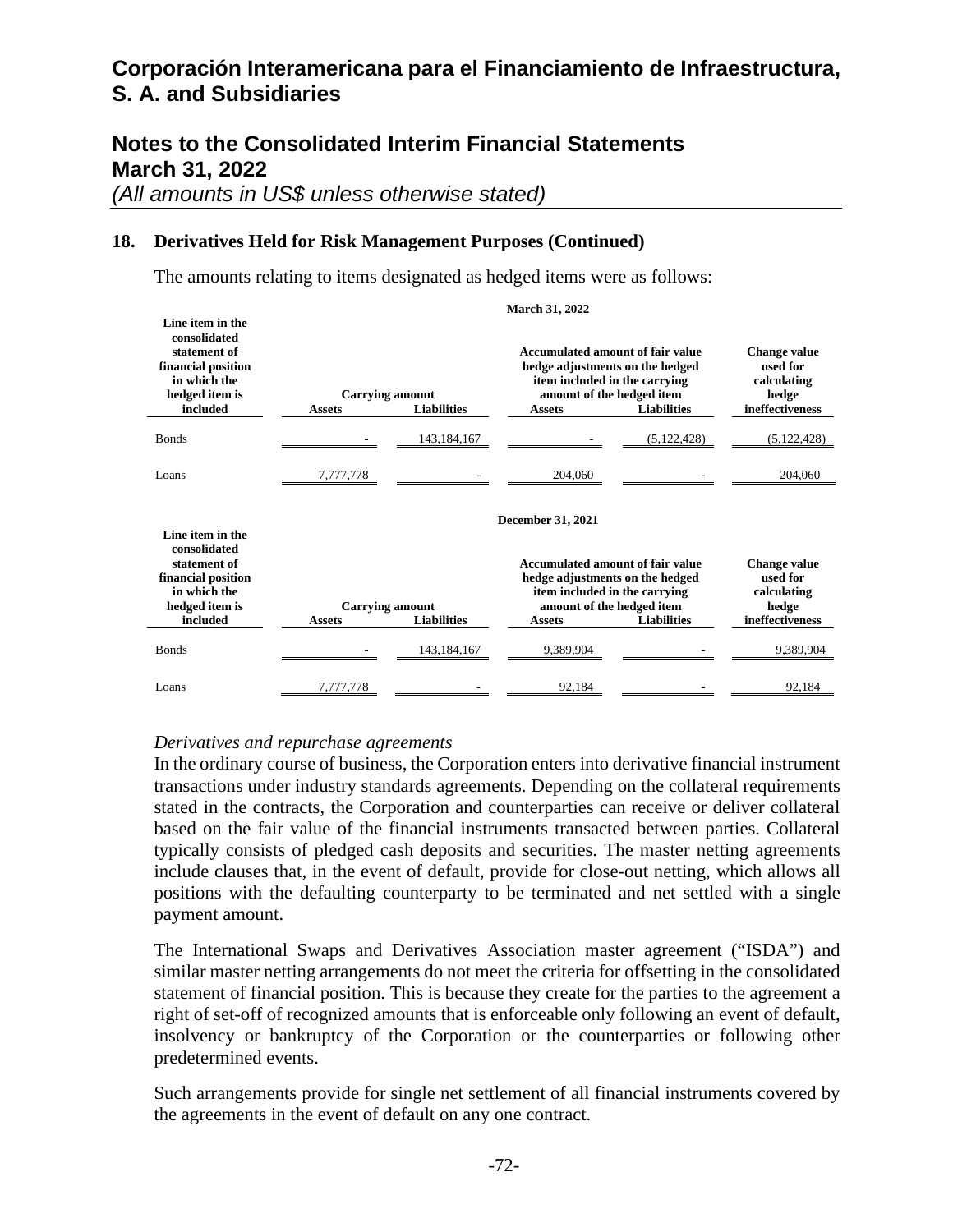## 18. Derivatives Held for Risk Management Purposes (Continued)

The amounts relating to items designated as hedged items were as follows:

| March 31, 2022 | | | | | |
|---|---|---|---|---|---|
| Line item in the consolidated statement of financial position in which the hedged item is included | Carrying amount | | Accumulated amount of fair value hedge adjustments on the hedged item included in the carrying amount of the hedged item | | Change value used for calculating hedge ineffectiveness |
| | Assets | Liabilities | Assets | Liabilities | |
| Bonds | - | 143,184,167 | - | (5,122,428) | (5,122,428) |
| Loans | 7,777,778 | - | 204,060 | - | 204,060 |

| December 31, 2021 | | | | | |
|---|---|---|---|---|---|
| Line item in the consolidated statement of financial position in which the hedged item is included | Carrying amount | | Accumulated amount of fair value hedge adjustments on the hedged item included in the carrying amount of the hedged item | | Change value used for calculating hedge ineffectiveness |
| | Assets | Liabilities | Assets | Liabilities | |
| Bonds | - | 143,184,167 | 9,389,904 | - | 9,389,904 |
| Loans | 7,777,778 | - | 92,184 | - | 92,184 |

*Derivatives and repurchase agreements*

In the ordinary course of business, the Corporation enters into derivative financial instrument transactions under industry standards agreements. Depending on the collateral requirements stated in the contracts, the Corporation and counterparties can receive or deliver collateral based on the fair value of the financial instruments transacted between parties. Collateral typically consists of pledged cash deposits and securities. The master netting agreements include clauses that, in the event of default, provide for close-out netting, which allows all positions with the defaulting counterparty to be terminated and net settled with a single payment amount.

The International Swaps and Derivatives Association master agreement ("ISDA") and similar master netting arrangements do not meet the criteria for offsetting in the consolidated statement of financial position. This is because they create for the parties to the agreement a right of set-off of recognized amounts that is enforceable only following an event of default, insolvency or bankruptcy of the Corporation or the counterparties or following other predetermined events.

Such arrangements provide for single net settlement of all financial instruments covered by the agreements in the event of default on any one contract.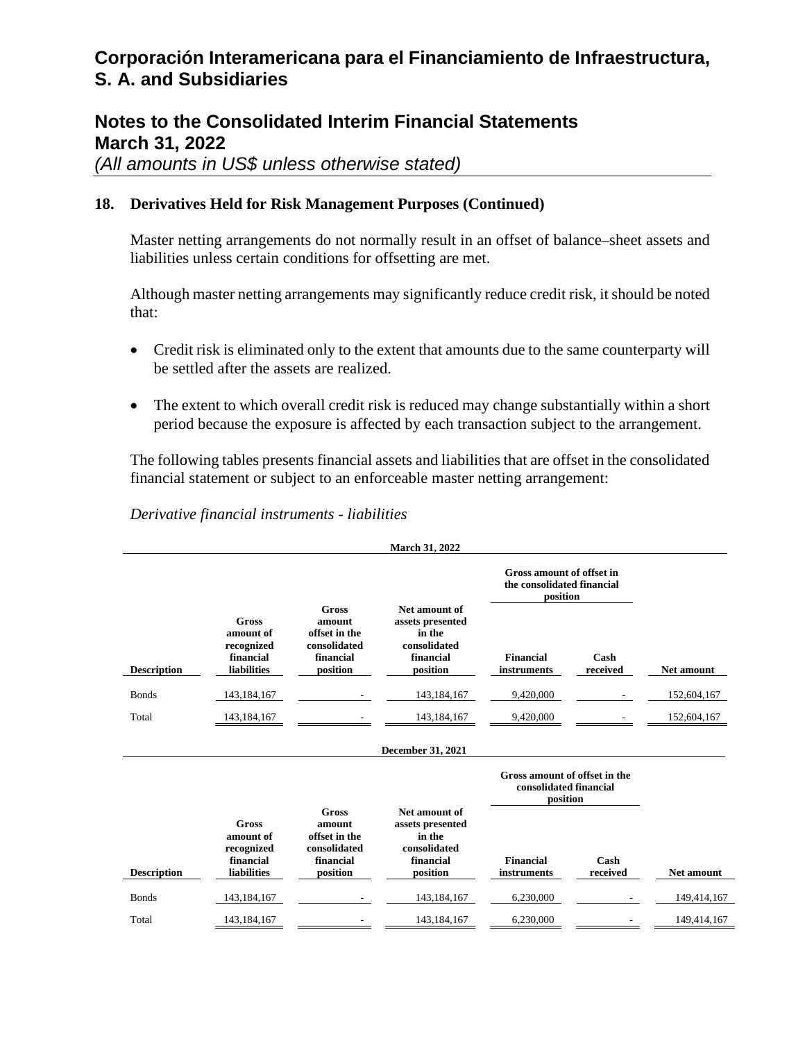## 18. Derivatives Held for Risk Management Purposes (Continued)

Master netting arrangements do not normally result in an offset of balance–sheet assets and liabilities unless certain conditions for offsetting are met.

Although master netting arrangements may significantly reduce credit risk, it should be noted that:

- Credit risk is eliminated only to the extent that amounts due to the same counterparty will be settled after the assets are realized.
- The extent to which overall credit risk is reduced may change substantially within a short period because the exposure is affected by each transaction subject to the arrangement.

The following tables presents financial assets and liabilities that are offset in the consolidated financial statement or subject to an enforceable master netting arrangement:

*Derivative financial instruments - liabilities*

| March 31, 2022 | | | | | | |
|---|---|---|---|---|---|---|
| | | | | Gross amount of offset in the consolidated financial position | | |
| Description | Gross amount of recognized financial liabilities | Gross amount offset in the consolidated financial position | Net amount of assets presented in the consolidated financial position | Financial instruments | Cash received | Net amount |
| Bonds | 143,184,167 | - | 143,184,167 | 9,420,000 | - | 152,604,167 |
| Total | 143,184,167 | - | 143,184,167 | 9,420,000 | - | 152,604,167 |

| December 31, 2021 | | | | | | |
|---|---|---|---|---|---|---|
| | | | | Gross amount of offset in the consolidated financial position | | |
| Description | Gross amount of recognized financial liabilities | Gross amount offset in the consolidated financial position | Net amount of assets presented in the consolidated financial position | Financial instruments | Cash received | Net amount |
| Bonds | 143,184,167 | - | 143,184,167 | 6,230,000 | - | 149,414,167 |
| Total | 143,184,167 | - | 143,184,167 | 6,230,000 | - | 149,414,167 |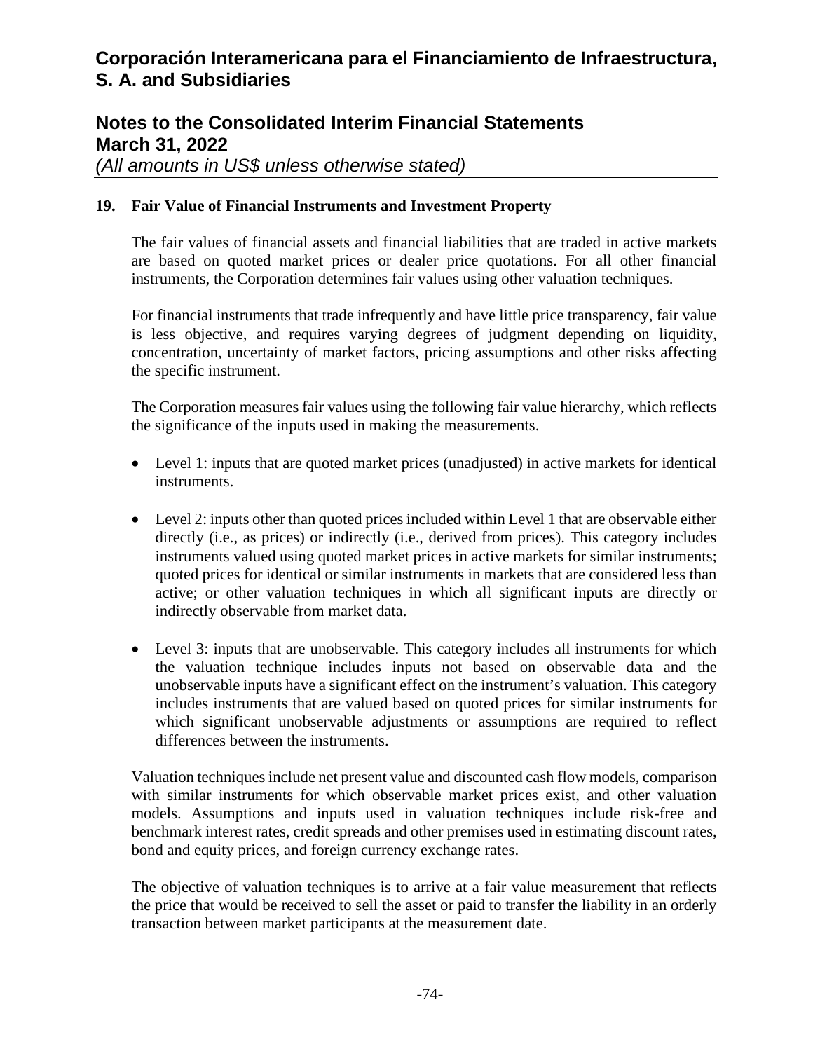## 19. Fair Value of Financial Instruments and Investment Property

The fair values of financial assets and financial liabilities that are traded in active markets are based on quoted market prices or dealer price quotations. For all other financial instruments, the Corporation determines fair values using other valuation techniques.

For financial instruments that trade infrequently and have little price transparency, fair value is less objective, and requires varying degrees of judgment depending on liquidity, concentration, uncertainty of market factors, pricing assumptions and other risks affecting the specific instrument.

The Corporation measures fair values using the following fair value hierarchy, which reflects the significance of the inputs used in making the measurements.

- Level 1: inputs that are quoted market prices (unadjusted) in active markets for identical instruments.
- Level 2: inputs other than quoted prices included within Level 1 that are observable either directly (i.e., as prices) or indirectly (i.e., derived from prices). This category includes instruments valued using quoted market prices in active markets for similar instruments; quoted prices for identical or similar instruments in markets that are considered less than active; or other valuation techniques in which all significant inputs are directly or indirectly observable from market data.
- Level 3: inputs that are unobservable. This category includes all instruments for which the valuation technique includes inputs not based on observable data and the unobservable inputs have a significant effect on the instrument's valuation. This category includes instruments that are valued based on quoted prices for similar instruments for which significant unobservable adjustments or assumptions are required to reflect differences between the instruments.

Valuation techniques include net present value and discounted cash flow models, comparison with similar instruments for which observable market prices exist, and other valuation models. Assumptions and inputs used in valuation techniques include risk-free and benchmark interest rates, credit spreads and other premises used in estimating discount rates, bond and equity prices, and foreign currency exchange rates.

The objective of valuation techniques is to arrive at a fair value measurement that reflects the price that would be received to sell the asset or paid to transfer the liability in an orderly transaction between market participants at the measurement date.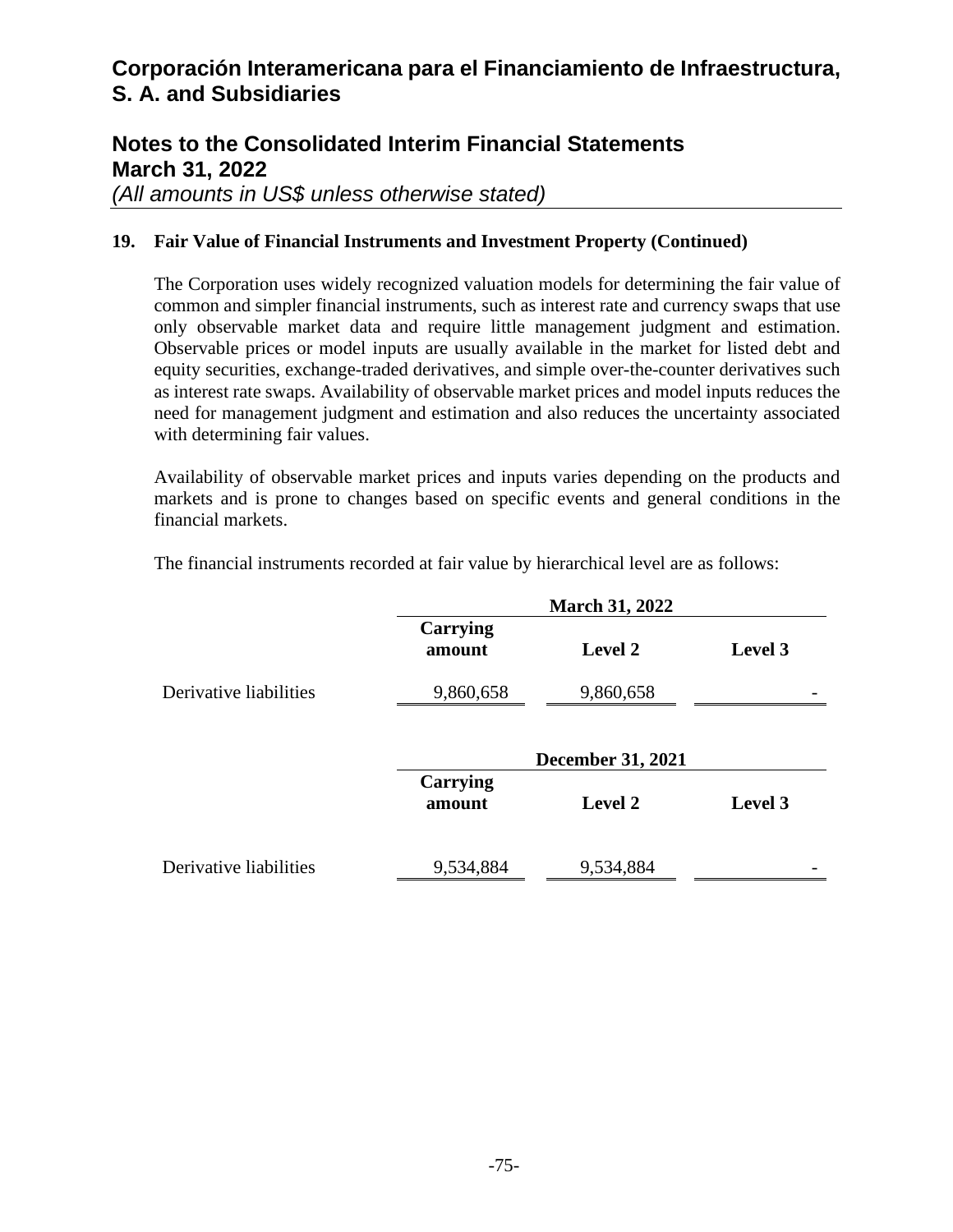### 19. Fair Value of Financial Instruments and Investment Property (Continued)

The Corporation uses widely recognized valuation models for determining the fair value of common and simpler financial instruments, such as interest rate and currency swaps that use only observable market data and require little management judgment and estimation. Observable prices or model inputs are usually available in the market for listed debt and equity securities, exchange-traded derivatives, and simple over-the-counter derivatives such as interest rate swaps. Availability of observable market prices and model inputs reduces the need for management judgment and estimation and also reduces the uncertainty associated with determining fair values.

Availability of observable market prices and inputs varies depending on the products and markets and is prone to changes based on specific events and general conditions in the financial markets.

The financial instruments recorded at fair value by hierarchical level are as follows:

| | March 31, 2022 | | |
|---|---|---|---|
| | **Carrying amount** | **Level 2** | **Level 3** |
| Derivative liabilities | 9,860,658 | 9,860,658 | - |

| | December 31, 2021 | | |
|---|---|---|---|
| | **Carrying amount** | **Level 2** | **Level 3** |
| Derivative liabilities | 9,534,884 | 9,534,884 | - |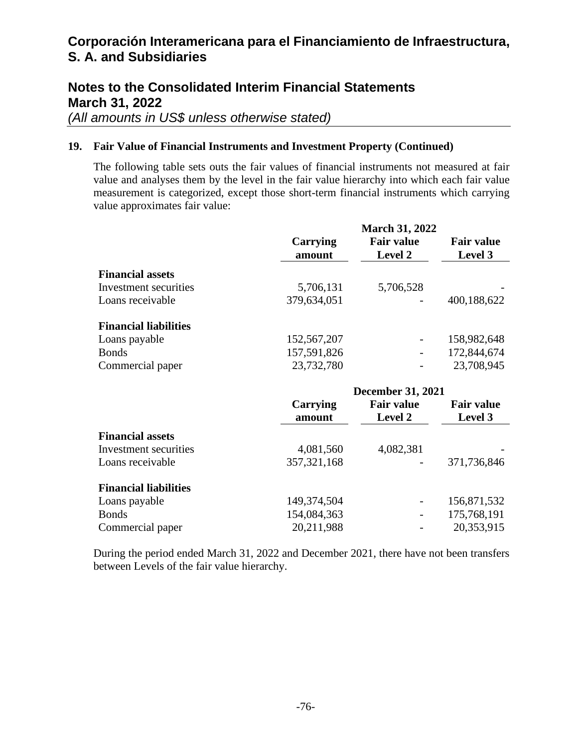## 19. Fair Value of Financial Instruments and Investment Property (Continued)

The following table sets outs the fair values of financial instruments not measured at fair value and analyses them by the level in the fair value hierarchy into which each fair value measurement is categorized, except those short-term financial instruments which carrying value approximates fair value:

| | March 31, 2022 | | |
|---|---|---|---|
| | **Carrying amount** | **Fair value Level 2** | **Fair value Level 3** |
| **Financial assets** | | | |
| Investment securities | 5,706,131 | 5,706,528 | - |
| Loans receivable | 379,634,051 | - | 400,188,622 |
| **Financial liabilities** | | | |
| Loans payable | 152,567,207 | - | 158,982,648 |
| Bonds | 157,591,826 | - | 172,844,674 |
| Commercial paper | 23,732,780 | - | 23,708,945 |

| | December 31, 2021 | | |
|---|---|---|---|
| | **Carrying amount** | **Fair value Level 2** | **Fair value Level 3** |
| **Financial assets** | | | |
| Investment securities | 4,081,560 | 4,082,381 | - |
| Loans receivable | 357,321,168 | - | 371,736,846 |
| **Financial liabilities** | | | |
| Loans payable | 149,374,504 | - | 156,871,532 |
| Bonds | 154,084,363 | - | 175,768,191 |
| Commercial paper | 20,211,988 | - | 20,353,915 |

During the period ended March 31, 2022 and December 2021, there have not been transfers between Levels of the fair value hierarchy.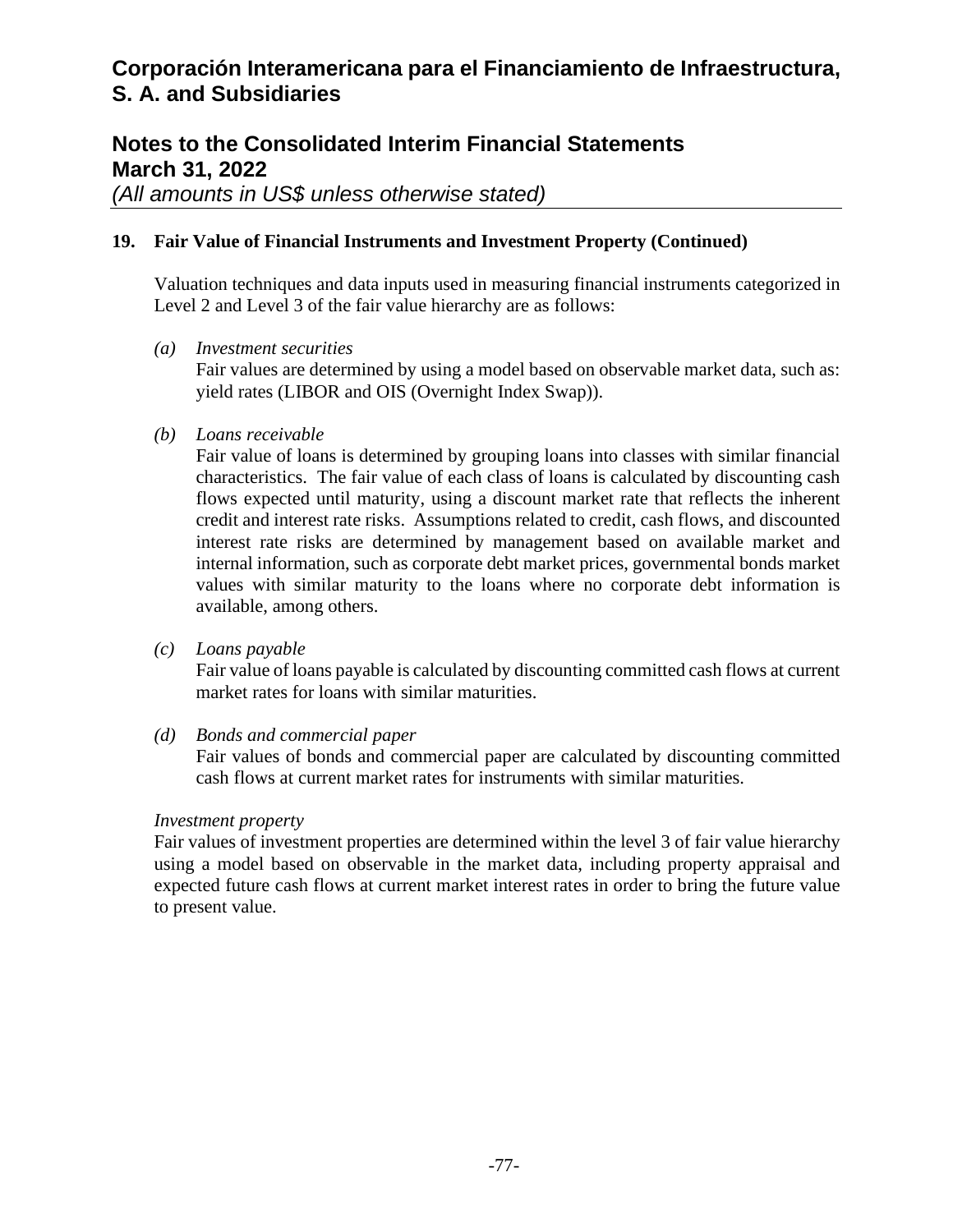## 19. Fair Value of Financial Instruments and Investment Property (Continued)

Valuation techniques and data inputs used in measuring financial instruments categorized in Level 2 and Level 3 of the fair value hierarchy are as follows:

*(a) Investment securities*
Fair values are determined by using a model based on observable market data, such as: yield rates (LIBOR and OIS (Overnight Index Swap)).

*(b) Loans receivable*
Fair value of loans is determined by grouping loans into classes with similar financial characteristics. The fair value of each class of loans is calculated by discounting cash flows expected until maturity, using a discount market rate that reflects the inherent credit and interest rate risks. Assumptions related to credit, cash flows, and discounted interest rate risks are determined by management based on available market and internal information, such as corporate debt market prices, governmental bonds market values with similar maturity to the loans where no corporate debt information is available, among others.

*(c) Loans payable*
Fair value of loans payable is calculated by discounting committed cash flows at current market rates for loans with similar maturities.

*(d) Bonds and commercial paper*
Fair values of bonds and commercial paper are calculated by discounting committed cash flows at current market rates for instruments with similar maturities.

*Investment property*
Fair values of investment properties are determined within the level 3 of fair value hierarchy using a model based on observable in the market data, including property appraisal and expected future cash flows at current market interest rates in order to bring the future value to present value.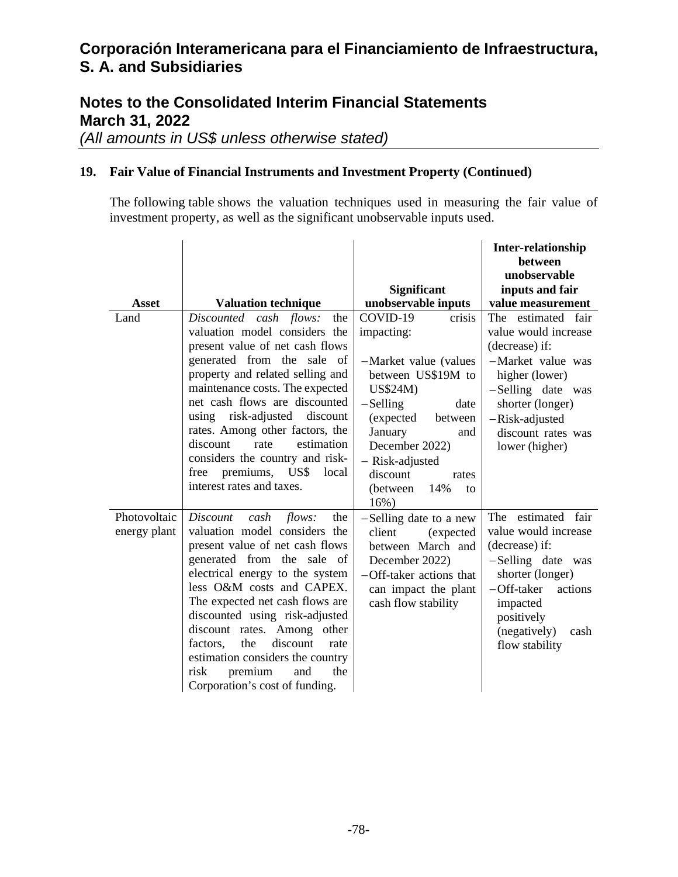## 19. Fair Value of Financial Instruments and Investment Property (Continued)

The following table shows the valuation techniques used in measuring the fair value of investment property, as well as the significant unobservable inputs used.

| Asset | Valuation technique | Significant unobservable inputs | Inter-relationship between unobservable inputs and fair value measurement |
|---|---|---|---|
| Land | *Discounted cash flows:* the valuation model considers the present value of net cash flows generated from the sale of property and related selling and maintenance costs. The expected net cash flows are discounted using risk-adjusted discount rates. Among other factors, the discount rate estimation considers the country and risk-free premiums, US$ local interest rates and taxes. | COVID-19 crisis impacting:<br><br>– Market value (values between US$19M to US$24M)<br>– Selling date (expected between January and December 2022)<br>– Risk-adjusted discount rates (between 14% to 16%) | The estimated fair value would increase (decrease) if:<br>– Market value was higher (lower)<br>– Selling date was shorter (longer)<br>– Risk-adjusted discount rates was lower (higher) |
| Photovoltaic energy plant | *Discount cash flows:* the valuation model considers the present value of net cash flows generated from the sale of electrical energy to the system less O&M costs and CAPEX. The expected net cash flows are discounted using risk-adjusted discount rates. Among other factors, the discount rate estimation considers the country risk premium and the Corporation's cost of funding. | – Selling date to a new client (expected between March and December 2022)<br>– Off-taker actions that can impact the plant cash flow stability | The estimated fair value would increase (decrease) if:<br>– Selling date was shorter (longer)<br>– Off-taker actions impacted positively (negatively) cash flow stability |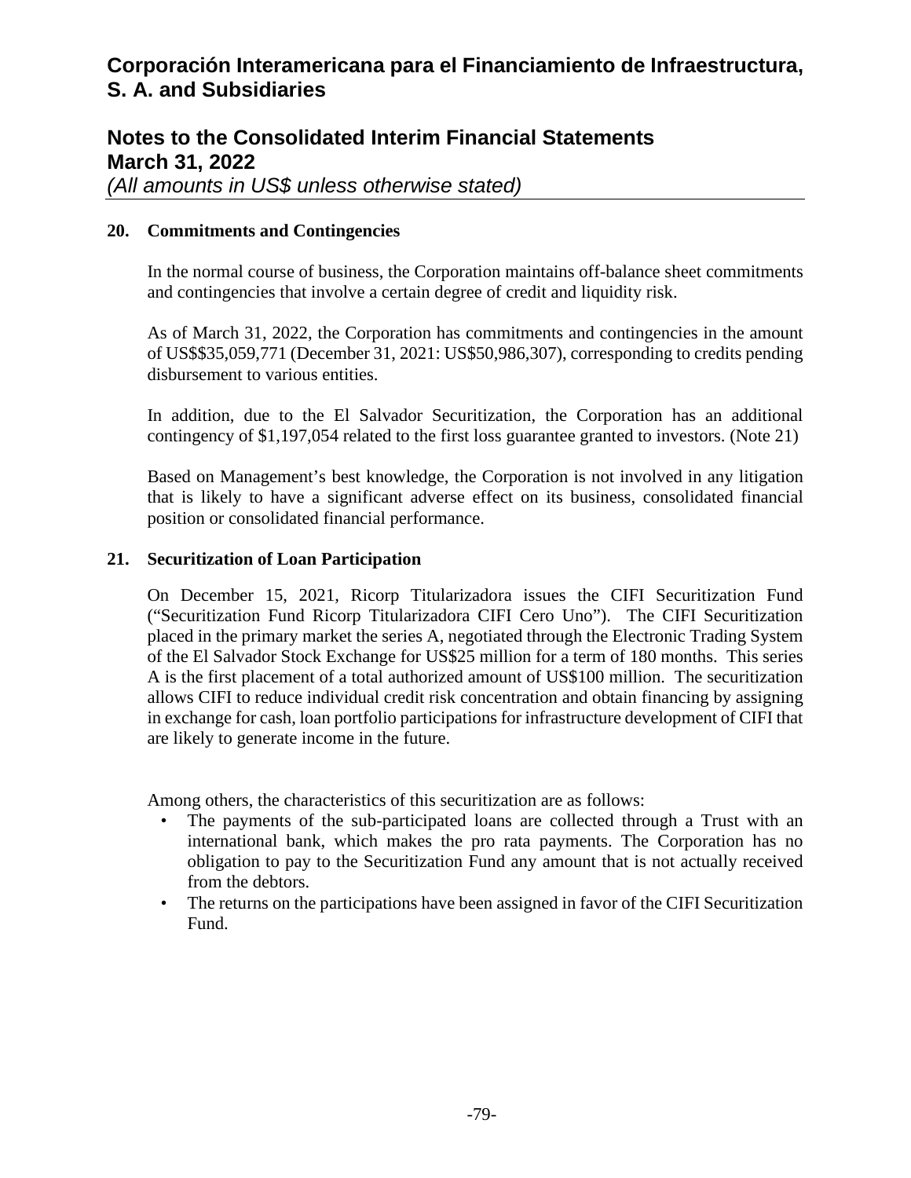## 20. Commitments and Contingencies

In the normal course of business, the Corporation maintains off-balance sheet commitments and contingencies that involve a certain degree of credit and liquidity risk.

As of March 31, 2022, the Corporation has commitments and contingencies in the amount of US$$35,059,771 (December 31, 2021: US$50,986,307), corresponding to credits pending disbursement to various entities.

In addition, due to the El Salvador Securitization, the Corporation has an additional contingency of $1,197,054 related to the first loss guarantee granted to investors. (Note 21)

Based on Management's best knowledge, the Corporation is not involved in any litigation that is likely to have a significant adverse effect on its business, consolidated financial position or consolidated financial performance.

## 21. Securitization of Loan Participation

On December 15, 2021, Ricorp Titularizadora issues the CIFI Securitization Fund ("Securitization Fund Ricorp Titularizadora CIFI Cero Uno"). The CIFI Securitization placed in the primary market the series A, negotiated through the Electronic Trading System of the El Salvador Stock Exchange for US$25 million for a term of 180 months. This series A is the first placement of a total authorized amount of US$100 million. The securitization allows CIFI to reduce individual credit risk concentration and obtain financing by assigning in exchange for cash, loan portfolio participations for infrastructure development of CIFI that are likely to generate income in the future.

Among others, the characteristics of this securitization are as follows:

- The payments of the sub-participated loans are collected through a Trust with an international bank, which makes the pro rata payments. The Corporation has no obligation to pay to the Securitization Fund any amount that is not actually received from the debtors.
- The returns on the participations have been assigned in favor of the CIFI Securitization Fund.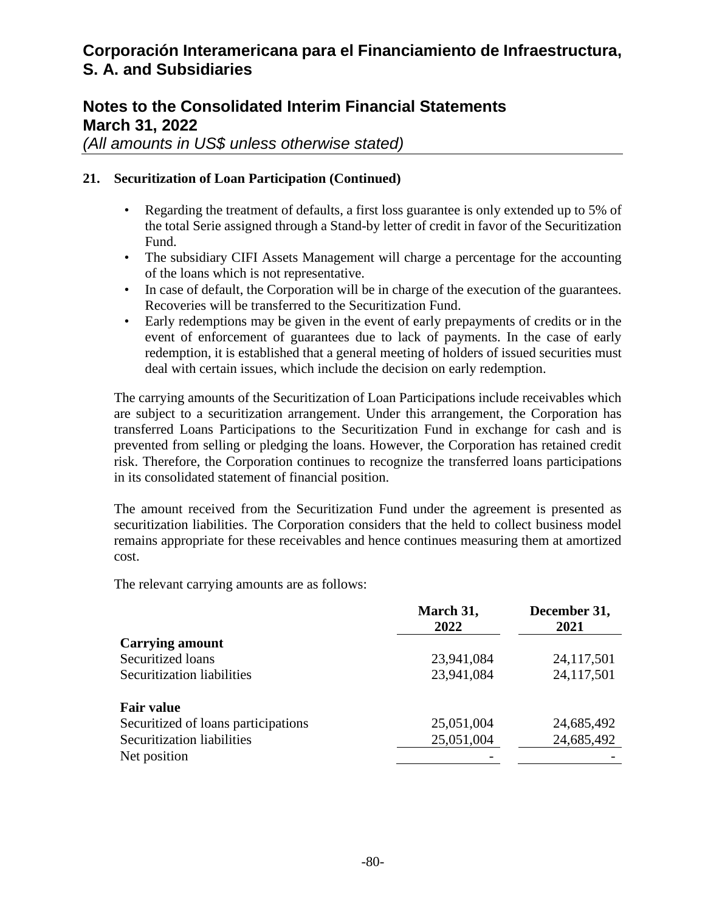## 21. Securitization of Loan Participation (Continued)

- Regarding the treatment of defaults, a first loss guarantee is only extended up to 5% of the total Serie assigned through a Stand-by letter of credit in favor of the Securitization Fund.
- The subsidiary CIFI Assets Management will charge a percentage for the accounting of the loans which is not representative.
- In case of default, the Corporation will be in charge of the execution of the guarantees. Recoveries will be transferred to the Securitization Fund.
- Early redemptions may be given in the event of early prepayments of credits or in the event of enforcement of guarantees due to lack of payments. In the case of early redemption, it is established that a general meeting of holders of issued securities must deal with certain issues, which include the decision on early redemption.

The carrying amounts of the Securitization of Loan Participations include receivables which are subject to a securitization arrangement. Under this arrangement, the Corporation has transferred Loans Participations to the Securitization Fund in exchange for cash and is prevented from selling or pledging the loans. However, the Corporation has retained credit risk. Therefore, the Corporation continues to recognize the transferred loans participations in its consolidated statement of financial position.

The amount received from the Securitization Fund under the agreement is presented as securitization liabilities. The Corporation considers that the held to collect business model remains appropriate for these receivables and hence continues measuring them at amortized cost.

The relevant carrying amounts are as follows:

| | March 31, 2022 | December 31, 2021 |
|---|---|---|
| **Carrying amount** | | |
| Securitized loans | 23,941,084 | 24,117,501 |
| Securitization liabilities | 23,941,084 | 24,117,501 |
| | | |
| **Fair value** | | |
| Securitized of loans participations | 25,051,004 | 24,685,492 |
| Securitization liabilities | 25,051,004 | 24,685,492 |
| Net position | - | - |